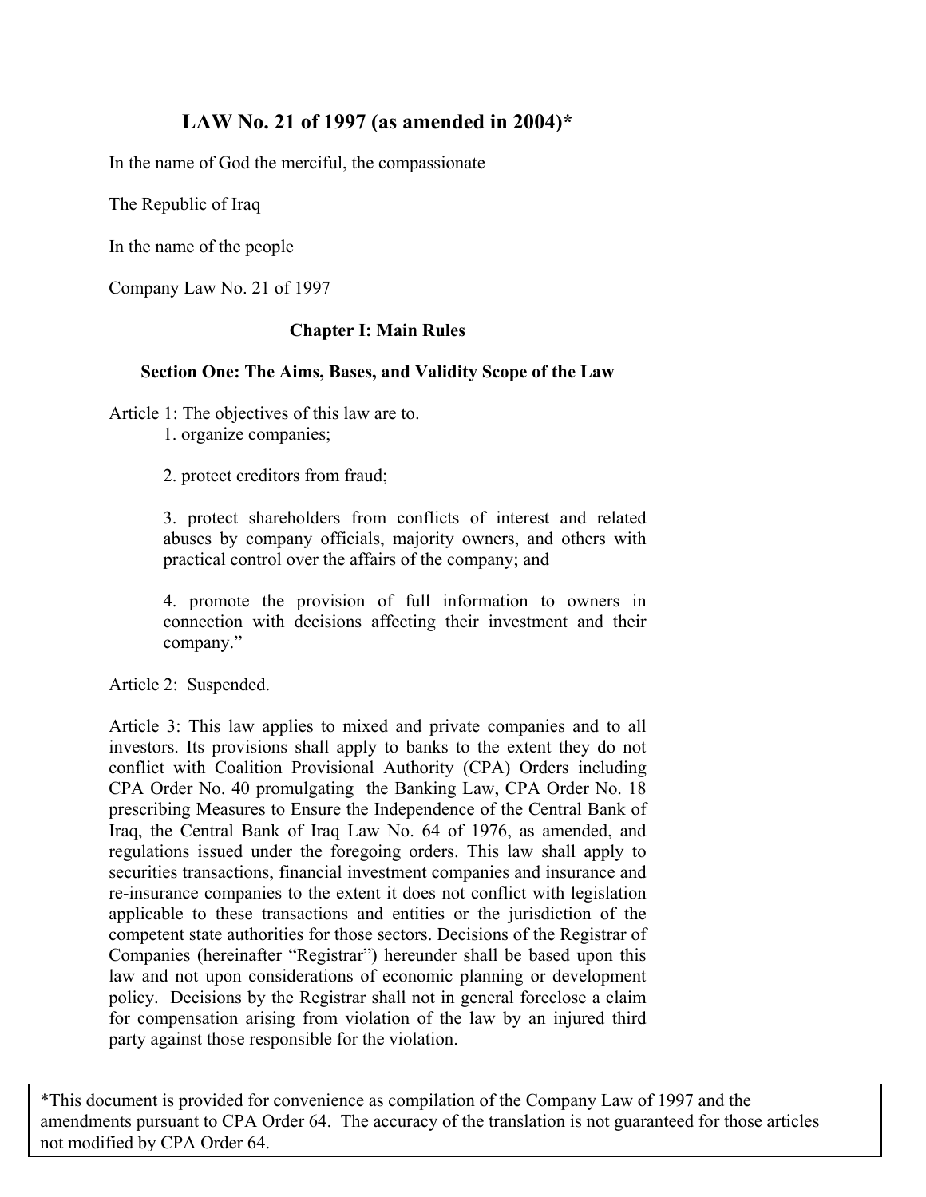# LAW No. 21 of 1997 (as amended in 2004)*

In the name of God the merciful, the compassionate

The Republic of Iraq

In the name of the people

Company Law No. 21 of 1997

## Chapter I: Main Rules

### Section One: The Aims, Bases, and Validity Scope of the Law

Article 1: The objectives of this law are to.

1. organize companies;
2. protect creditors from fraud;
3. protect shareholders from conflicts of interest and related abuses by company officials, majority owners, and others with practical control over the affairs of the company; and
4. promote the provision of full information to owners in connection with decisions affecting their investment and their company."

Article 2: Suspended.

Article 3: This law applies to mixed and private companies and to all investors. Its provisions shall apply to banks to the extent they do not conflict with Coalition Provisional Authority (CPA) Orders including CPA Order No. 40 promulgating the Banking Law, CPA Order No. 18 prescribing Measures to Ensure the Independence of the Central Bank of Iraq, the Central Bank of Iraq Law No. 64 of 1976, as amended, and regulations issued under the foregoing orders. This law shall apply to securities transactions, financial investment companies and insurance and re-insurance companies to the extent it does not conflict with legislation applicable to these transactions and entities or the jurisdiction of the competent state authorities for those sectors. Decisions of the Registrar of Companies (hereinafter "Registrar") hereunder shall be based upon this law and not upon considerations of economic planning or development policy. Decisions by the Registrar shall not in general foreclose a claim for compensation arising from violation of the law by an injured third party against those responsible for the violation.

*This document is provided for convenience as compilation of the Company Law of 1997 and the amendments pursuant to CPA Order 64. The accuracy of the translation is not guaranteed for those articles not modified by CPA Order 64.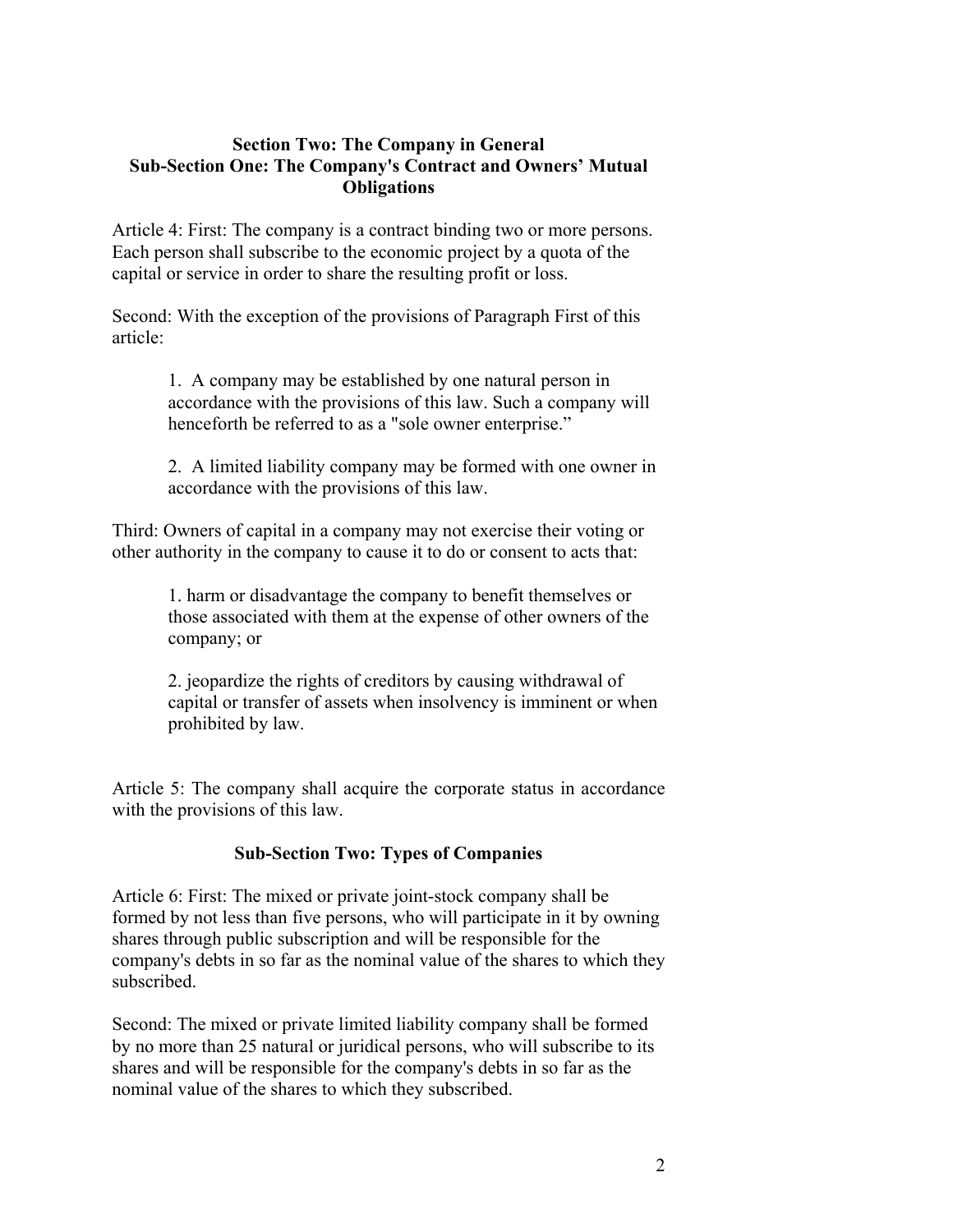## Section Two: The Company in General

### Sub-Section One: The Company's Contract and Owners' Mutual Obligations

Article 4: First: The company is a contract binding two or more persons. Each person shall subscribe to the economic project by a quota of the capital or service in order to share the resulting profit or loss.

Second: With the exception of the provisions of Paragraph First of this article:

1. A company may be established by one natural person in accordance with the provisions of this law. Such a company will henceforth be referred to as a "sole owner enterprise."

2. A limited liability company may be formed with one owner in accordance with the provisions of this law.

Third: Owners of capital in a company may not exercise their voting or other authority in the company to cause it to do or consent to acts that:

1. harm or disadvantage the company to benefit themselves or those associated with them at the expense of other owners of the company; or

2. jeopardize the rights of creditors by causing withdrawal of capital or transfer of assets when insolvency is imminent or when prohibited by law.

Article 5: The company shall acquire the corporate status in accordance with the provisions of this law.

### Sub-Section Two: Types of Companies

Article 6: First: The mixed or private joint-stock company shall be formed by not less than five persons, who will participate in it by owning shares through public subscription and will be responsible for the company's debts in so far as the nominal value of the shares to which they subscribed.

Second: The mixed or private limited liability company shall be formed by no more than 25 natural or juridical persons, who will subscribe to its shares and will be responsible for the company's debts in so far as the nominal value of the shares to which they subscribed.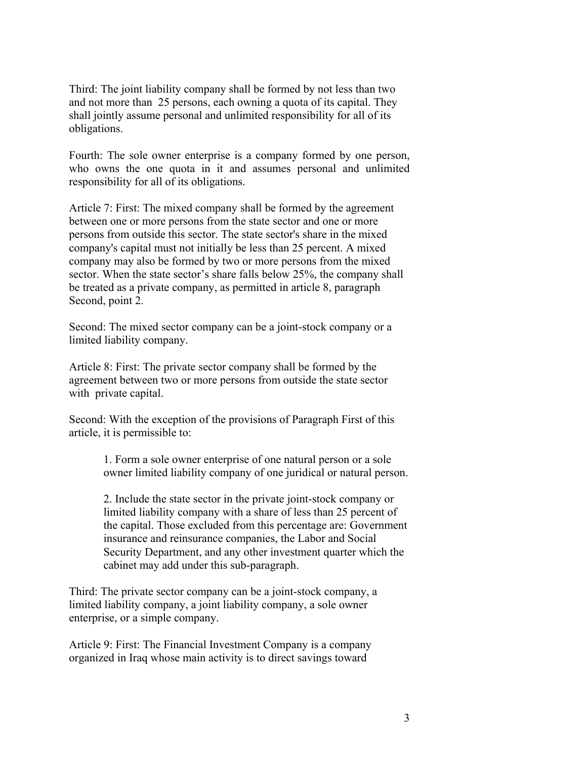Third: The joint liability company shall be formed by not less than two and not more than 25 persons, each owning a quota of its capital. They shall jointly assume personal and unlimited responsibility for all of its obligations.

Fourth: The sole owner enterprise is a company formed by one person, who owns the one quota in it and assumes personal and unlimited responsibility for all of its obligations.

Article 7: First: The mixed company shall be formed by the agreement between one or more persons from the state sector and one or more persons from outside this sector. The state sector's share in the mixed company's capital must not initially be less than 25 percent. A mixed company may also be formed by two or more persons from the mixed sector. When the state sector's share falls below 25%, the company shall be treated as a private company, as permitted in article 8, paragraph Second, point 2.

Second: The mixed sector company can be a joint-stock company or a limited liability company.

Article 8: First: The private sector company shall be formed by the agreement between two or more persons from outside the state sector with private capital.

Second: With the exception of the provisions of Paragraph First of this article, it is permissible to:

1. Form a sole owner enterprise of one natural person or a sole owner limited liability company of one juridical or natural person.

2. Include the state sector in the private joint-stock company or limited liability company with a share of less than 25 percent of the capital. Those excluded from this percentage are: Government insurance and reinsurance companies, the Labor and Social Security Department, and any other investment quarter which the cabinet may add under this sub-paragraph.

Third: The private sector company can be a joint-stock company, a limited liability company, a joint liability company, a sole owner enterprise, or a simple company.

Article 9: First: The Financial Investment Company is a company organized in Iraq whose main activity is to direct savings toward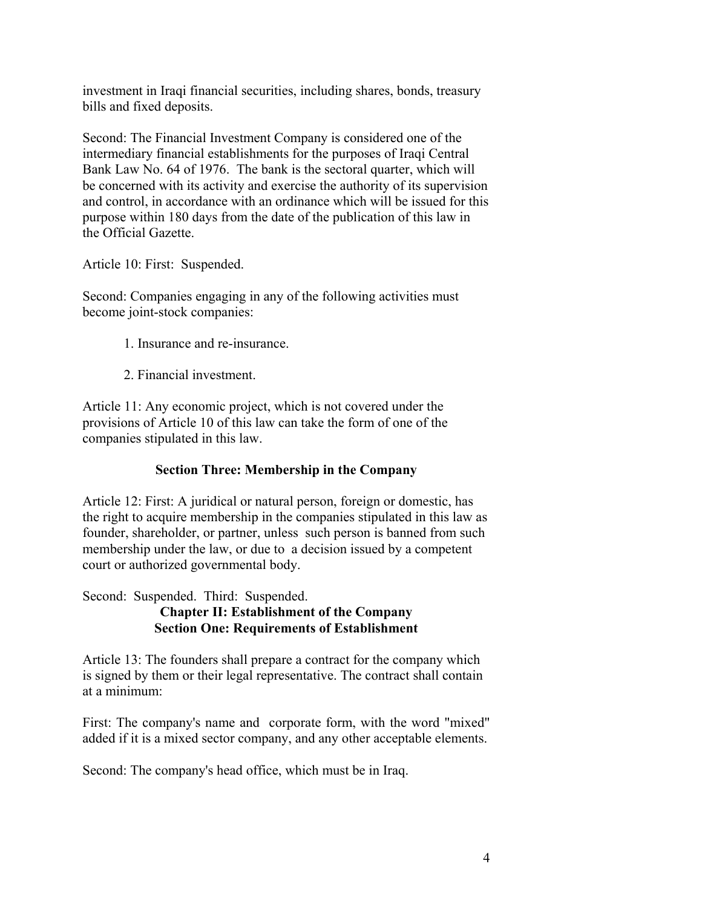investment in Iraqi financial securities, including shares, bonds, treasury bills and fixed deposits.

Second: The Financial Investment Company is considered one of the intermediary financial establishments for the purposes of Iraqi Central Bank Law No. 64 of 1976. The bank is the sectoral quarter, which will be concerned with its activity and exercise the authority of its supervision and control, in accordance with an ordinance which will be issued for this purpose within 180 days from the date of the publication of this law in the Official Gazette.

Article 10: First: Suspended.

Second: Companies engaging in any of the following activities must become joint-stock companies:

1. Insurance and re-insurance.

2. Financial investment.

Article 11: Any economic project, which is not covered under the provisions of Article 10 of this law can take the form of one of the companies stipulated in this law.

### Section Three: Membership in the Company

Article 12: First: A juridical or natural person, foreign or domestic, has the right to acquire membership in the companies stipulated in this law as founder, shareholder, or partner, unless such person is banned from such membership under the law, or due to a decision issued by a competent court or authorized governmental body.

Second: Suspended. Third: Suspended.

## Chapter II: Establishment of the Company

### Section One: Requirements of Establishment

Article 13: The founders shall prepare a contract for the company which is signed by them or their legal representative. The contract shall contain at a minimum:

First: The company's name and corporate form, with the word "mixed" added if it is a mixed sector company, and any other acceptable elements.

Second: The company's head office, which must be in Iraq.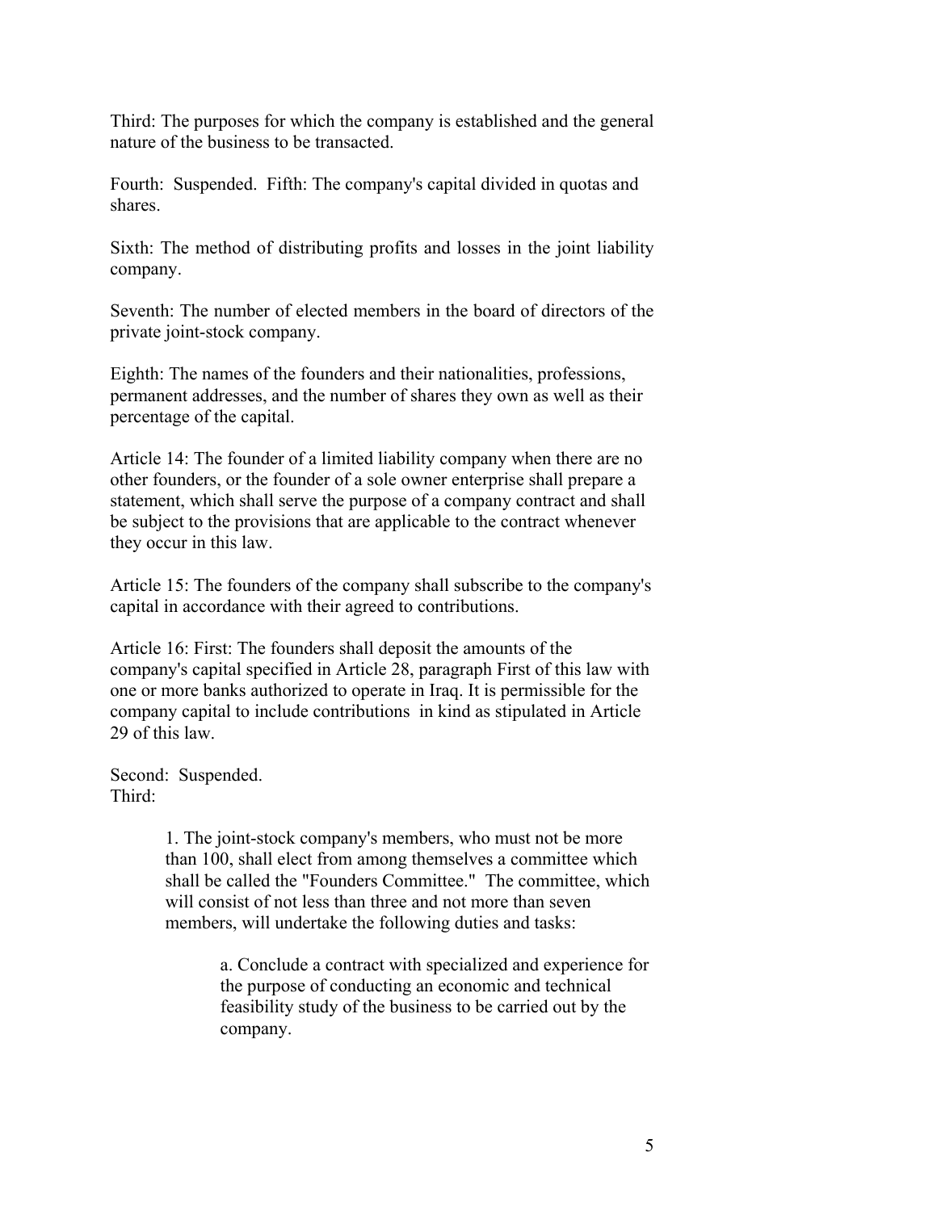Third: The purposes for which the company is established and the general nature of the business to be transacted.

Fourth: Suspended. Fifth: The company's capital divided in quotas and shares.

Sixth: The method of distributing profits and losses in the joint liability company.

Seventh: The number of elected members in the board of directors of the private joint-stock company.

Eighth: The names of the founders and their nationalities, professions, permanent addresses, and the number of shares they own as well as their percentage of the capital.

Article 14: The founder of a limited liability company when there are no other founders, or the founder of a sole owner enterprise shall prepare a statement, which shall serve the purpose of a company contract and shall be subject to the provisions that are applicable to the contract whenever they occur in this law.

Article 15: The founders of the company shall subscribe to the company's capital in accordance with their agreed to contributions.

Article 16: First: The founders shall deposit the amounts of the company's capital specified in Article 28, paragraph First of this law with one or more banks authorized to operate in Iraq. It is permissible for the company capital to include contributions in kind as stipulated in Article 29 of this law.

Second: Suspended.
Third:

> 1. The joint-stock company's members, who must not be more than 100, shall elect from among themselves a committee which shall be called the "Founders Committee." The committee, which will consist of not less than three and not more than seven members, will undertake the following duties and tasks:
>
> > a. Conclude a contract with specialized and experience for the purpose of conducting an economic and technical feasibility study of the business to be carried out by the company.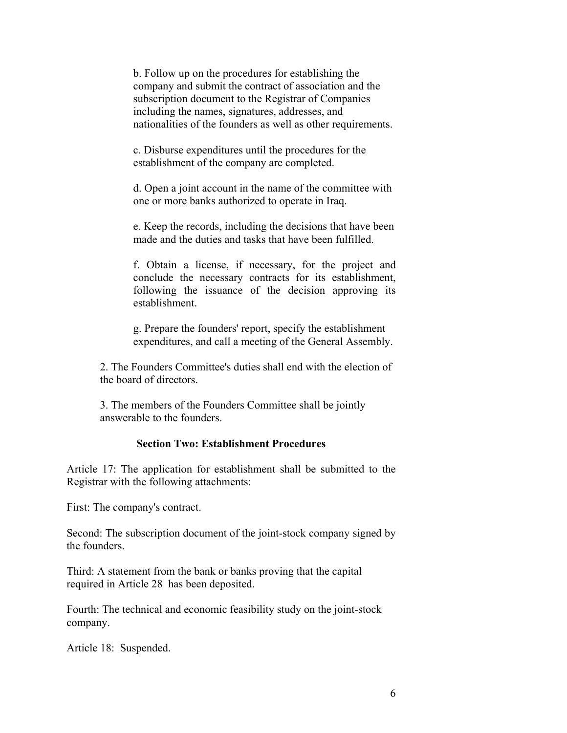b. Follow up on the procedures for establishing the company and submit the contract of association and the subscription document to the Registrar of Companies including the names, signatures, addresses, and nationalities of the founders as well as other requirements.

c. Disburse expenditures until the procedures for the establishment of the company are completed.

d. Open a joint account in the name of the committee with one or more banks authorized to operate in Iraq.

e. Keep the records, including the decisions that have been made and the duties and tasks that have been fulfilled.

f. Obtain a license, if necessary, for the project and conclude the necessary contracts for its establishment, following the issuance of the decision approving its establishment.

g. Prepare the founders' report, specify the establishment expenditures, and call a meeting of the General Assembly.

2. The Founders Committee's duties shall end with the election of the board of directors.

3. The members of the Founders Committee shall be jointly answerable to the founders.

### Section Two: Establishment Procedures

Article 17: The application for establishment shall be submitted to the Registrar with the following attachments:

First: The company's contract.

Second: The subscription document of the joint-stock company signed by the founders.

Third: A statement from the bank or banks proving that the capital required in Article 28 has been deposited.

Fourth: The technical and economic feasibility study on the joint-stock company.

Article 18: Suspended.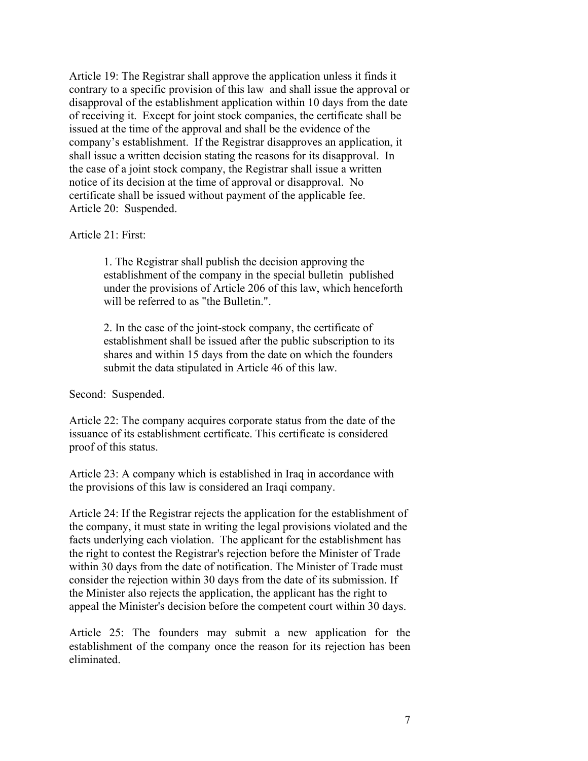Article 19: The Registrar shall approve the application unless it finds it contrary to a specific provision of this law and shall issue the approval or disapproval of the establishment application within 10 days from the date of receiving it. Except for joint stock companies, the certificate shall be issued at the time of the approval and shall be the evidence of the company's establishment. If the Registrar disapproves an application, it shall issue a written decision stating the reasons for its disapproval. In the case of a joint stock company, the Registrar shall issue a written notice of its decision at the time of approval or disapproval. No certificate shall be issued without payment of the applicable fee.

Article 20: Suspended.

Article 21: First:

> 1. The Registrar shall publish the decision approving the establishment of the company in the special bulletin published under the provisions of Article 206 of this law, which henceforth will be referred to as "the Bulletin.".
>
> 2. In the case of the joint-stock company, the certificate of establishment shall be issued after the public subscription to its shares and within 15 days from the date on which the founders submit the data stipulated in Article 46 of this law.

Second: Suspended.

Article 22: The company acquires corporate status from the date of the issuance of its establishment certificate. This certificate is considered proof of this status.

Article 23: A company which is established in Iraq in accordance with the provisions of this law is considered an Iraqi company.

Article 24: If the Registrar rejects the application for the establishment of the company, it must state in writing the legal provisions violated and the facts underlying each violation. The applicant for the establishment has the right to contest the Registrar's rejection before the Minister of Trade within 30 days from the date of notification. The Minister of Trade must consider the rejection within 30 days from the date of its submission. If the Minister also rejects the application, the applicant has the right to appeal the Minister's decision before the competent court within 30 days.

Article 25: The founders may submit a new application for the establishment of the company once the reason for its rejection has been eliminated.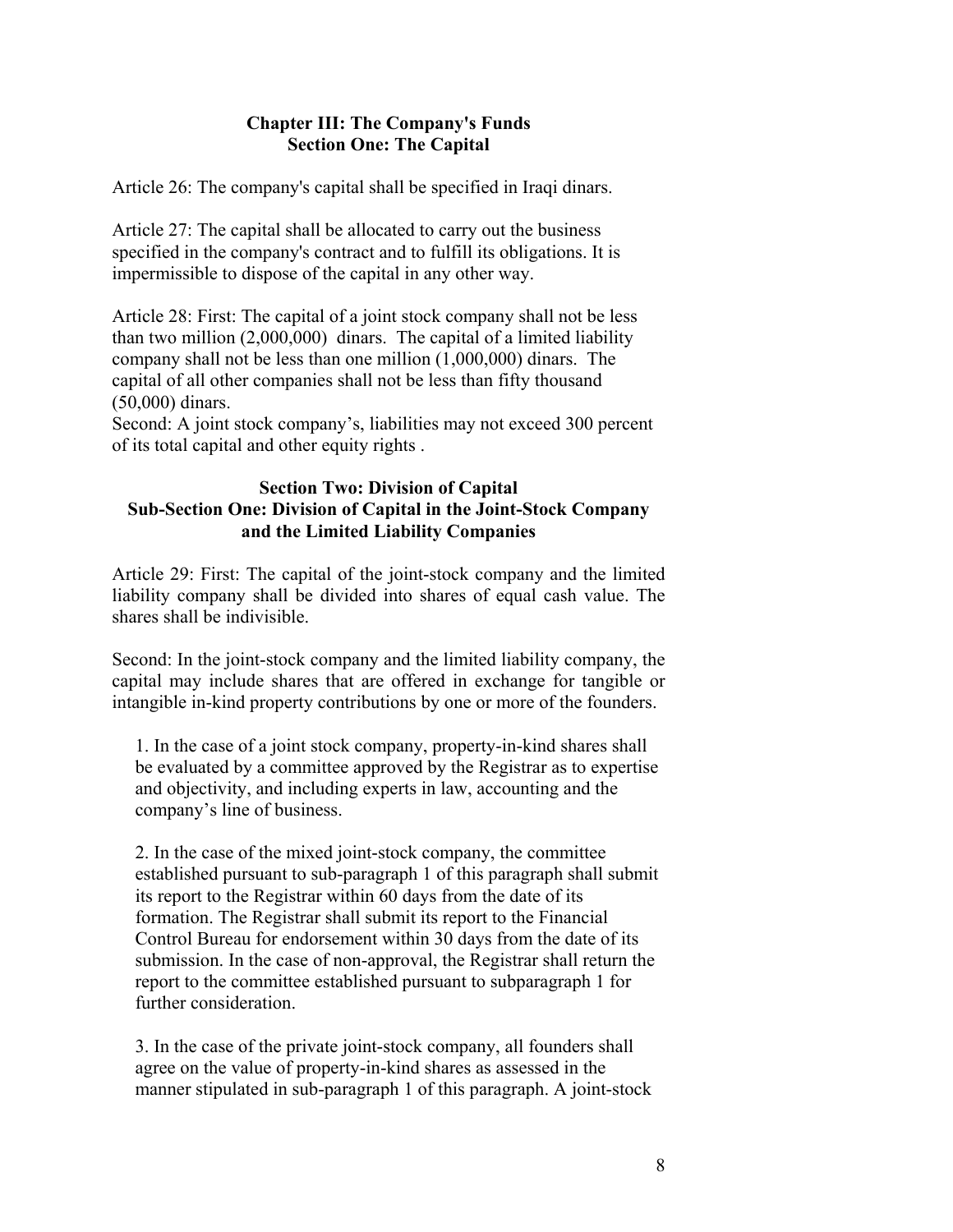## Chapter III: The Company's Funds
### Section One: The Capital

Article 26: The company's capital shall be specified in Iraqi dinars.

Article 27: The capital shall be allocated to carry out the business specified in the company's contract and to fulfill its obligations. It is impermissible to dispose of the capital in any other way.

Article 28: First: The capital of a joint stock company shall not be less than two million (2,000,000) dinars. The capital of a limited liability company shall not be less than one million (1,000,000) dinars. The capital of all other companies shall not be less than fifty thousand (50,000) dinars.
Second: A joint stock company's, liabilities may not exceed 300 percent of its total capital and other equity rights .

### Section Two: Division of Capital
#### Sub-Section One: Division of Capital in the Joint-Stock Company and the Limited Liability Companies

Article 29: First: The capital of the joint-stock company and the limited liability company shall be divided into shares of equal cash value. The shares shall be indivisible.

Second: In the joint-stock company and the limited liability company, the capital may include shares that are offered in exchange for tangible or intangible in-kind property contributions by one or more of the founders.

1. In the case of a joint stock company, property-in-kind shares shall be evaluated by a committee approved by the Registrar as to expertise and objectivity, and including experts in law, accounting and the company's line of business.

2. In the case of the mixed joint-stock company, the committee established pursuant to sub-paragraph 1 of this paragraph shall submit its report to the Registrar within 60 days from the date of its formation. The Registrar shall submit its report to the Financial Control Bureau for endorsement within 30 days from the date of its submission. In the case of non-approval, the Registrar shall return the report to the committee established pursuant to subparagraph 1 for further consideration.

3. In the case of the private joint-stock company, all founders shall agree on the value of property-in-kind shares as assessed in the manner stipulated in sub-paragraph 1 of this paragraph. A joint-stock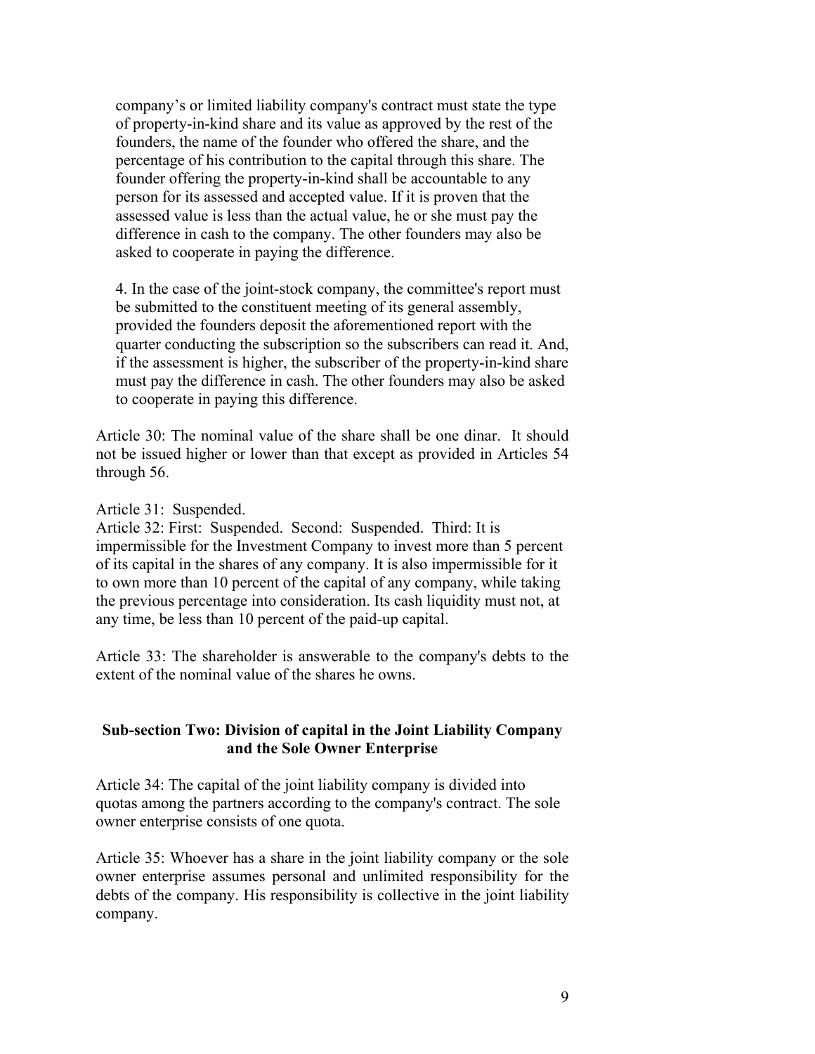company's or limited liability company's contract must state the type of property-in-kind share and its value as approved by the rest of the founders, the name of the founder who offered the share, and the percentage of his contribution to the capital through this share. The founder offering the property-in-kind shall be accountable to any person for its assessed and accepted value. If it is proven that the assessed value is less than the actual value, he or she must pay the difference in cash to the company. The other founders may also be asked to cooperate in paying the difference.

4. In the case of the joint-stock company, the committee's report must be submitted to the constituent meeting of its general assembly, provided the founders deposit the aforementioned report with the quarter conducting the subscription so the subscribers can read it. And, if the assessment is higher, the subscriber of the property-in-kind share must pay the difference in cash. The other founders may also be asked to cooperate in paying this difference.

Article 30: The nominal value of the share shall be one dinar. It should not be issued higher or lower than that except as provided in Articles 54 through 56.

Article 31: Suspended.

Article 32: First: Suspended. Second: Suspended. Third: It is impermissible for the Investment Company to invest more than 5 percent of its capital in the shares of any company. It is also impermissible for it to own more than 10 percent of the capital of any company, while taking the previous percentage into consideration. Its cash liquidity must not, at any time, be less than 10 percent of the paid-up capital.

Article 33: The shareholder is answerable to the company's debts to the extent of the nominal value of the shares he owns.

### Sub-section Two: Division of capital in the Joint Liability Company and the Sole Owner Enterprise

Article 34: The capital of the joint liability company is divided into quotas among the partners according to the company's contract. The sole owner enterprise consists of one quota.

Article 35: Whoever has a share in the joint liability company or the sole owner enterprise assumes personal and unlimited responsibility for the debts of the company. His responsibility is collective in the joint liability company.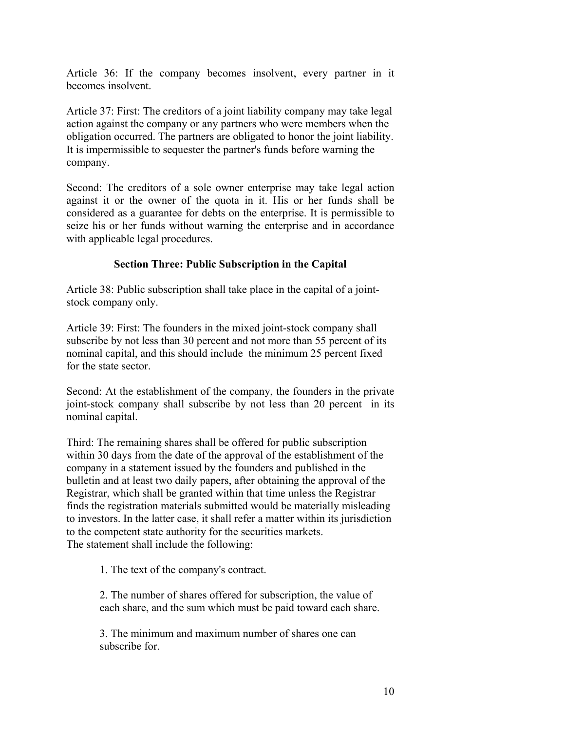Article 36: If the company becomes insolvent, every partner in it becomes insolvent.

Article 37: First: The creditors of a joint liability company may take legal action against the company or any partners who were members when the obligation occurred. The partners are obligated to honor the joint liability. It is impermissible to sequester the partner's funds before warning the company.

Second: The creditors of a sole owner enterprise may take legal action against it or the owner of the quota in it. His or her funds shall be considered as a guarantee for debts on the enterprise. It is permissible to seize his or her funds without warning the enterprise and in accordance with applicable legal procedures.

### Section Three: Public Subscription in the Capital

Article 38: Public subscription shall take place in the capital of a joint-stock company only.

Article 39: First: The founders in the mixed joint-stock company shall subscribe by not less than 30 percent and not more than 55 percent of its nominal capital, and this should include the minimum 25 percent fixed for the state sector.

Second: At the establishment of the company, the founders in the private joint-stock company shall subscribe by not less than 20 percent in its nominal capital.

Third: The remaining shares shall be offered for public subscription within 30 days from the date of the approval of the establishment of the company in a statement issued by the founders and published in the bulletin and at least two daily papers, after obtaining the approval of the Registrar, which shall be granted within that time unless the Registrar finds the registration materials submitted would be materially misleading to investors. In the latter case, it shall refer a matter within its jurisdiction to the competent state authority for the securities markets.
The statement shall include the following:

1. The text of the company's contract.

2. The number of shares offered for subscription, the value of each share, and the sum which must be paid toward each share.

3. The minimum and maximum number of shares one can subscribe for.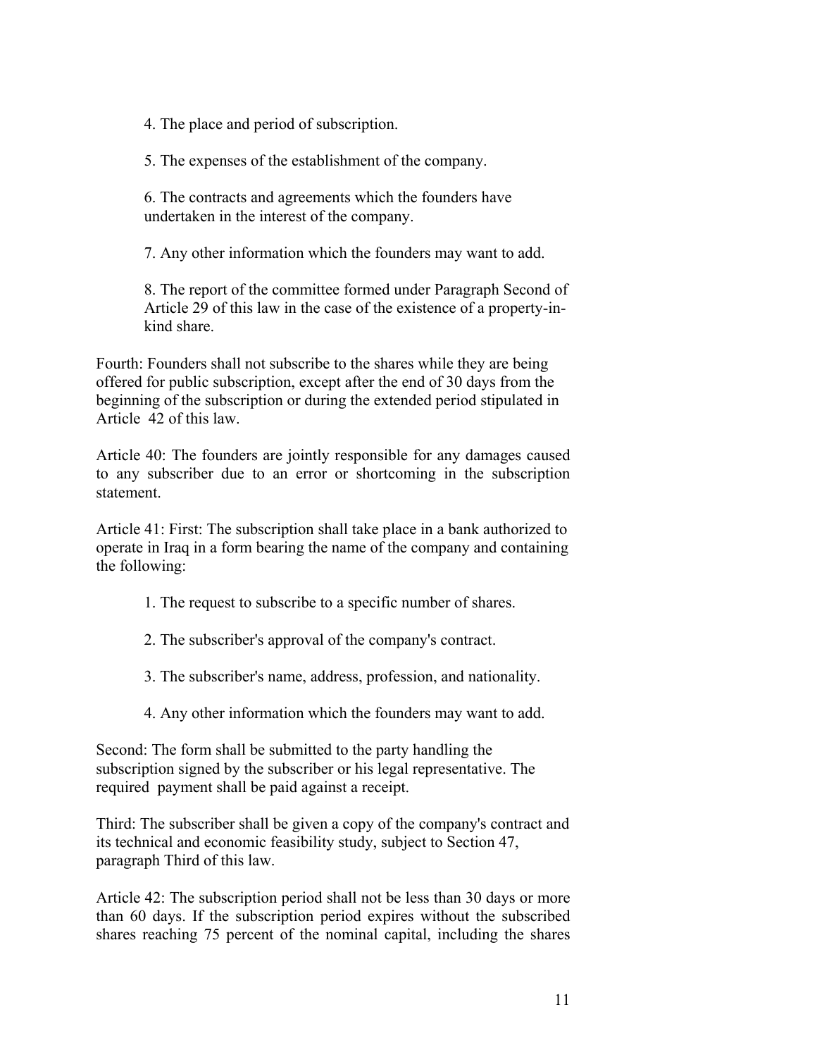4. The place and period of subscription.

5. The expenses of the establishment of the company.

6. The contracts and agreements which the founders have undertaken in the interest of the company.

7. Any other information which the founders may want to add.

8. The report of the committee formed under Paragraph Second of Article 29 of this law in the case of the existence of a property-in-kind share.

Fourth: Founders shall not subscribe to the shares while they are being offered for public subscription, except after the end of 30 days from the beginning of the subscription or during the extended period stipulated in Article 42 of this law.

Article 40: The founders are jointly responsible for any damages caused to any subscriber due to an error or shortcoming in the subscription statement.

Article 41: First: The subscription shall take place in a bank authorized to operate in Iraq in a form bearing the name of the company and containing the following:

1. The request to subscribe to a specific number of shares.

2. The subscriber's approval of the company's contract.

3. The subscriber's name, address, profession, and nationality.

4. Any other information which the founders may want to add.

Second: The form shall be submitted to the party handling the subscription signed by the subscriber or his legal representative. The required payment shall be paid against a receipt.

Third: The subscriber shall be given a copy of the company's contract and its technical and economic feasibility study, subject to Section 47, paragraph Third of this law.

Article 42: The subscription period shall not be less than 30 days or more than 60 days. If the subscription period expires without the subscribed shares reaching 75 percent of the nominal capital, including the shares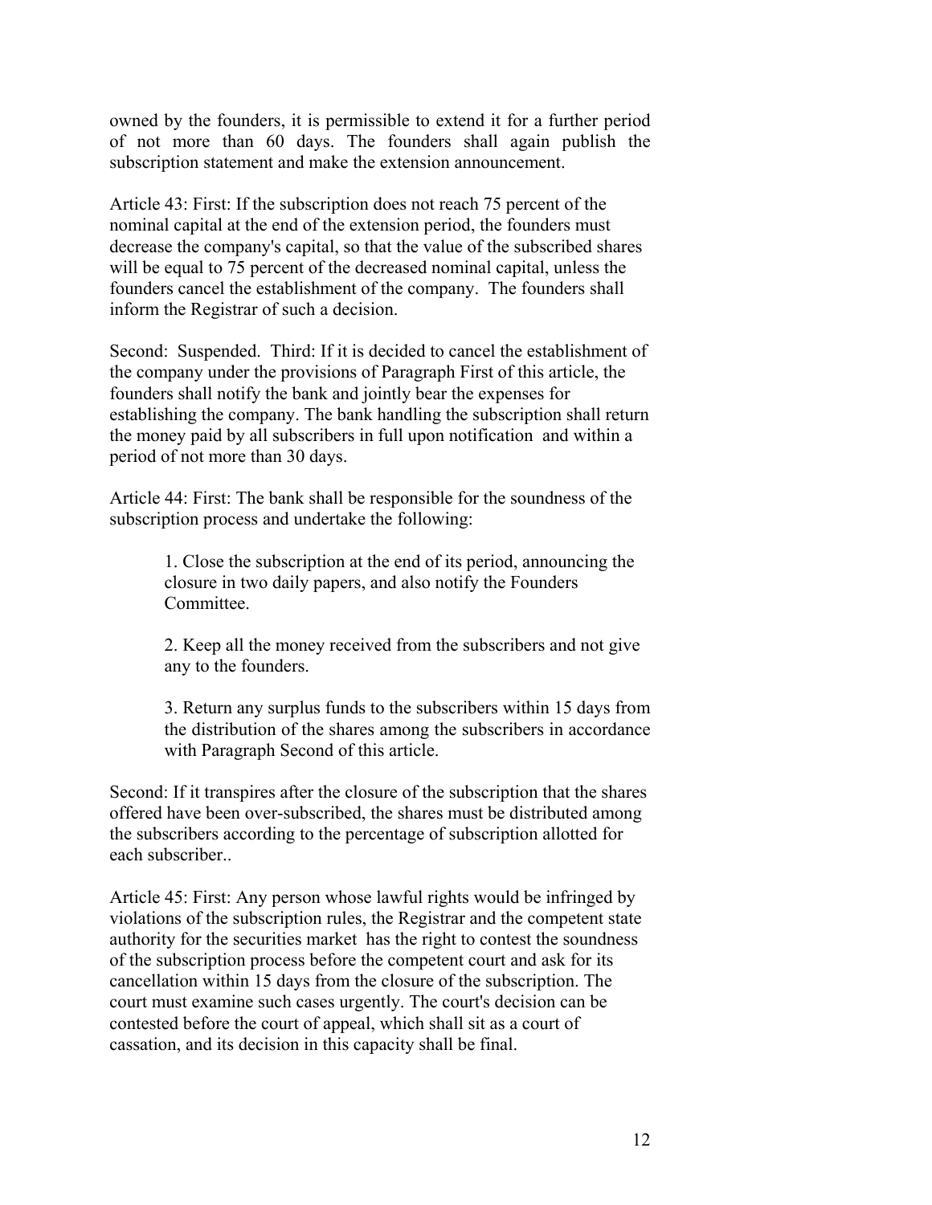owned by the founders, it is permissible to extend it for a further period of not more than 60 days. The founders shall again publish the subscription statement and make the extension announcement.

Article 43: First: If the subscription does not reach 75 percent of the nominal capital at the end of the extension period, the founders must decrease the company's capital, so that the value of the subscribed shares will be equal to 75 percent of the decreased nominal capital, unless the founders cancel the establishment of the company. The founders shall inform the Registrar of such a decision.

Second: Suspended. Third: If it is decided to cancel the establishment of the company under the provisions of Paragraph First of this article, the founders shall notify the bank and jointly bear the expenses for establishing the company. The bank handling the subscription shall return the money paid by all subscribers in full upon notification and within a period of not more than 30 days.

Article 44: First: The bank shall be responsible for the soundness of the subscription process and undertake the following:

1. Close the subscription at the end of its period, announcing the closure in two daily papers, and also notify the Founders Committee.

2. Keep all the money received from the subscribers and not give any to the founders.

3. Return any surplus funds to the subscribers within 15 days from the distribution of the shares among the subscribers in accordance with Paragraph Second of this article.

Second: If it transpires after the closure of the subscription that the shares offered have been over-subscribed, the shares must be distributed among the subscribers according to the percentage of subscription allotted for each subscriber..

Article 45: First: Any person whose lawful rights would be infringed by violations of the subscription rules, the Registrar and the competent state authority for the securities market has the right to contest the soundness of the subscription process before the competent court and ask for its cancellation within 15 days from the closure of the subscription. The court must examine such cases urgently. The court's decision can be contested before the court of appeal, which shall sit as a court of cassation, and its decision in this capacity shall be final.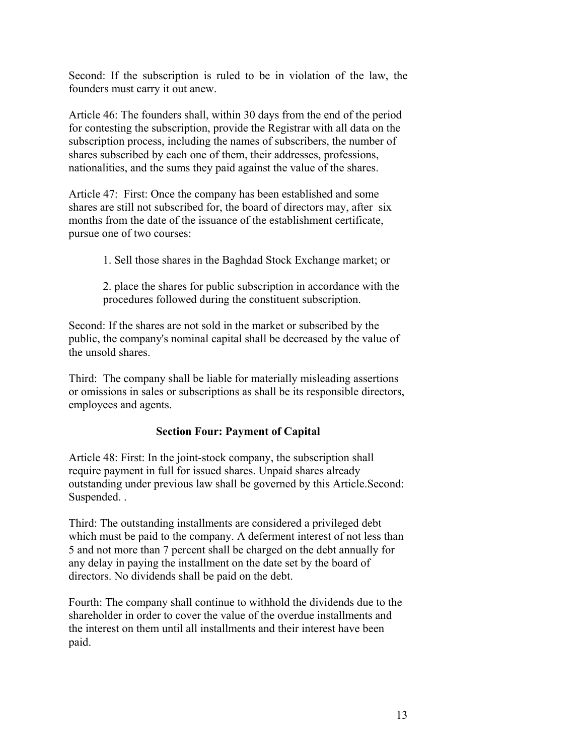Second: If the subscription is ruled to be in violation of the law, the founders must carry it out anew.

Article 46: The founders shall, within 30 days from the end of the period for contesting the subscription, provide the Registrar with all data on the subscription process, including the names of subscribers, the number of shares subscribed by each one of them, their addresses, professions, nationalities, and the sums they paid against the value of the shares.

Article 47: First: Once the company has been established and some shares are still not subscribed for, the board of directors may, after six months from the date of the issuance of the establishment certificate, pursue one of two courses:

1. Sell those shares in the Baghdad Stock Exchange market; or

2. place the shares for public subscription in accordance with the procedures followed during the constituent subscription.

Second: If the shares are not sold in the market or subscribed by the public, the company's nominal capital shall be decreased by the value of the unsold shares.

Third: The company shall be liable for materially misleading assertions or omissions in sales or subscriptions as shall be its responsible directors, employees and agents.

### Section Four: Payment of Capital

Article 48: First: In the joint-stock company, the subscription shall require payment in full for issued shares. Unpaid shares already outstanding under previous law shall be governed by this Article.Second: Suspended. .

Third: The outstanding installments are considered a privileged debt which must be paid to the company. A deferment interest of not less than 5 and not more than 7 percent shall be charged on the debt annually for any delay in paying the installment on the date set by the board of directors. No dividends shall be paid on the debt.

Fourth: The company shall continue to withhold the dividends due to the shareholder in order to cover the value of the overdue installments and the interest on them until all installments and their interest have been paid.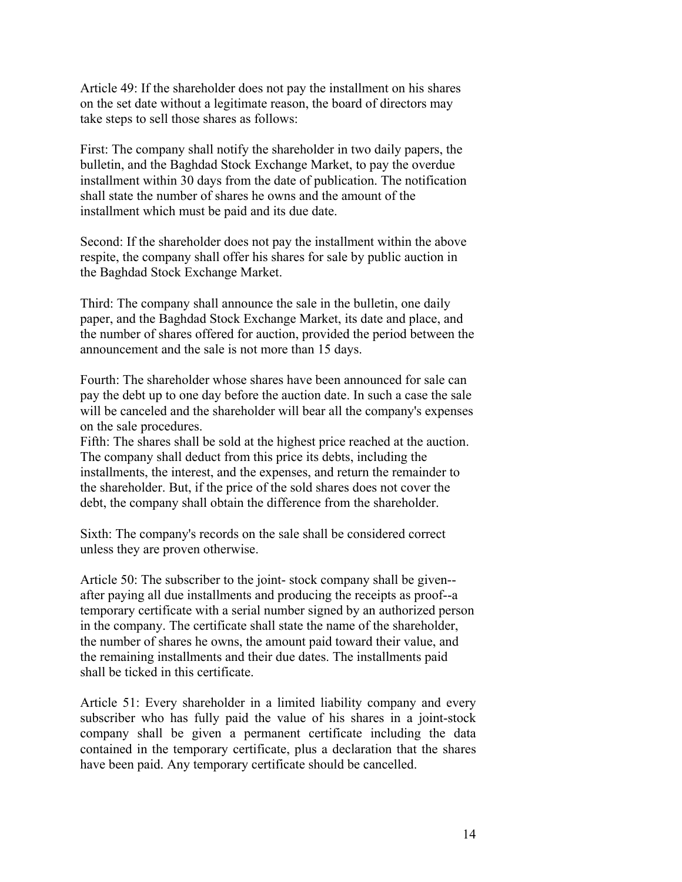Article 49: If the shareholder does not pay the installment on his shares on the set date without a legitimate reason, the board of directors may take steps to sell those shares as follows:

First: The company shall notify the shareholder in two daily papers, the bulletin, and the Baghdad Stock Exchange Market, to pay the overdue installment within 30 days from the date of publication. The notification shall state the number of shares he owns and the amount of the installment which must be paid and its due date.

Second: If the shareholder does not pay the installment within the above respite, the company shall offer his shares for sale by public auction in the Baghdad Stock Exchange Market.

Third: The company shall announce the sale in the bulletin, one daily paper, and the Baghdad Stock Exchange Market, its date and place, and the number of shares offered for auction, provided the period between the announcement and the sale is not more than 15 days.

Fourth: The shareholder whose shares have been announced for sale can pay the debt up to one day before the auction date. In such a case the sale will be canceled and the shareholder will bear all the company's expenses on the sale procedures.

Fifth: The shares shall be sold at the highest price reached at the auction. The company shall deduct from this price its debts, including the installments, the interest, and the expenses, and return the remainder to the shareholder. But, if the price of the sold shares does not cover the debt, the company shall obtain the difference from the shareholder.

Sixth: The company's records on the sale shall be considered correct unless they are proven otherwise.

Article 50: The subscriber to the joint- stock company shall be given--after paying all due installments and producing the receipts as proof--a temporary certificate with a serial number signed by an authorized person in the company. The certificate shall state the name of the shareholder, the number of shares he owns, the amount paid toward their value, and the remaining installments and their due dates. The installments paid shall be ticked in this certificate.

Article 51: Every shareholder in a limited liability company and every subscriber who has fully paid the value of his shares in a joint-stock company shall be given a permanent certificate including the data contained in the temporary certificate, plus a declaration that the shares have been paid. Any temporary certificate should be cancelled.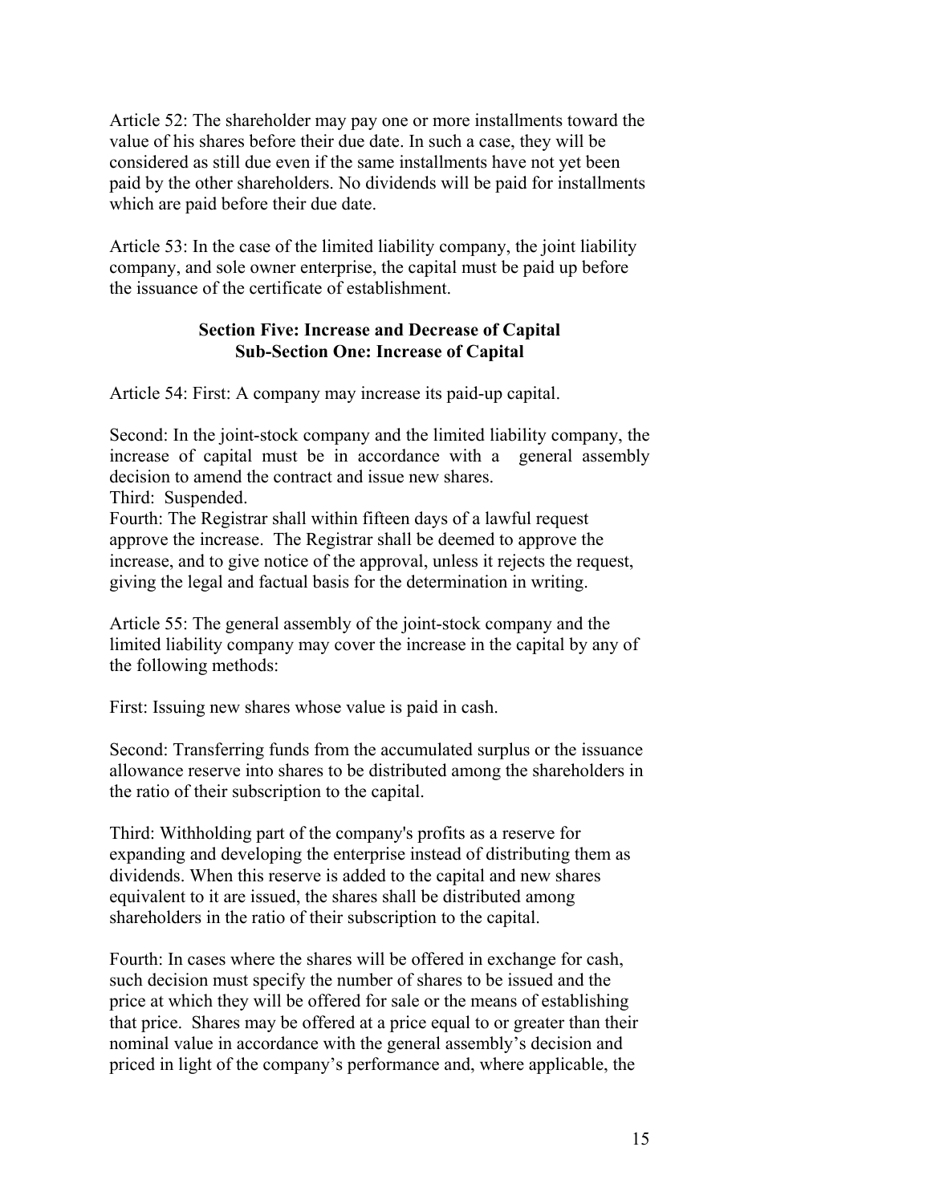Article 52: The shareholder may pay one or more installments toward the value of his shares before their due date. In such a case, they will be considered as still due even if the same installments have not yet been paid by the other shareholders. No dividends will be paid for installments which are paid before their due date.

Article 53: In the case of the limited liability company, the joint liability company, and sole owner enterprise, the capital must be paid up before the issuance of the certificate of establishment.

**Section Five: Increase and Decrease of Capital**
**Sub-Section One: Increase of Capital**

Article 54: First: A company may increase its paid-up capital.

Second: In the joint-stock company and the limited liability company, the increase of capital must be in accordance with a general assembly decision to amend the contract and issue new shares.

Third: Suspended.

Fourth: The Registrar shall within fifteen days of a lawful request approve the increase. The Registrar shall be deemed to approve the increase, and to give notice of the approval, unless it rejects the request, giving the legal and factual basis for the determination in writing.

Article 55: The general assembly of the joint-stock company and the limited liability company may cover the increase in the capital by any of the following methods:

First: Issuing new shares whose value is paid in cash.

Second: Transferring funds from the accumulated surplus or the issuance allowance reserve into shares to be distributed among the shareholders in the ratio of their subscription to the capital.

Third: Withholding part of the company's profits as a reserve for expanding and developing the enterprise instead of distributing them as dividends. When this reserve is added to the capital and new shares equivalent to it are issued, the shares shall be distributed among shareholders in the ratio of their subscription to the capital.

Fourth: In cases where the shares will be offered in exchange for cash, such decision must specify the number of shares to be issued and the price at which they will be offered for sale or the means of establishing that price. Shares may be offered at a price equal to or greater than their nominal value in accordance with the general assembly's decision and priced in light of the company's performance and, where applicable, the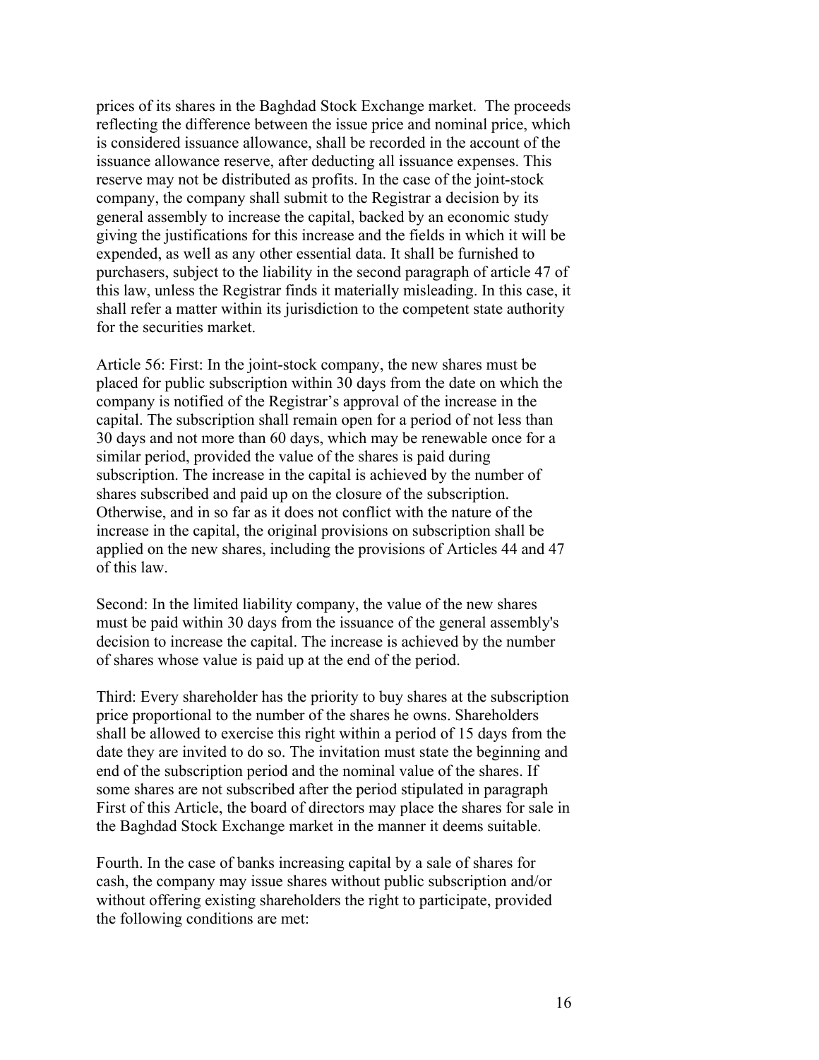prices of its shares in the Baghdad Stock Exchange market. The proceeds reflecting the difference between the issue price and nominal price, which is considered issuance allowance, shall be recorded in the account of the issuance allowance reserve, after deducting all issuance expenses. This reserve may not be distributed as profits. In the case of the joint-stock company, the company shall submit to the Registrar a decision by its general assembly to increase the capital, backed by an economic study giving the justifications for this increase and the fields in which it will be expended, as well as any other essential data. It shall be furnished to purchasers, subject to the liability in the second paragraph of article 47 of this law, unless the Registrar finds it materially misleading. In this case, it shall refer a matter within its jurisdiction to the competent state authority for the securities market.

Article 56: First: In the joint-stock company, the new shares must be placed for public subscription within 30 days from the date on which the company is notified of the Registrar's approval of the increase in the capital. The subscription shall remain open for a period of not less than 30 days and not more than 60 days, which may be renewable once for a similar period, provided the value of the shares is paid during subscription. The increase in the capital is achieved by the number of shares subscribed and paid up on the closure of the subscription. Otherwise, and in so far as it does not conflict with the nature of the increase in the capital, the original provisions on subscription shall be applied on the new shares, including the provisions of Articles 44 and 47 of this law.

Second: In the limited liability company, the value of the new shares must be paid within 30 days from the issuance of the general assembly's decision to increase the capital. The increase is achieved by the number of shares whose value is paid up at the end of the period.

Third: Every shareholder has the priority to buy shares at the subscription price proportional to the number of the shares he owns. Shareholders shall be allowed to exercise this right within a period of 15 days from the date they are invited to do so. The invitation must state the beginning and end of the subscription period and the nominal value of the shares. If some shares are not subscribed after the period stipulated in paragraph First of this Article, the board of directors may place the shares for sale in the Baghdad Stock Exchange market in the manner it deems suitable.

Fourth. In the case of banks increasing capital by a sale of shares for cash, the company may issue shares without public subscription and/or without offering existing shareholders the right to participate, provided the following conditions are met: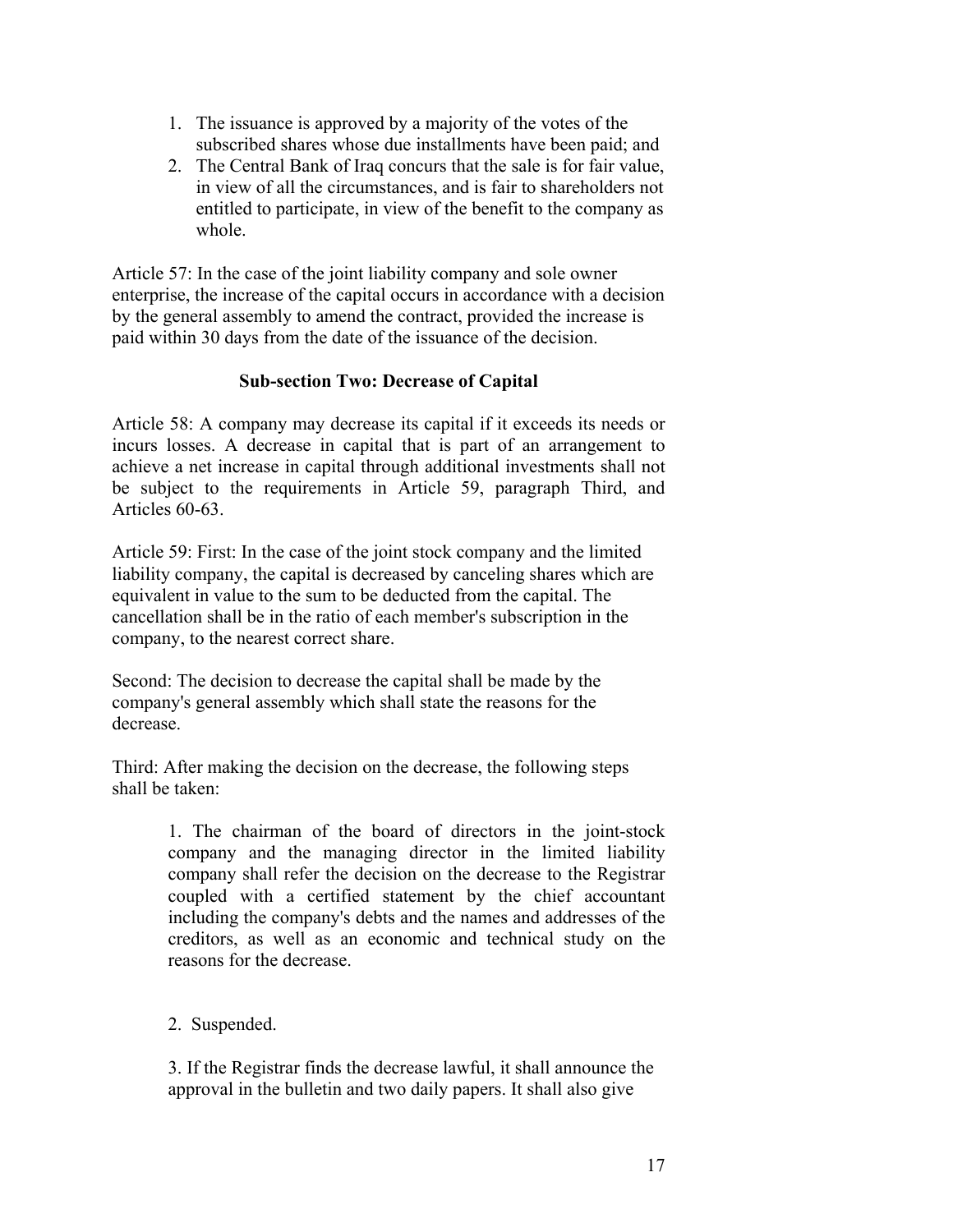1. The issuance is approved by a majority of the votes of the subscribed shares whose due installments have been paid; and
2. The Central Bank of Iraq concurs that the sale is for fair value, in view of all the circumstances, and is fair to shareholders not entitled to participate, in view of the benefit to the company as whole.

Article 57: In the case of the joint liability company and sole owner enterprise, the increase of the capital occurs in accordance with a decision by the general assembly to amend the contract, provided the increase is paid within 30 days from the date of the issuance of the decision.

### Sub-section Two: Decrease of Capital

Article 58: A company may decrease its capital if it exceeds its needs or incurs losses. A decrease in capital that is part of an arrangement to achieve a net increase in capital through additional investments shall not be subject to the requirements in Article 59, paragraph Third, and Articles 60-63.

Article 59: First: In the case of the joint stock company and the limited liability company, the capital is decreased by canceling shares which are equivalent in value to the sum to be deducted from the capital. The cancellation shall be in the ratio of each member's subscription in the company, to the nearest correct share.

Second: The decision to decrease the capital shall be made by the company's general assembly which shall state the reasons for the decrease.

Third: After making the decision on the decrease, the following steps shall be taken:

1. The chairman of the board of directors in the joint-stock company and the managing director in the limited liability company shall refer the decision on the decrease to the Registrar coupled with a certified statement by the chief accountant including the company's debts and the names and addresses of the creditors, as well as an economic and technical study on the reasons for the decrease.

2. Suspended.

3. If the Registrar finds the decrease lawful, it shall announce the approval in the bulletin and two daily papers. It shall also give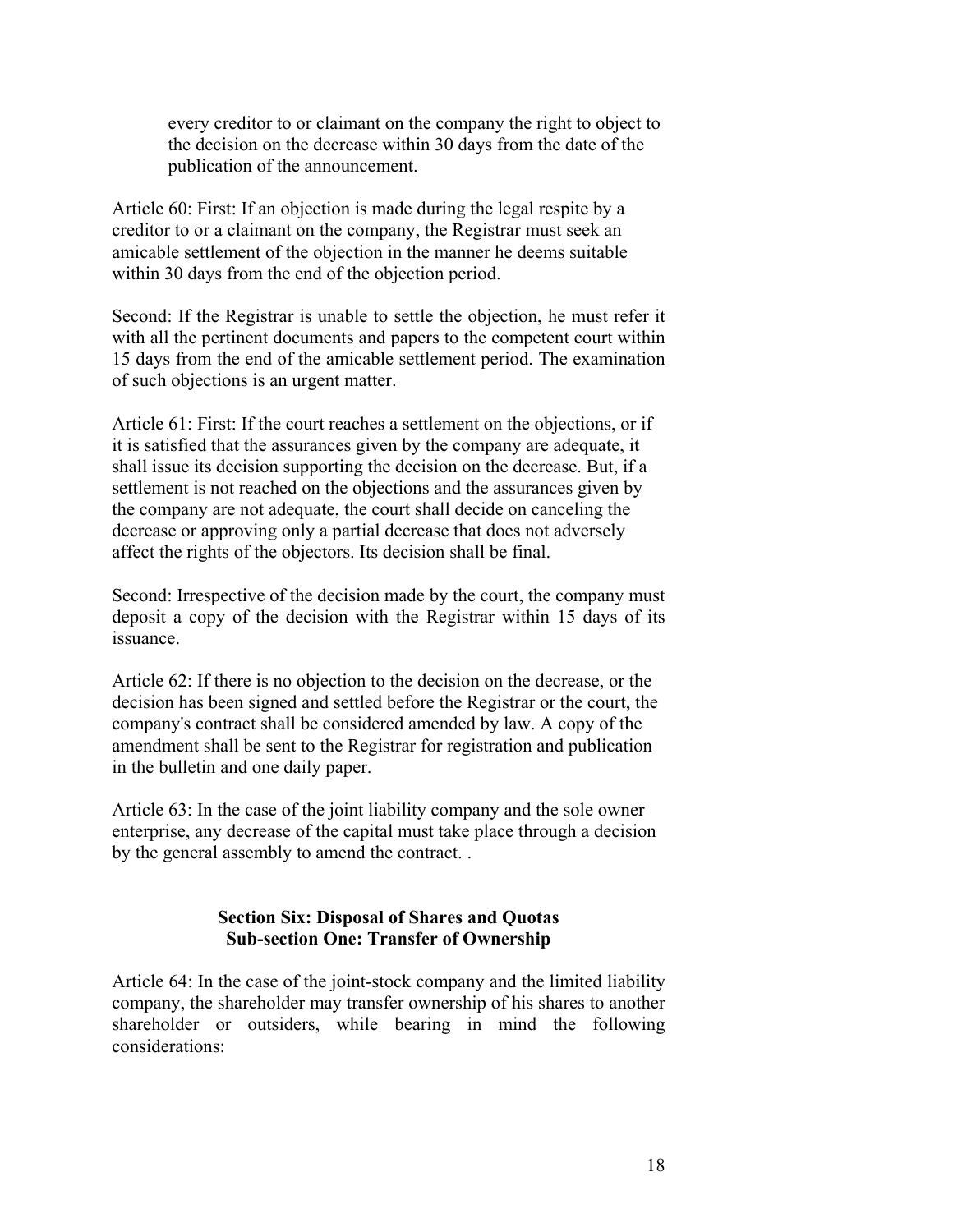every creditor to or claimant on the company the right to object to the decision on the decrease within 30 days from the date of the publication of the announcement.

Article 60: First: If an objection is made during the legal respite by a creditor to or a claimant on the company, the Registrar must seek an amicable settlement of the objection in the manner he deems suitable within 30 days from the end of the objection period.

Second: If the Registrar is unable to settle the objection, he must refer it with all the pertinent documents and papers to the competent court within 15 days from the end of the amicable settlement period. The examination of such objections is an urgent matter.

Article 61: First: If the court reaches a settlement on the objections, or if it is satisfied that the assurances given by the company are adequate, it shall issue its decision supporting the decision on the decrease. But, if a settlement is not reached on the objections and the assurances given by the company are not adequate, the court shall decide on canceling the decrease or approving only a partial decrease that does not adversely affect the rights of the objectors. Its decision shall be final.

Second: Irrespective of the decision made by the court, the company must deposit a copy of the decision with the Registrar within 15 days of its issuance.

Article 62: If there is no objection to the decision on the decrease, or the decision has been signed and settled before the Registrar or the court, the company's contract shall be considered amended by law. A copy of the amendment shall be sent to the Registrar for registration and publication in the bulletin and one daily paper.

Article 63: In the case of the joint liability company and the sole owner enterprise, any decrease of the capital must take place through a decision by the general assembly to amend the contract. .

## Section Six: Disposal of Shares and Quotas

### Sub-section One: Transfer of Ownership

Article 64: In the case of the joint-stock company and the limited liability company, the shareholder may transfer ownership of his shares to another shareholder or outsiders, while bearing in mind the following considerations: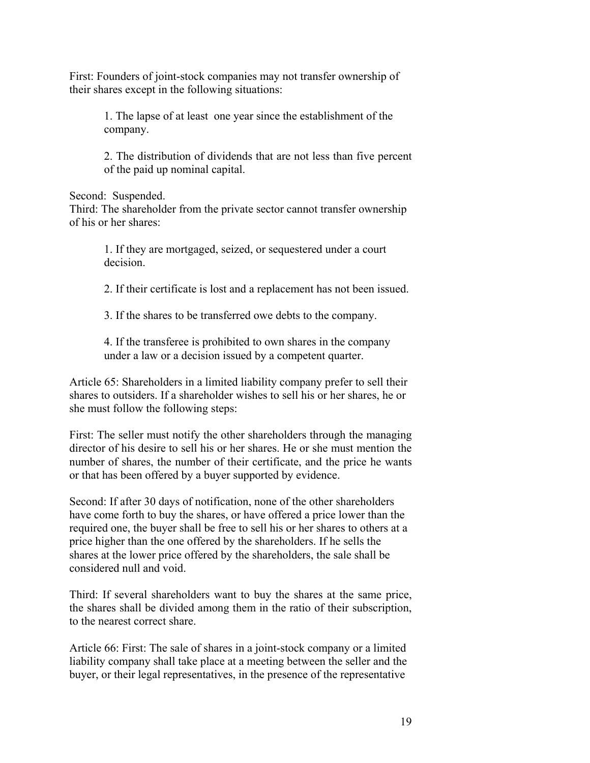First: Founders of joint-stock companies may not transfer ownership of their shares except in the following situations:

> 1. The lapse of at least one year since the establishment of the company.
>
> 2. The distribution of dividends that are not less than five percent of the paid up nominal capital.

Second: Suspended.
Third: The shareholder from the private sector cannot transfer ownership of his or her shares:

> 1. If they are mortgaged, seized, or sequestered under a court decision.
>
> 2. If their certificate is lost and a replacement has not been issued.
>
> 3. If the shares to be transferred owe debts to the company.
>
> 4. If the transferee is prohibited to own shares in the company under a law or a decision issued by a competent quarter.

Article 65: Shareholders in a limited liability company prefer to sell their shares to outsiders. If a shareholder wishes to sell his or her shares, he or she must follow the following steps:

First: The seller must notify the other shareholders through the managing director of his desire to sell his or her shares. He or she must mention the number of shares, the number of their certificate, and the price he wants or that has been offered by a buyer supported by evidence.

Second: If after 30 days of notification, none of the other shareholders have come forth to buy the shares, or have offered a price lower than the required one, the buyer shall be free to sell his or her shares to others at a price higher than the one offered by the shareholders. If he sells the shares at the lower price offered by the shareholders, the sale shall be considered null and void.

Third: If several shareholders want to buy the shares at the same price, the shares shall be divided among them in the ratio of their subscription, to the nearest correct share.

Article 66: First: The sale of shares in a joint-stock company or a limited liability company shall take place at a meeting between the seller and the buyer, or their legal representatives, in the presence of the representative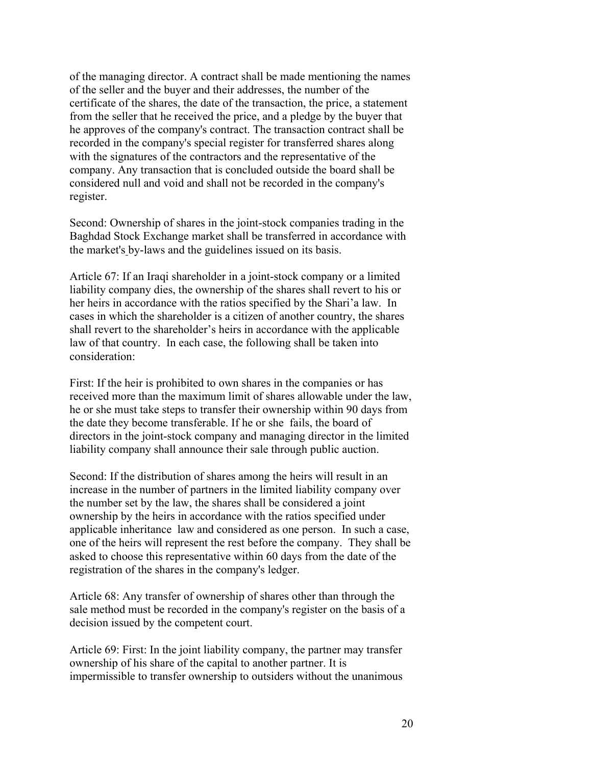of the managing director. A contract shall be made mentioning the names of the seller and the buyer and their addresses, the number of the certificate of the shares, the date of the transaction, the price, a statement from the seller that he received the price, and a pledge by the buyer that he approves of the company's contract. The transaction contract shall be recorded in the company's special register for transferred shares along with the signatures of the contractors and the representative of the company. Any transaction that is concluded outside the board shall be considered null and void and shall not be recorded in the company's register.

Second: Ownership of shares in the joint-stock companies trading in the Baghdad Stock Exchange market shall be transferred in accordance with the market's by-laws and the guidelines issued on its basis.

Article 67: If an Iraqi shareholder in a joint-stock company or a limited liability company dies, the ownership of the shares shall revert to his or her heirs in accordance with the ratios specified by the Shari'a law. In cases in which the shareholder is a citizen of another country, the shares shall revert to the shareholder's heirs in accordance with the applicable law of that country. In each case, the following shall be taken into consideration:

First: If the heir is prohibited to own shares in the companies or has received more than the maximum limit of shares allowable under the law, he or she must take steps to transfer their ownership within 90 days from the date they become transferable. If he or she fails, the board of directors in the joint-stock company and managing director in the limited liability company shall announce their sale through public auction.

Second: If the distribution of shares among the heirs will result in an increase in the number of partners in the limited liability company over the number set by the law, the shares shall be considered a joint ownership by the heirs in accordance with the ratios specified under applicable inheritance law and considered as one person. In such a case, one of the heirs will represent the rest before the company. They shall be asked to choose this representative within 60 days from the date of the registration of the shares in the company's ledger.

Article 68: Any transfer of ownership of shares other than through the sale method must be recorded in the company's register on the basis of a decision issued by the competent court.

Article 69: First: In the joint liability company, the partner may transfer ownership of his share of the capital to another partner. It is impermissible to transfer ownership to outsiders without the unanimous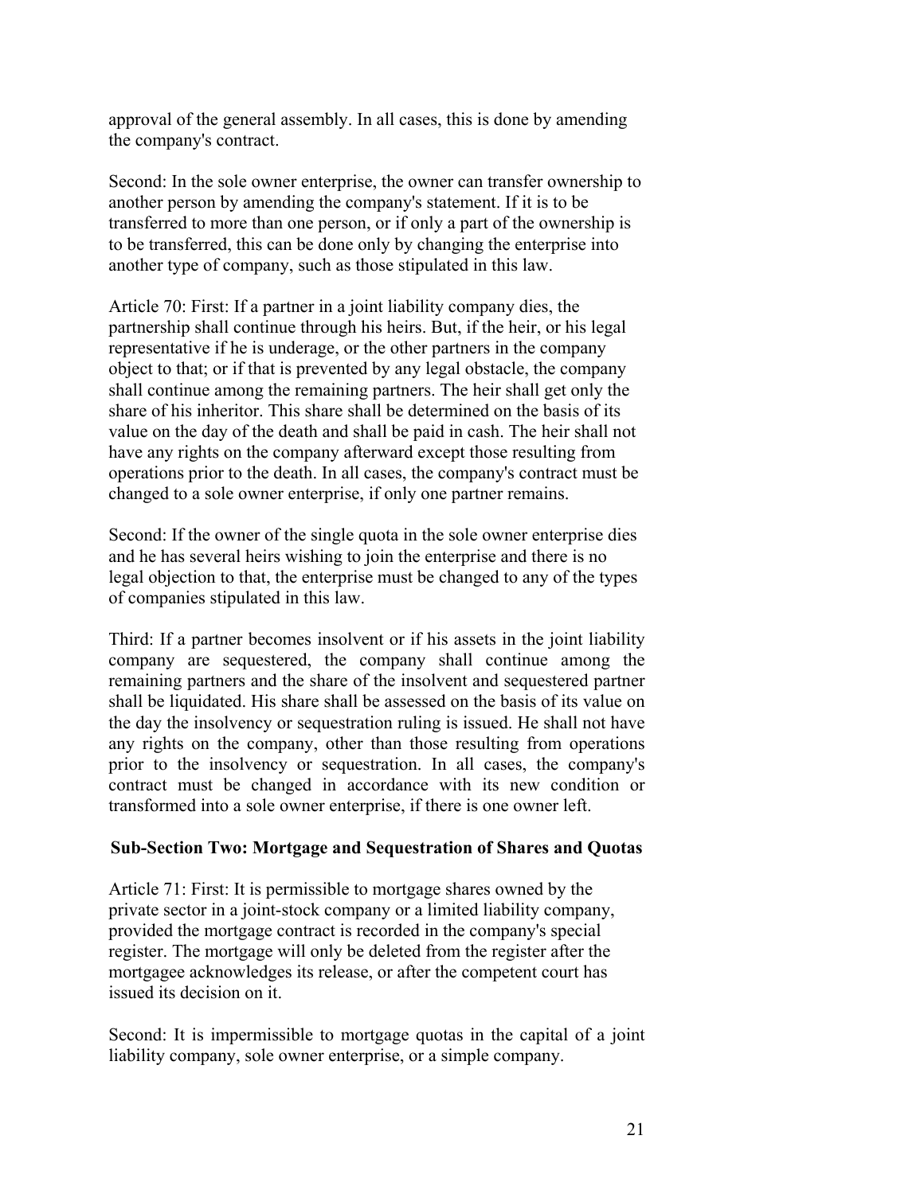approval of the general assembly. In all cases, this is done by amending the company's contract.

Second: In the sole owner enterprise, the owner can transfer ownership to another person by amending the company's statement. If it is to be transferred to more than one person, or if only a part of the ownership is to be transferred, this can be done only by changing the enterprise into another type of company, such as those stipulated in this law.

Article 70: First: If a partner in a joint liability company dies, the partnership shall continue through his heirs. But, if the heir, or his legal representative if he is underage, or the other partners in the company object to that; or if that is prevented by any legal obstacle, the company shall continue among the remaining partners. The heir shall get only the share of his inheritor. This share shall be determined on the basis of its value on the day of the death and shall be paid in cash. The heir shall not have any rights on the company afterward except those resulting from operations prior to the death. In all cases, the company's contract must be changed to a sole owner enterprise, if only one partner remains.

Second: If the owner of the single quota in the sole owner enterprise dies and he has several heirs wishing to join the enterprise and there is no legal objection to that, the enterprise must be changed to any of the types of companies stipulated in this law.

Third: If a partner becomes insolvent or if his assets in the joint liability company are sequestered, the company shall continue among the remaining partners and the share of the insolvent and sequestered partner shall be liquidated. His share shall be assessed on the basis of its value on the day the insolvency or sequestration ruling is issued. He shall not have any rights on the company, other than those resulting from operations prior to the insolvency or sequestration. In all cases, the company's contract must be changed in accordance with its new condition or transformed into a sole owner enterprise, if there is one owner left.

### Sub-Section Two: Mortgage and Sequestration of Shares and Quotas

Article 71: First: It is permissible to mortgage shares owned by the private sector in a joint-stock company or a limited liability company, provided the mortgage contract is recorded in the company's special register. The mortgage will only be deleted from the register after the mortgagee acknowledges its release, or after the competent court has issued its decision on it.

Second: It is impermissible to mortgage quotas in the capital of a joint liability company, sole owner enterprise, or a simple company.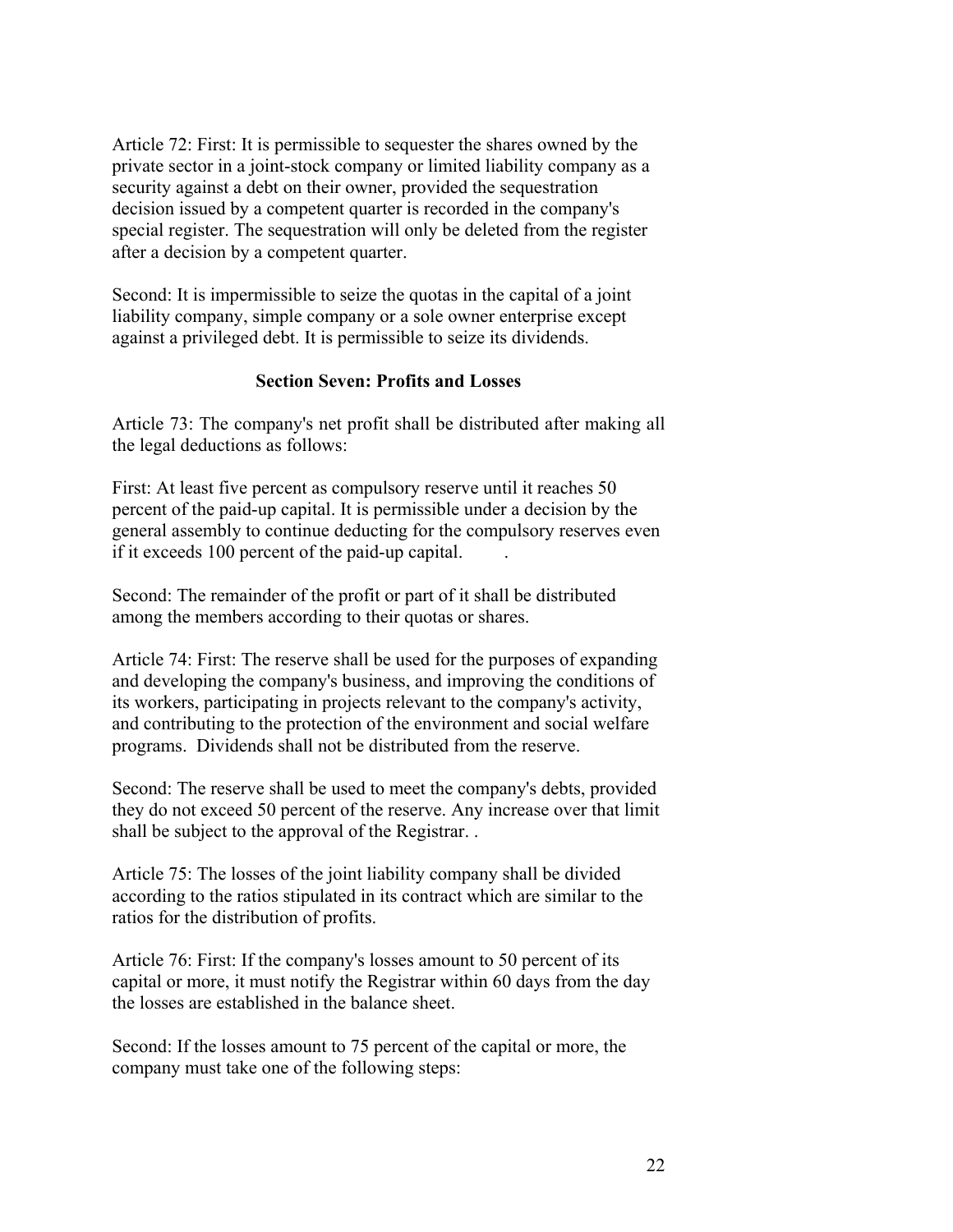Article 72: First: It is permissible to sequester the shares owned by the private sector in a joint-stock company or limited liability company as a security against a debt on their owner, provided the sequestration decision issued by a competent quarter is recorded in the company's special register. The sequestration will only be deleted from the register after a decision by a competent quarter.

Second: It is impermissible to seize the quotas in the capital of a joint liability company, simple company or a sole owner enterprise except against a privileged debt. It is permissible to seize its dividends.

### Section Seven: Profits and Losses

Article 73: The company's net profit shall be distributed after making all the legal deductions as follows:

First: At least five percent as compulsory reserve until it reaches 50 percent of the paid-up capital. It is permissible under a decision by the general assembly to continue deducting for the compulsory reserves even if it exceeds 100 percent of the paid-up capital.

Second: The remainder of the profit or part of it shall be distributed among the members according to their quotas or shares.

Article 74: First: The reserve shall be used for the purposes of expanding and developing the company's business, and improving the conditions of its workers, participating in projects relevant to the company's activity, and contributing to the protection of the environment and social welfare programs. Dividends shall not be distributed from the reserve.

Second: The reserve shall be used to meet the company's debts, provided they do not exceed 50 percent of the reserve. Any increase over that limit shall be subject to the approval of the Registrar. .

Article 75: The losses of the joint liability company shall be divided according to the ratios stipulated in its contract which are similar to the ratios for the distribution of profits.

Article 76: First: If the company's losses amount to 50 percent of its capital or more, it must notify the Registrar within 60 days from the day the losses are established in the balance sheet.

Second: If the losses amount to 75 percent of the capital or more, the company must take one of the following steps: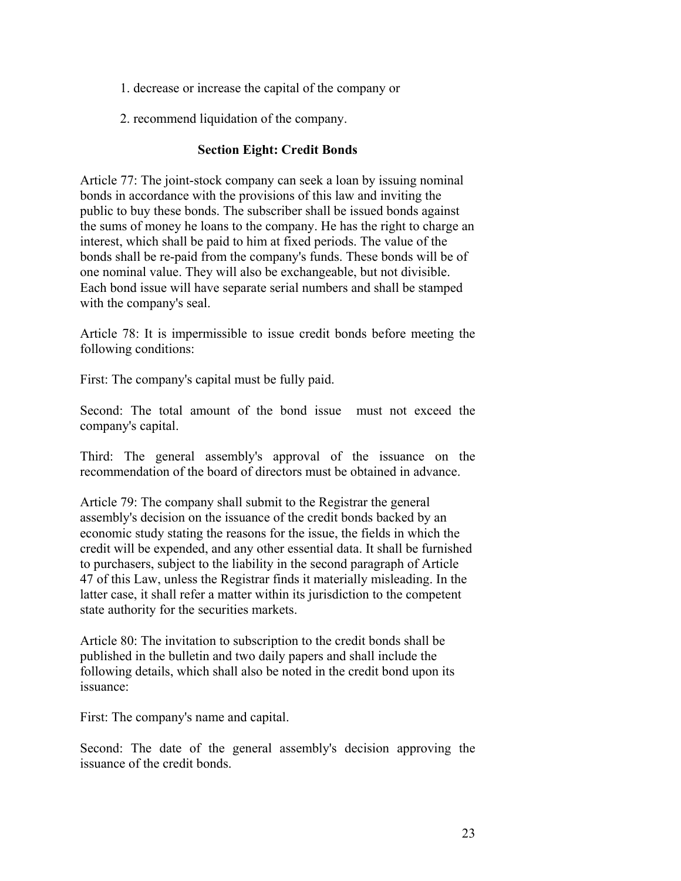1. decrease or increase the capital of the company or

2. recommend liquidation of the company.

## Section Eight: Credit Bonds

Article 77: The joint-stock company can seek a loan by issuing nominal bonds in accordance with the provisions of this law and inviting the public to buy these bonds. The subscriber shall be issued bonds against the sums of money he loans to the company. He has the right to charge an interest, which shall be paid to him at fixed periods. The value of the bonds shall be re-paid from the company's funds. These bonds will be of one nominal value. They will also be exchangeable, but not divisible. Each bond issue will have separate serial numbers and shall be stamped with the company's seal.

Article 78: It is impermissible to issue credit bonds before meeting the following conditions:

First: The company's capital must be fully paid.

Second: The total amount of the bond issue must not exceed the company's capital.

Third: The general assembly's approval of the issuance on the recommendation of the board of directors must be obtained in advance.

Article 79: The company shall submit to the Registrar the general assembly's decision on the issuance of the credit bonds backed by an economic study stating the reasons for the issue, the fields in which the credit will be expended, and any other essential data. It shall be furnished to purchasers, subject to the liability in the second paragraph of Article 47 of this Law, unless the Registrar finds it materially misleading. In the latter case, it shall refer a matter within its jurisdiction to the competent state authority for the securities markets.

Article 80: The invitation to subscription to the credit bonds shall be published in the bulletin and two daily papers and shall include the following details, which shall also be noted in the credit bond upon its issuance:

First: The company's name and capital.

Second: The date of the general assembly's decision approving the issuance of the credit bonds.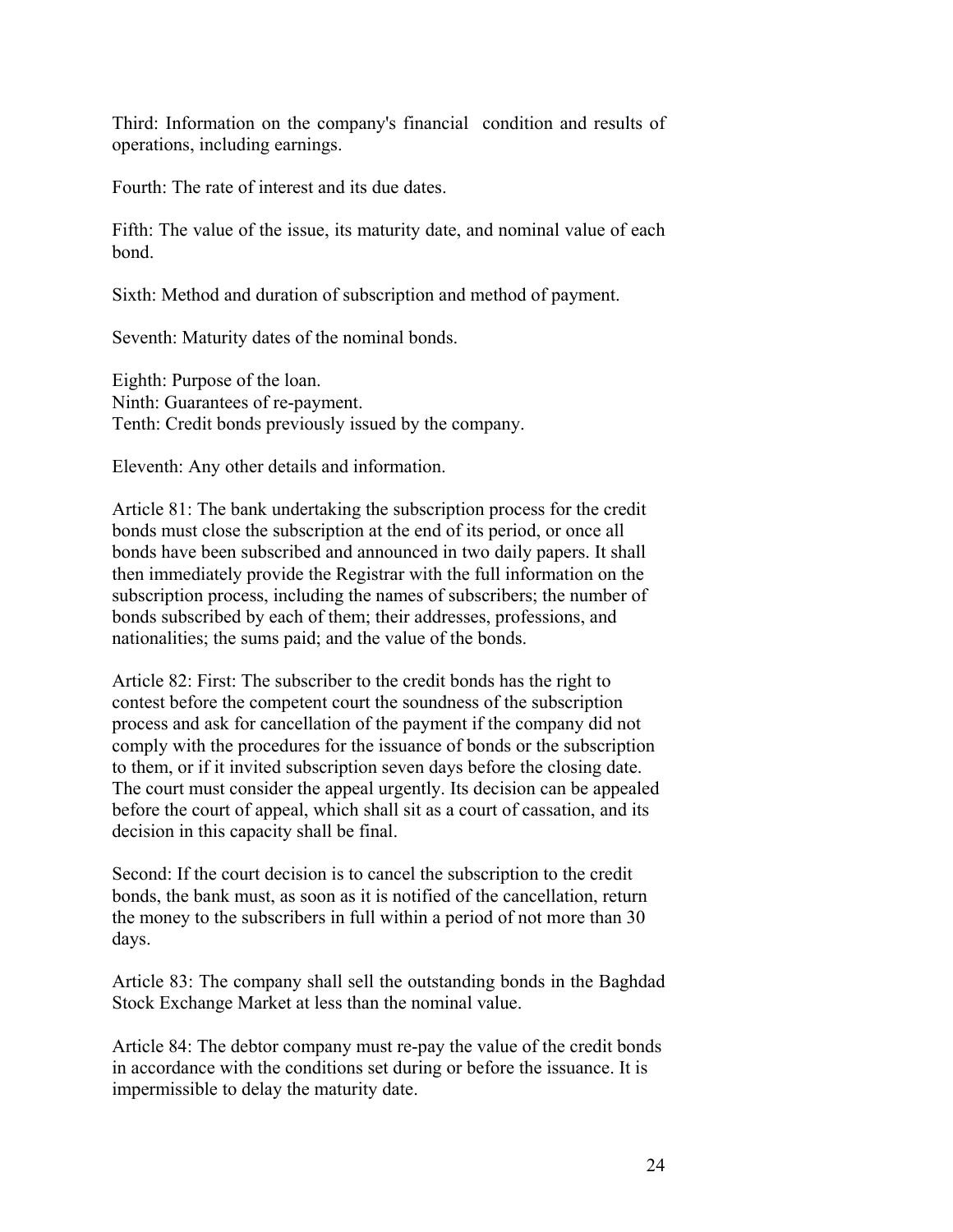Third: Information on the company's financial condition and results of operations, including earnings.

Fourth: The rate of interest and its due dates.

Fifth: The value of the issue, its maturity date, and nominal value of each bond.

Sixth: Method and duration of subscription and method of payment.

Seventh: Maturity dates of the nominal bonds.

Eighth: Purpose of the loan.
Ninth: Guarantees of re-payment.
Tenth: Credit bonds previously issued by the company.

Eleventh: Any other details and information.

Article 81: The bank undertaking the subscription process for the credit bonds must close the subscription at the end of its period, or once all bonds have been subscribed and announced in two daily papers. It shall then immediately provide the Registrar with the full information on the subscription process, including the names of subscribers; the number of bonds subscribed by each of them; their addresses, professions, and nationalities; the sums paid; and the value of the bonds.

Article 82: First: The subscriber to the credit bonds has the right to contest before the competent court the soundness of the subscription process and ask for cancellation of the payment if the company did not comply with the procedures for the issuance of bonds or the subscription to them, or if it invited subscription seven days before the closing date. The court must consider the appeal urgently. Its decision can be appealed before the court of appeal, which shall sit as a court of cassation, and its decision in this capacity shall be final.

Second: If the court decision is to cancel the subscription to the credit bonds, the bank must, as soon as it is notified of the cancellation, return the money to the subscribers in full within a period of not more than 30 days.

Article 83: The company shall sell the outstanding bonds in the Baghdad Stock Exchange Market at less than the nominal value.

Article 84: The debtor company must re-pay the value of the credit bonds in accordance with the conditions set during or before the issuance. It is impermissible to delay the maturity date.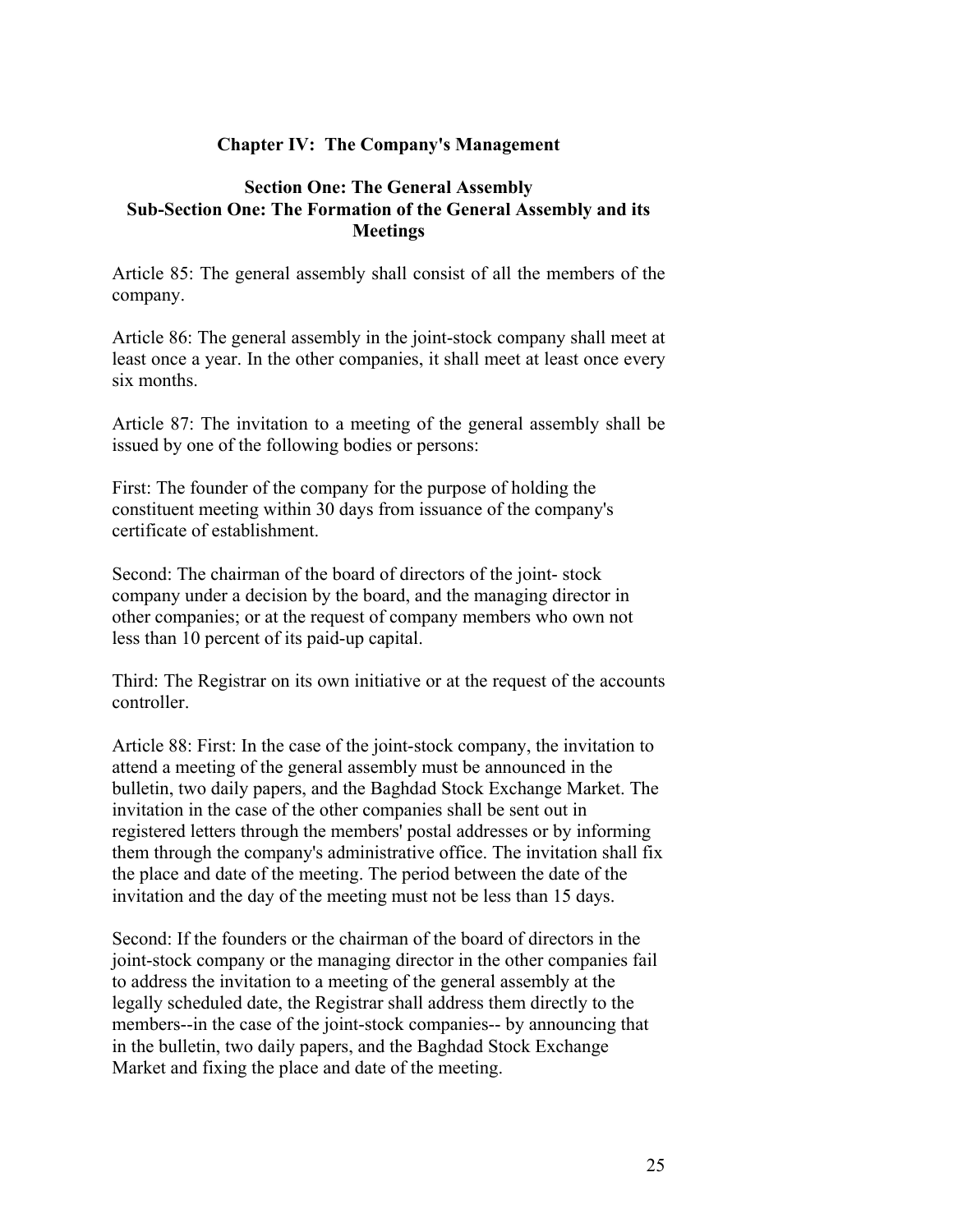## Chapter IV: The Company's Management

### Section One: The General Assembly

### Sub-Section One: The Formation of the General Assembly and its Meetings

Article 85: The general assembly shall consist of all the members of the company.

Article 86: The general assembly in the joint-stock company shall meet at least once a year. In the other companies, it shall meet at least once every six months.

Article 87: The invitation to a meeting of the general assembly shall be issued by one of the following bodies or persons:

First: The founder of the company for the purpose of holding the constituent meeting within 30 days from issuance of the company's certificate of establishment.

Second: The chairman of the board of directors of the joint- stock company under a decision by the board, and the managing director in other companies; or at the request of company members who own not less than 10 percent of its paid-up capital.

Third: The Registrar on its own initiative or at the request of the accounts controller.

Article 88: First: In the case of the joint-stock company, the invitation to attend a meeting of the general assembly must be announced in the bulletin, two daily papers, and the Baghdad Stock Exchange Market. The invitation in the case of the other companies shall be sent out in registered letters through the members' postal addresses or by informing them through the company's administrative office. The invitation shall fix the place and date of the meeting. The period between the date of the invitation and the day of the meeting must not be less than 15 days.

Second: If the founders or the chairman of the board of directors in the joint-stock company or the managing director in the other companies fail to address the invitation to a meeting of the general assembly at the legally scheduled date, the Registrar shall address them directly to the members--in the case of the joint-stock companies-- by announcing that in the bulletin, two daily papers, and the Baghdad Stock Exchange Market and fixing the place and date of the meeting.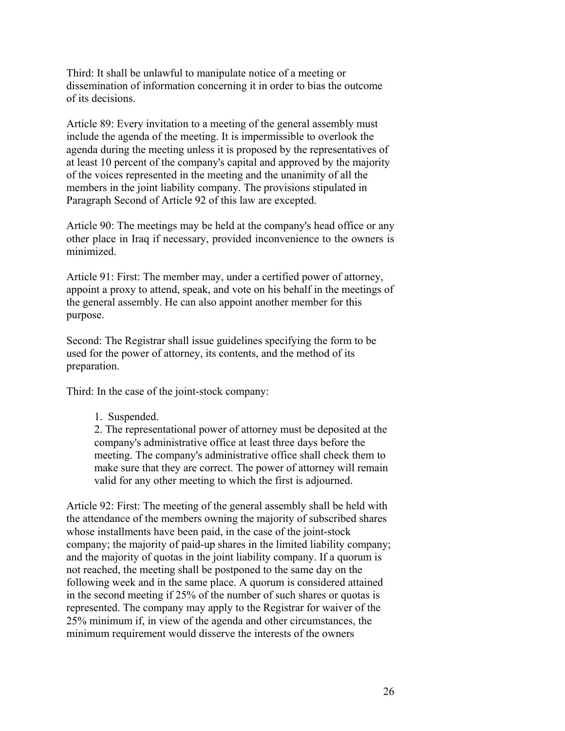Third: It shall be unlawful to manipulate notice of a meeting or dissemination of information concerning it in order to bias the outcome of its decisions.

Article 89: Every invitation to a meeting of the general assembly must include the agenda of the meeting. It is impermissible to overlook the agenda during the meeting unless it is proposed by the representatives of at least 10 percent of the company's capital and approved by the majority of the voices represented in the meeting and the unanimity of all the members in the joint liability company. The provisions stipulated in Paragraph Second of Article 92 of this law are excepted.

Article 90: The meetings may be held at the company's head office or any other place in Iraq if necessary, provided inconvenience to the owners is minimized.

Article 91: First: The member may, under a certified power of attorney, appoint a proxy to attend, speak, and vote on his behalf in the meetings of the general assembly. He can also appoint another member for this purpose.

Second: The Registrar shall issue guidelines specifying the form to be used for the power of attorney, its contents, and the method of its preparation.

Third: In the case of the joint-stock company:

1. Suspended.
2. The representational power of attorney must be deposited at the company's administrative office at least three days before the meeting. The company's administrative office shall check them to make sure that they are correct. The power of attorney will remain valid for any other meeting to which the first is adjourned.

Article 92: First: The meeting of the general assembly shall be held with the attendance of the members owning the majority of subscribed shares whose installments have been paid, in the case of the joint-stock company; the majority of paid-up shares in the limited liability company; and the majority of quotas in the joint liability company. If a quorum is not reached, the meeting shall be postponed to the same day on the following week and in the same place. A quorum is considered attained in the second meeting if 25% of the number of such shares or quotas is represented. The company may apply to the Registrar for waiver of the 25% minimum if, in view of the agenda and other circumstances, the minimum requirement would disserve the interests of the owners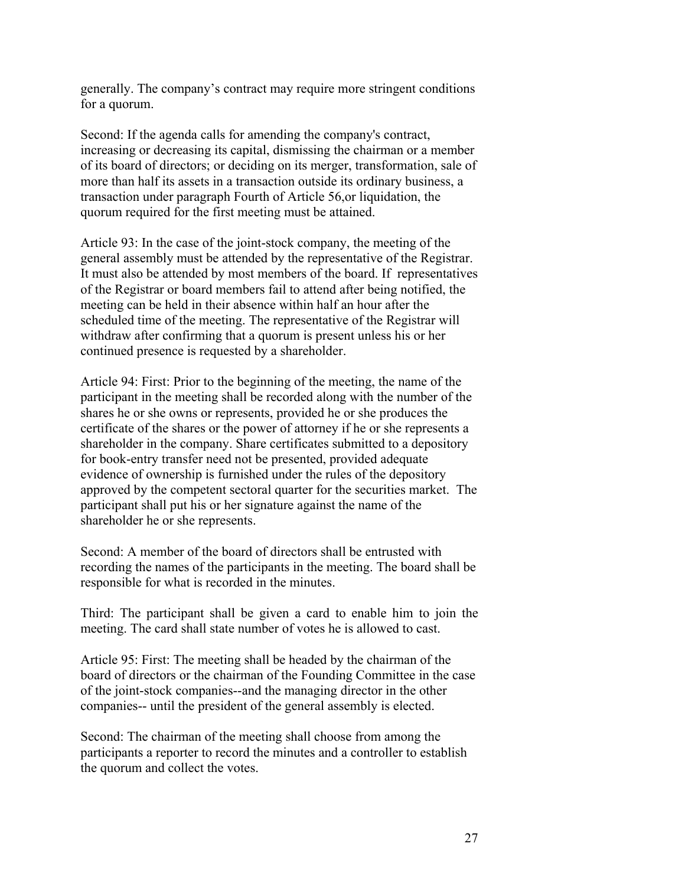generally. The company's contract may require more stringent conditions for a quorum.

Second: If the agenda calls for amending the company's contract, increasing or decreasing its capital, dismissing the chairman or a member of its board of directors; or deciding on its merger, transformation, sale of more than half its assets in a transaction outside its ordinary business, a transaction under paragraph Fourth of Article 56,or liquidation, the quorum required for the first meeting must be attained.

Article 93: In the case of the joint-stock company, the meeting of the general assembly must be attended by the representative of the Registrar. It must also be attended by most members of the board. If representatives of the Registrar or board members fail to attend after being notified, the meeting can be held in their absence within half an hour after the scheduled time of the meeting. The representative of the Registrar will withdraw after confirming that a quorum is present unless his or her continued presence is requested by a shareholder.

Article 94: First: Prior to the beginning of the meeting, the name of the participant in the meeting shall be recorded along with the number of the shares he or she owns or represents, provided he or she produces the certificate of the shares or the power of attorney if he or she represents a shareholder in the company. Share certificates submitted to a depository for book-entry transfer need not be presented, provided adequate evidence of ownership is furnished under the rules of the depository approved by the competent sectoral quarter for the securities market. The participant shall put his or her signature against the name of the shareholder he or she represents.

Second: A member of the board of directors shall be entrusted with recording the names of the participants in the meeting. The board shall be responsible for what is recorded in the minutes.

Third: The participant shall be given a card to enable him to join the meeting. The card shall state number of votes he is allowed to cast.

Article 95: First: The meeting shall be headed by the chairman of the board of directors or the chairman of the Founding Committee in the case of the joint-stock companies--and the managing director in the other companies-- until the president of the general assembly is elected.

Second: The chairman of the meeting shall choose from among the participants a reporter to record the minutes and a controller to establish the quorum and collect the votes.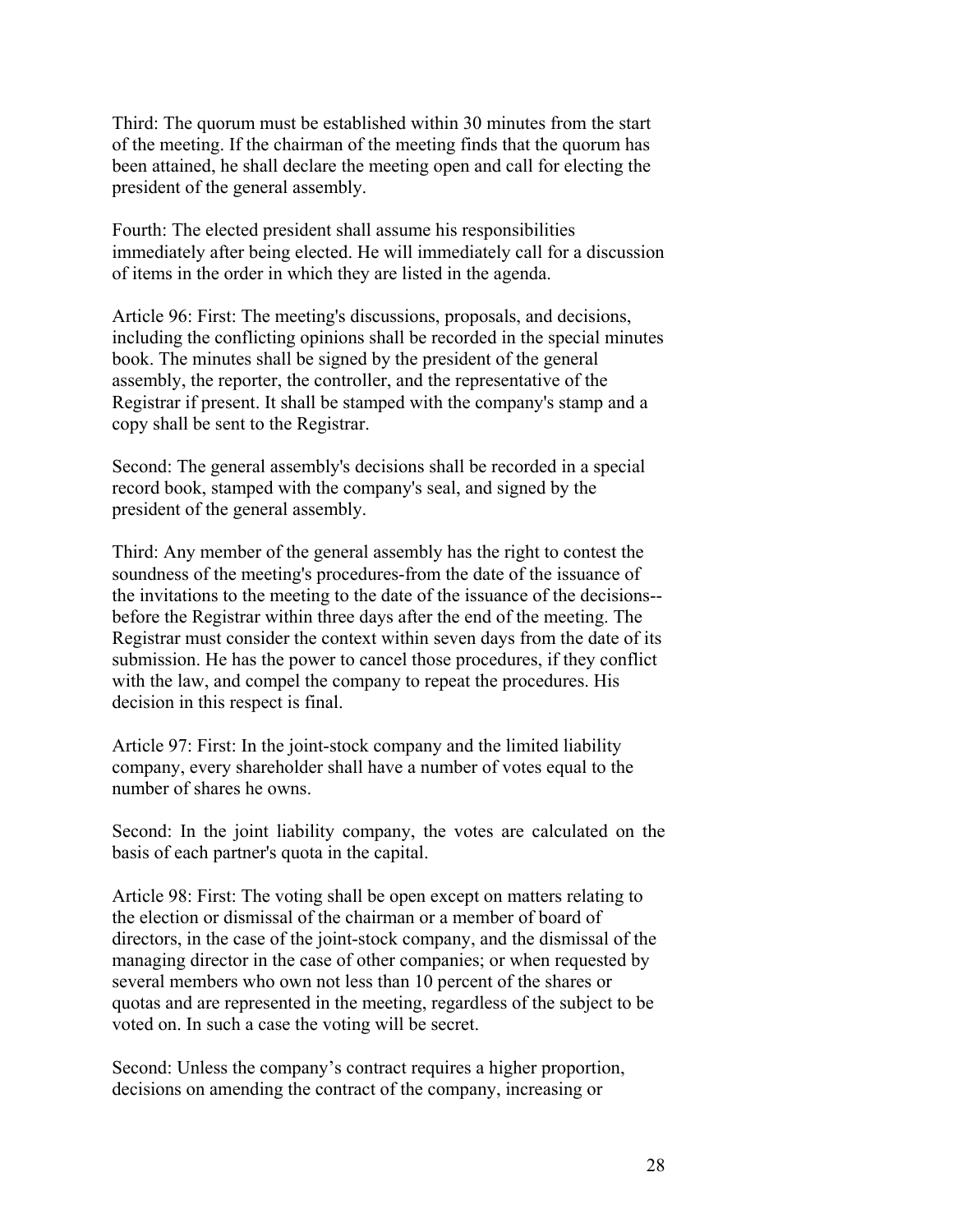Third: The quorum must be established within 30 minutes from the start of the meeting. If the chairman of the meeting finds that the quorum has been attained, he shall declare the meeting open and call for electing the president of the general assembly.

Fourth: The elected president shall assume his responsibilities immediately after being elected. He will immediately call for a discussion of items in the order in which they are listed in the agenda.

Article 96: First: The meeting's discussions, proposals, and decisions, including the conflicting opinions shall be recorded in the special minutes book. The minutes shall be signed by the president of the general assembly, the reporter, the controller, and the representative of the Registrar if present. It shall be stamped with the company's stamp and a copy shall be sent to the Registrar.

Second: The general assembly's decisions shall be recorded in a special record book, stamped with the company's seal, and signed by the president of the general assembly.

Third: Any member of the general assembly has the right to contest the soundness of the meeting's procedures-from the date of the issuance of the invitations to the meeting to the date of the issuance of the decisions--before the Registrar within three days after the end of the meeting. The Registrar must consider the context within seven days from the date of its submission. He has the power to cancel those procedures, if they conflict with the law, and compel the company to repeat the procedures. His decision in this respect is final.

Article 97: First: In the joint-stock company and the limited liability company, every shareholder shall have a number of votes equal to the number of shares he owns.

Second: In the joint liability company, the votes are calculated on the basis of each partner's quota in the capital.

Article 98: First: The voting shall be open except on matters relating to the election or dismissal of the chairman or a member of board of directors, in the case of the joint-stock company, and the dismissal of the managing director in the case of other companies; or when requested by several members who own not less than 10 percent of the shares or quotas and are represented in the meeting, regardless of the subject to be voted on. In such a case the voting will be secret.

Second: Unless the company's contract requires a higher proportion, decisions on amending the contract of the company, increasing or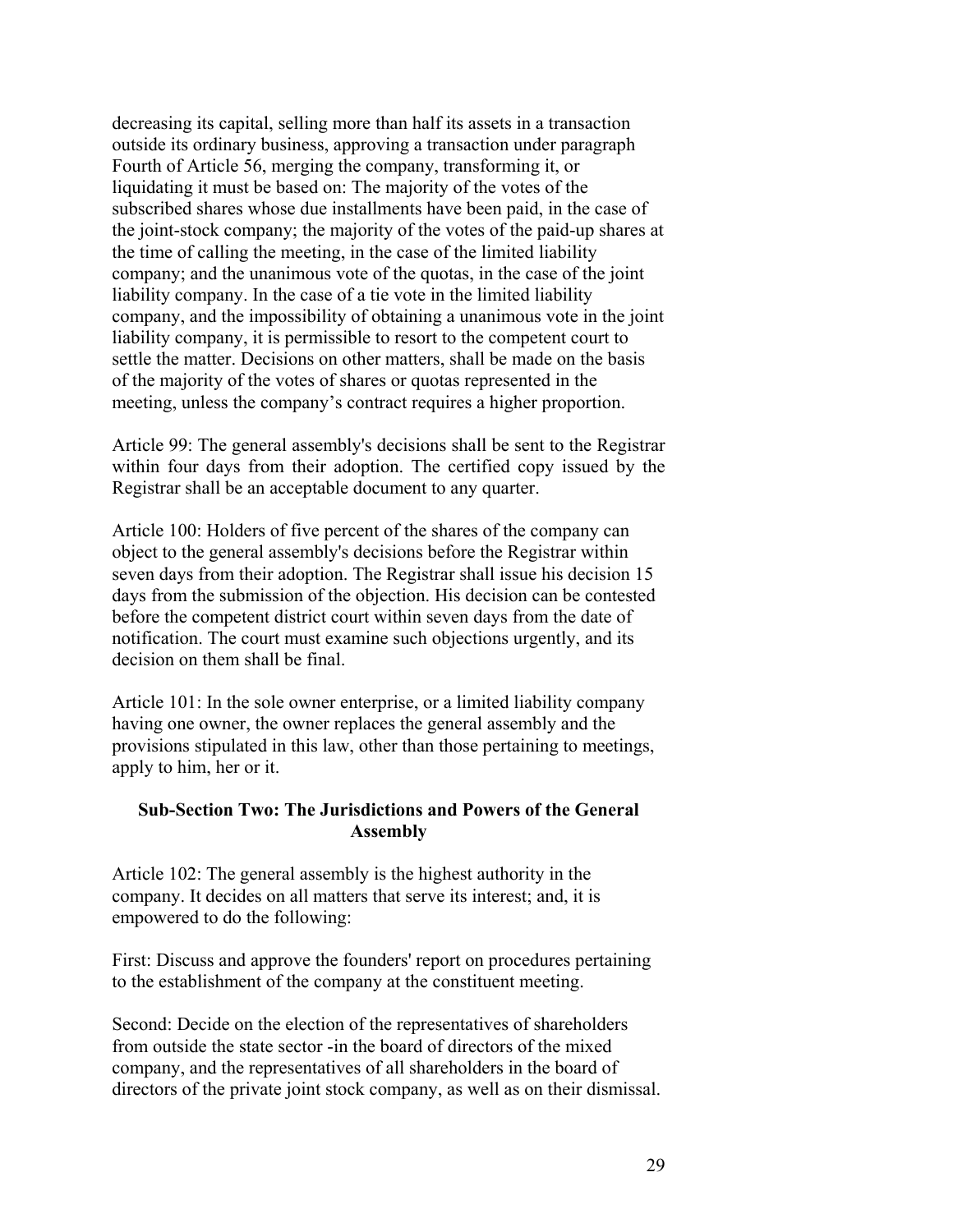decreasing its capital, selling more than half its assets in a transaction outside its ordinary business, approving a transaction under paragraph Fourth of Article 56, merging the company, transforming it, or liquidating it must be based on: The majority of the votes of the subscribed shares whose due installments have been paid, in the case of the joint-stock company; the majority of the votes of the paid-up shares at the time of calling the meeting, in the case of the limited liability company; and the unanimous vote of the quotas, in the case of the joint liability company. In the case of a tie vote in the limited liability company, and the impossibility of obtaining a unanimous vote in the joint liability company, it is permissible to resort to the competent court to settle the matter. Decisions on other matters, shall be made on the basis of the majority of the votes of shares or quotas represented in the meeting, unless the company's contract requires a higher proportion.

Article 99: The general assembly's decisions shall be sent to the Registrar within four days from their adoption. The certified copy issued by the Registrar shall be an acceptable document to any quarter.

Article 100: Holders of five percent of the shares of the company can object to the general assembly's decisions before the Registrar within seven days from their adoption. The Registrar shall issue his decision 15 days from the submission of the objection. His decision can be contested before the competent district court within seven days from the date of notification. The court must examine such objections urgently, and its decision on them shall be final.

Article 101: In the sole owner enterprise, or a limited liability company having one owner, the owner replaces the general assembly and the provisions stipulated in this law, other than those pertaining to meetings, apply to him, her or it.

### Sub-Section Two: The Jurisdictions and Powers of the General Assembly

Article 102: The general assembly is the highest authority in the company. It decides on all matters that serve its interest; and, it is empowered to do the following:

First: Discuss and approve the founders' report on procedures pertaining to the establishment of the company at the constituent meeting.

Second: Decide on the election of the representatives of shareholders from outside the state sector -in the board of directors of the mixed company, and the representatives of all shareholders in the board of directors of the private joint stock company, as well as on their dismissal.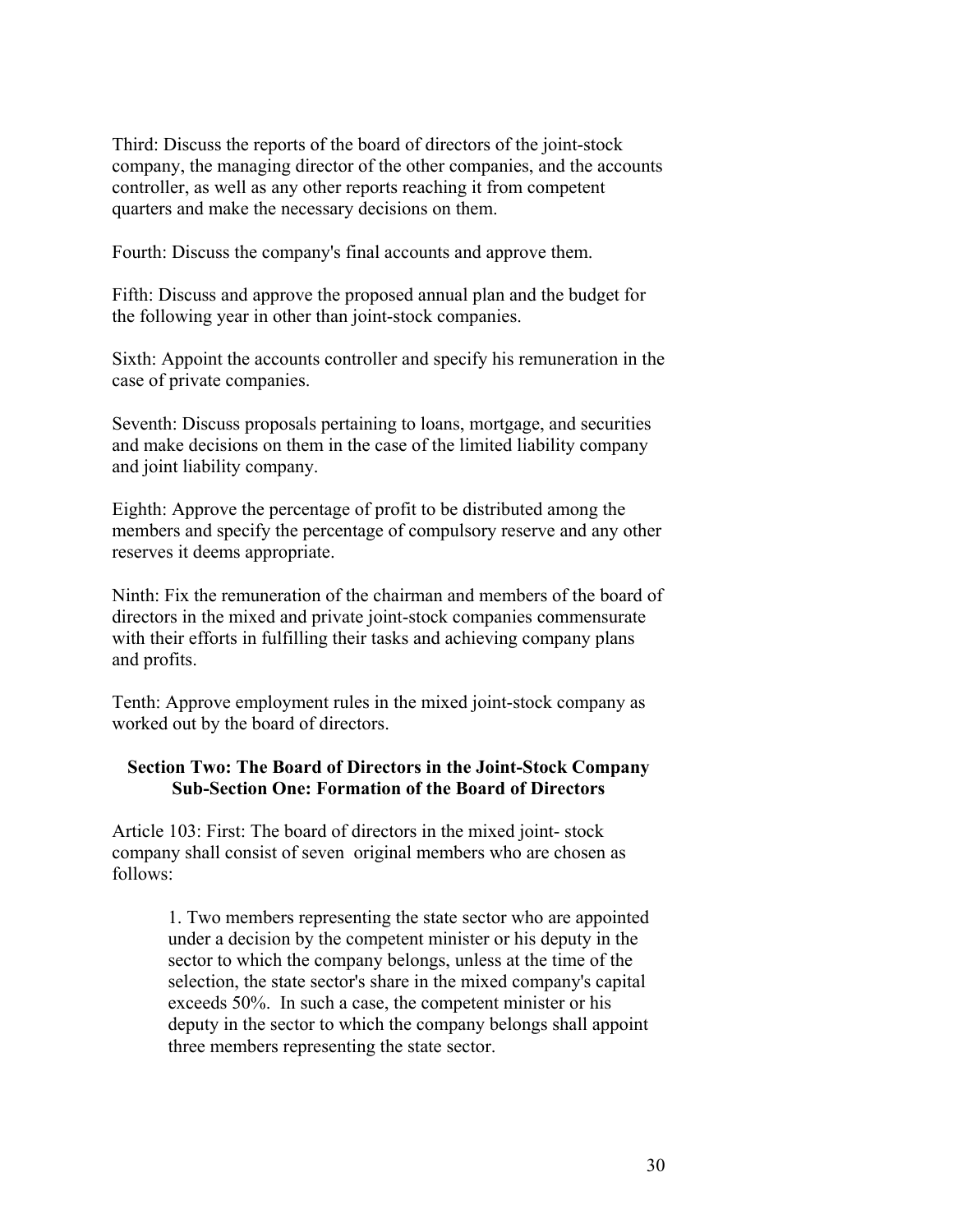Third: Discuss the reports of the board of directors of the joint-stock company, the managing director of the other companies, and the accounts controller, as well as any other reports reaching it from competent quarters and make the necessary decisions on them.

Fourth: Discuss the company's final accounts and approve them.

Fifth: Discuss and approve the proposed annual plan and the budget for the following year in other than joint-stock companies.

Sixth: Appoint the accounts controller and specify his remuneration in the case of private companies.

Seventh: Discuss proposals pertaining to loans, mortgage, and securities and make decisions on them in the case of the limited liability company and joint liability company.

Eighth: Approve the percentage of profit to be distributed among the members and specify the percentage of compulsory reserve and any other reserves it deems appropriate.

Ninth: Fix the remuneration of the chairman and members of the board of directors in the mixed and private joint-stock companies commensurate with their efforts in fulfilling their tasks and achieving company plans and profits.

Tenth: Approve employment rules in the mixed joint-stock company as worked out by the board of directors.

**Section Two: The Board of Directors in the Joint-Stock Company**
**Sub-Section One: Formation of the Board of Directors**

Article 103: First: The board of directors in the mixed joint- stock company shall consist of seven original members who are chosen as follows:

> 1. Two members representing the state sector who are appointed under a decision by the competent minister or his deputy in the sector to which the company belongs, unless at the time of the selection, the state sector's share in the mixed company's capital exceeds 50%. In such a case, the competent minister or his deputy in the sector to which the company belongs shall appoint three members representing the state sector.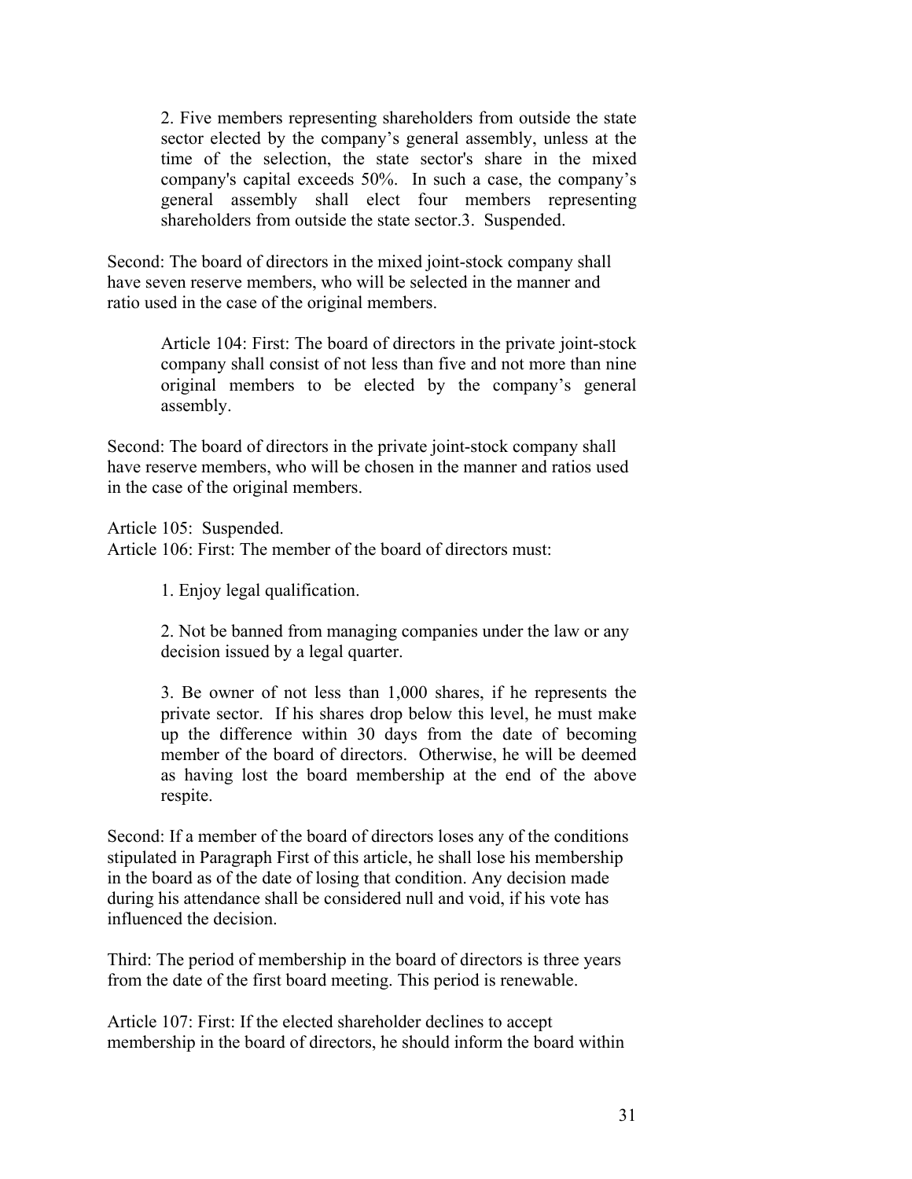2. Five members representing shareholders from outside the state sector elected by the company's general assembly, unless at the time of the selection, the state sector's share in the mixed company's capital exceeds 50%. In such a case, the company's general assembly shall elect four members representing shareholders from outside the state sector.3. Suspended.

Second: The board of directors in the mixed joint-stock company shall have seven reserve members, who will be selected in the manner and ratio used in the case of the original members.

Article 104: First: The board of directors in the private joint-stock company shall consist of not less than five and not more than nine original members to be elected by the company's general assembly.

Second: The board of directors in the private joint-stock company shall have reserve members, who will be chosen in the manner and ratios used in the case of the original members.

Article 105: Suspended.

Article 106: First: The member of the board of directors must:

1. Enjoy legal qualification.

2. Not be banned from managing companies under the law or any decision issued by a legal quarter.

3. Be owner of not less than 1,000 shares, if he represents the private sector. If his shares drop below this level, he must make up the difference within 30 days from the date of becoming member of the board of directors. Otherwise, he will be deemed as having lost the board membership at the end of the above respite.

Second: If a member of the board of directors loses any of the conditions stipulated in Paragraph First of this article, he shall lose his membership in the board as of the date of losing that condition. Any decision made during his attendance shall be considered null and void, if his vote has influenced the decision.

Third: The period of membership in the board of directors is three years from the date of the first board meeting. This period is renewable.

Article 107: First: If the elected shareholder declines to accept membership in the board of directors, he should inform the board within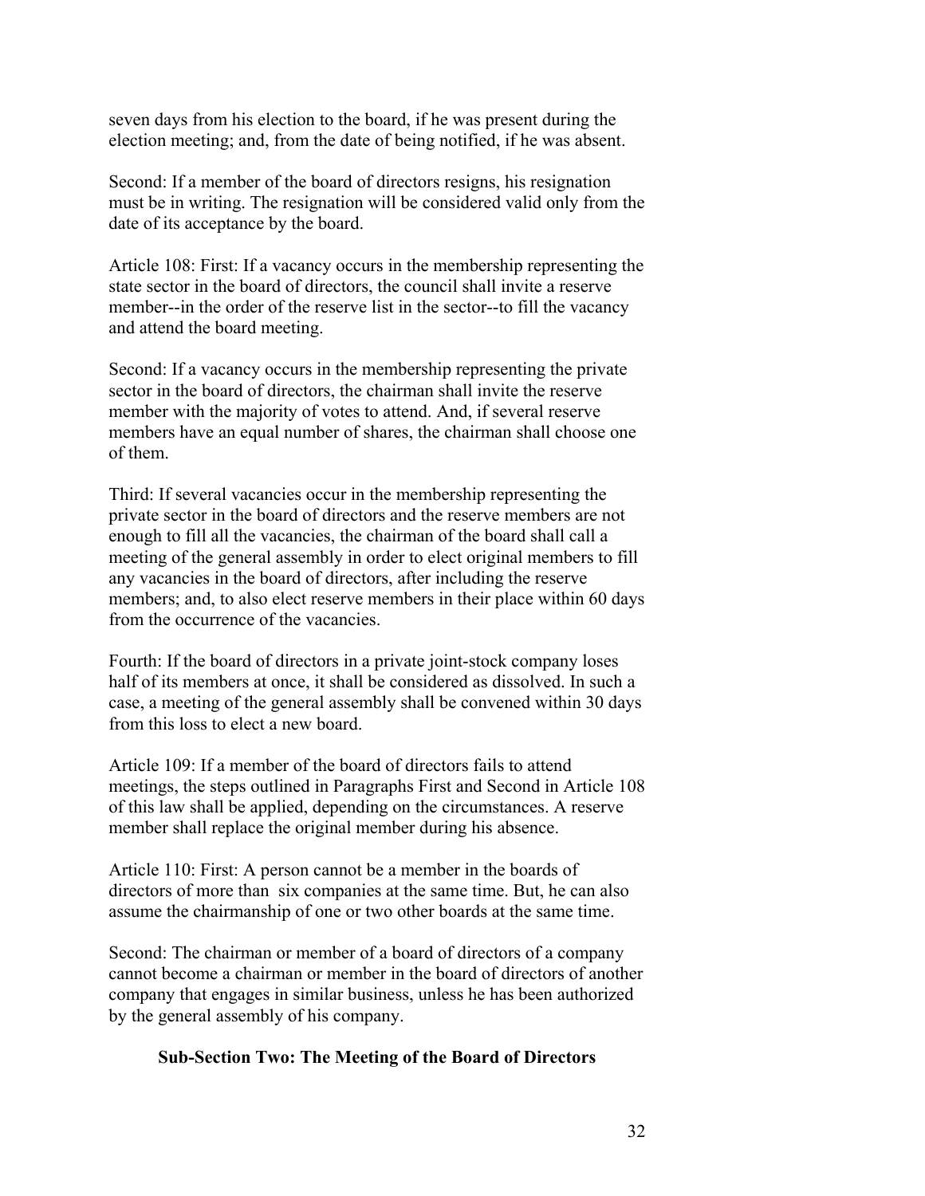seven days from his election to the board, if he was present during the election meeting; and, from the date of being notified, if he was absent.

Second: If a member of the board of directors resigns, his resignation must be in writing. The resignation will be considered valid only from the date of its acceptance by the board.

Article 108: First: If a vacancy occurs in the membership representing the state sector in the board of directors, the council shall invite a reserve member--in the order of the reserve list in the sector--to fill the vacancy and attend the board meeting.

Second: If a vacancy occurs in the membership representing the private sector in the board of directors, the chairman shall invite the reserve member with the majority of votes to attend. And, if several reserve members have an equal number of shares, the chairman shall choose one of them.

Third: If several vacancies occur in the membership representing the private sector in the board of directors and the reserve members are not enough to fill all the vacancies, the chairman of the board shall call a meeting of the general assembly in order to elect original members to fill any vacancies in the board of directors, after including the reserve members; and, to also elect reserve members in their place within 60 days from the occurrence of the vacancies.

Fourth: If the board of directors in a private joint-stock company loses half of its members at once, it shall be considered as dissolved. In such a case, a meeting of the general assembly shall be convened within 30 days from this loss to elect a new board.

Article 109: If a member of the board of directors fails to attend meetings, the steps outlined in Paragraphs First and Second in Article 108 of this law shall be applied, depending on the circumstances. A reserve member shall replace the original member during his absence.

Article 110: First: A person cannot be a member in the boards of directors of more than six companies at the same time. But, he can also assume the chairmanship of one or two other boards at the same time.

Second: The chairman or member of a board of directors of a company cannot become a chairman or member in the board of directors of another company that engages in similar business, unless he has been authorized by the general assembly of his company.

### Sub-Section Two: The Meeting of the Board of Directors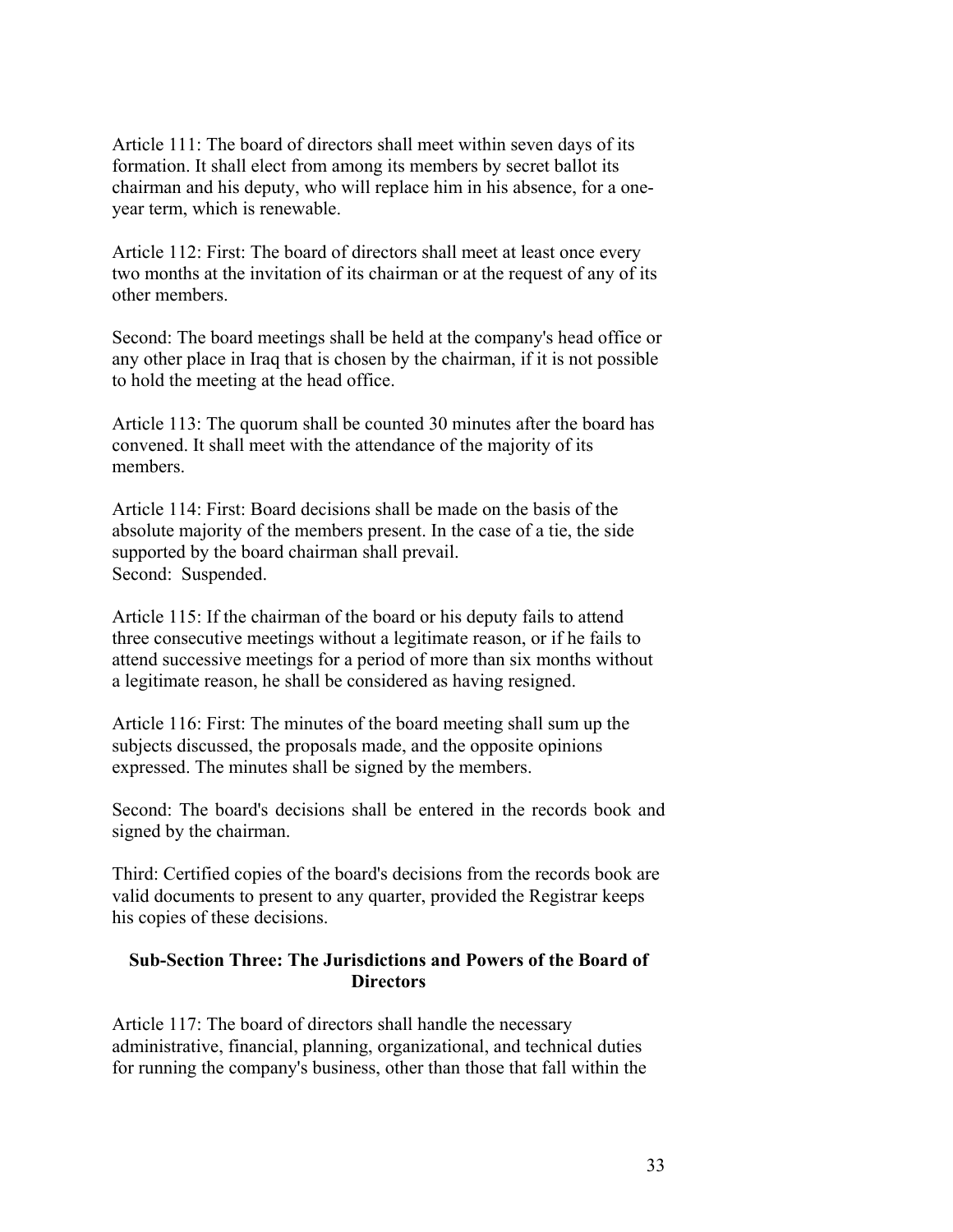Article 111: The board of directors shall meet within seven days of its formation. It shall elect from among its members by secret ballot its chairman and his deputy, who will replace him in his absence, for a one-year term, which is renewable.

Article 112: First: The board of directors shall meet at least once every two months at the invitation of its chairman or at the request of any of its other members.

Second: The board meetings shall be held at the company's head office or any other place in Iraq that is chosen by the chairman, if it is not possible to hold the meeting at the head office.

Article 113: The quorum shall be counted 30 minutes after the board has convened. It shall meet with the attendance of the majority of its members.

Article 114: First: Board decisions shall be made on the basis of the absolute majority of the members present. In the case of a tie, the side supported by the board chairman shall prevail.
Second: Suspended.

Article 115: If the chairman of the board or his deputy fails to attend three consecutive meetings without a legitimate reason, or if he fails to attend successive meetings for a period of more than six months without a legitimate reason, he shall be considered as having resigned.

Article 116: First: The minutes of the board meeting shall sum up the subjects discussed, the proposals made, and the opposite opinions expressed. The minutes shall be signed by the members.

Second: The board's decisions shall be entered in the records book and signed by the chairman.

Third: Certified copies of the board's decisions from the records book are valid documents to present to any quarter, provided the Registrar keeps his copies of these decisions.

### Sub-Section Three: The Jurisdictions and Powers of the Board of Directors

Article 117: The board of directors shall handle the necessary administrative, financial, planning, organizational, and technical duties for running the company's business, other than those that fall within the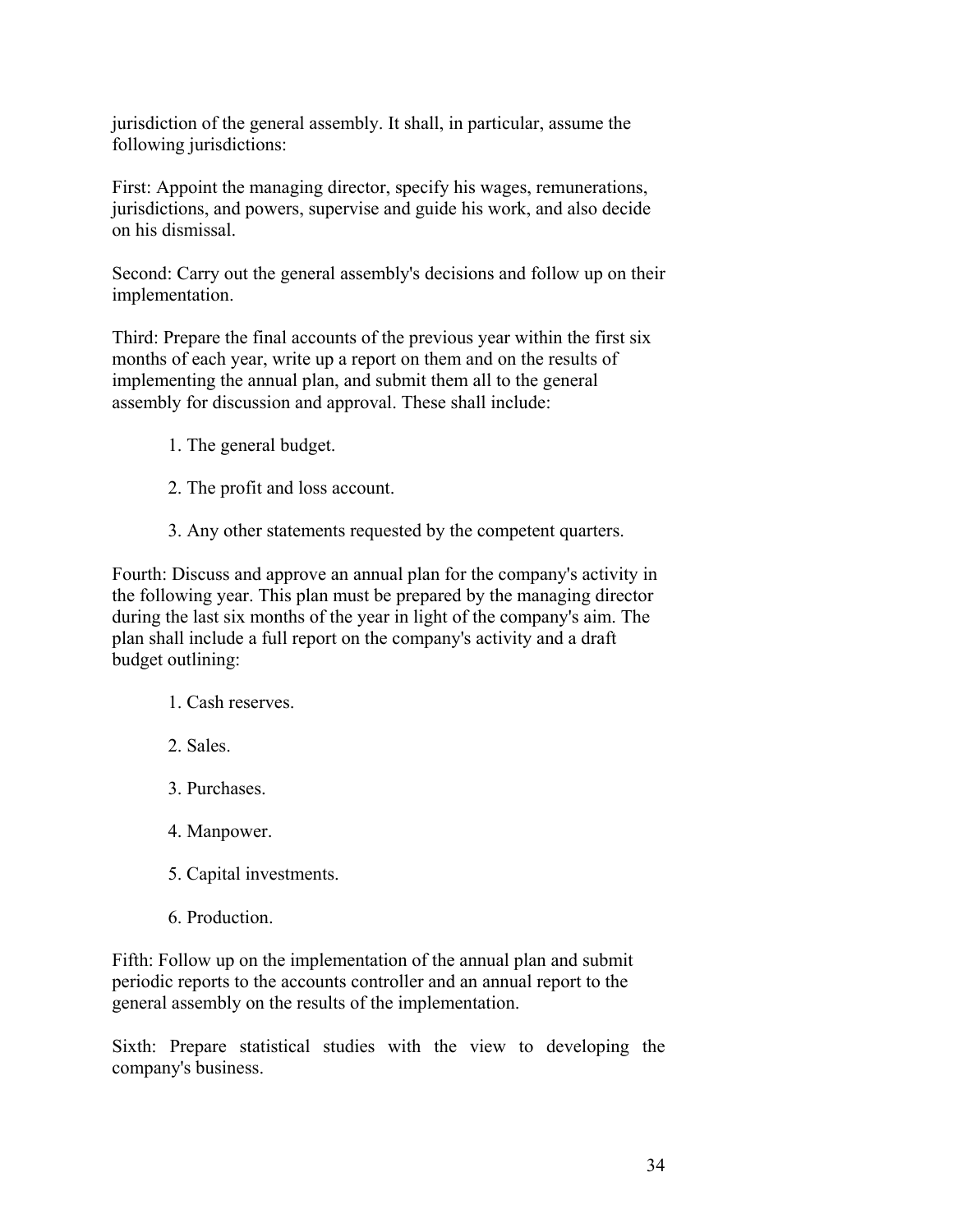jurisdiction of the general assembly. It shall, in particular, assume the following jurisdictions:

First: Appoint the managing director, specify his wages, remunerations, jurisdictions, and powers, supervise and guide his work, and also decide on his dismissal.

Second: Carry out the general assembly's decisions and follow up on their implementation.

Third: Prepare the final accounts of the previous year within the first six months of each year, write up a report on them and on the results of implementing the annual plan, and submit them all to the general assembly for discussion and approval. These shall include:

1. The general budget.

2. The profit and loss account.

3. Any other statements requested by the competent quarters.

Fourth: Discuss and approve an annual plan for the company's activity in the following year. This plan must be prepared by the managing director during the last six months of the year in light of the company's aim. The plan shall include a full report on the company's activity and a draft budget outlining:

1. Cash reserves.

2. Sales.

3. Purchases.

4. Manpower.

5. Capital investments.

6. Production.

Fifth: Follow up on the implementation of the annual plan and submit periodic reports to the accounts controller and an annual report to the general assembly on the results of the implementation.

Sixth: Prepare statistical studies with the view to developing the company's business.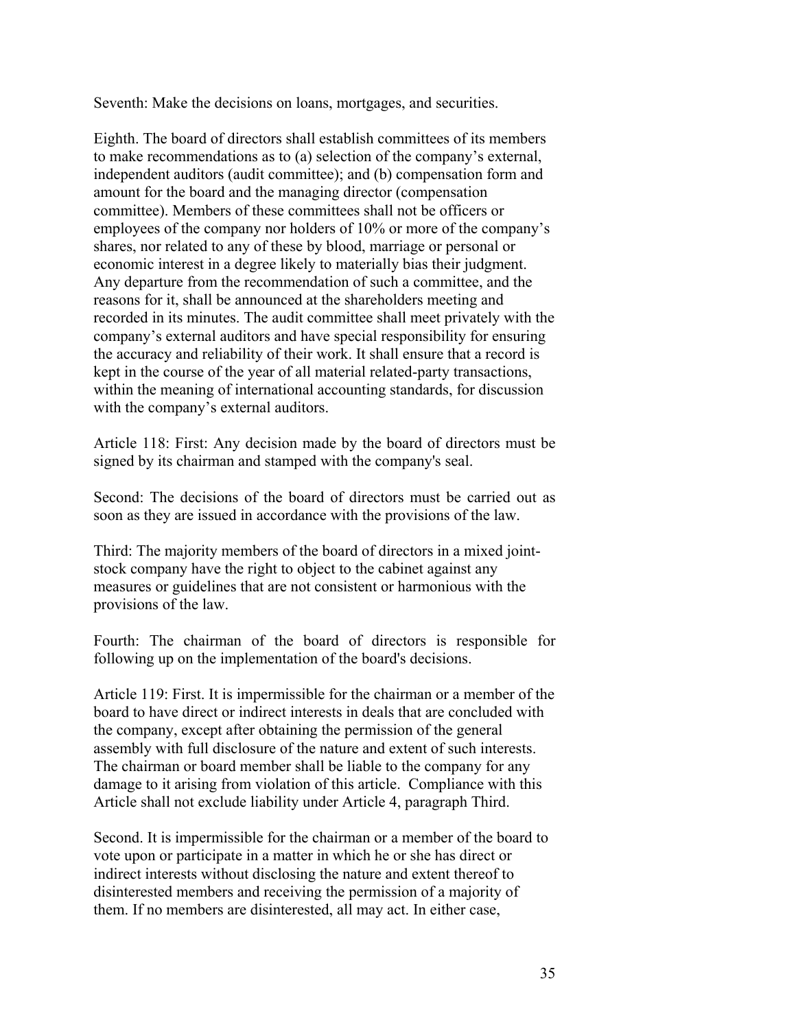Seventh: Make the decisions on loans, mortgages, and securities.

Eighth. The board of directors shall establish committees of its members to make recommendations as to (a) selection of the company's external, independent auditors (audit committee); and (b) compensation form and amount for the board and the managing director (compensation committee). Members of these committees shall not be officers or employees of the company nor holders of 10% or more of the company's shares, nor related to any of these by blood, marriage or personal or economic interest in a degree likely to materially bias their judgment. Any departure from the recommendation of such a committee, and the reasons for it, shall be announced at the shareholders meeting and recorded in its minutes. The audit committee shall meet privately with the company's external auditors and have special responsibility for ensuring the accuracy and reliability of their work. It shall ensure that a record is kept in the course of the year of all material related-party transactions, within the meaning of international accounting standards, for discussion with the company's external auditors.

Article 118: First: Any decision made by the board of directors must be signed by its chairman and stamped with the company's seal.

Second: The decisions of the board of directors must be carried out as soon as they are issued in accordance with the provisions of the law.

Third: The majority members of the board of directors in a mixed joint-stock company have the right to object to the cabinet against any measures or guidelines that are not consistent or harmonious with the provisions of the law.

Fourth: The chairman of the board of directors is responsible for following up on the implementation of the board's decisions.

Article 119: First. It is impermissible for the chairman or a member of the board to have direct or indirect interests in deals that are concluded with the company, except after obtaining the permission of the general assembly with full disclosure of the nature and extent of such interests. The chairman or board member shall be liable to the company for any damage to it arising from violation of this article. Compliance with this Article shall not exclude liability under Article 4, paragraph Third.

Second. It is impermissible for the chairman or a member of the board to vote upon or participate in a matter in which he or she has direct or indirect interests without disclosing the nature and extent thereof to disinterested members and receiving the permission of a majority of them. If no members are disinterested, all may act. In either case,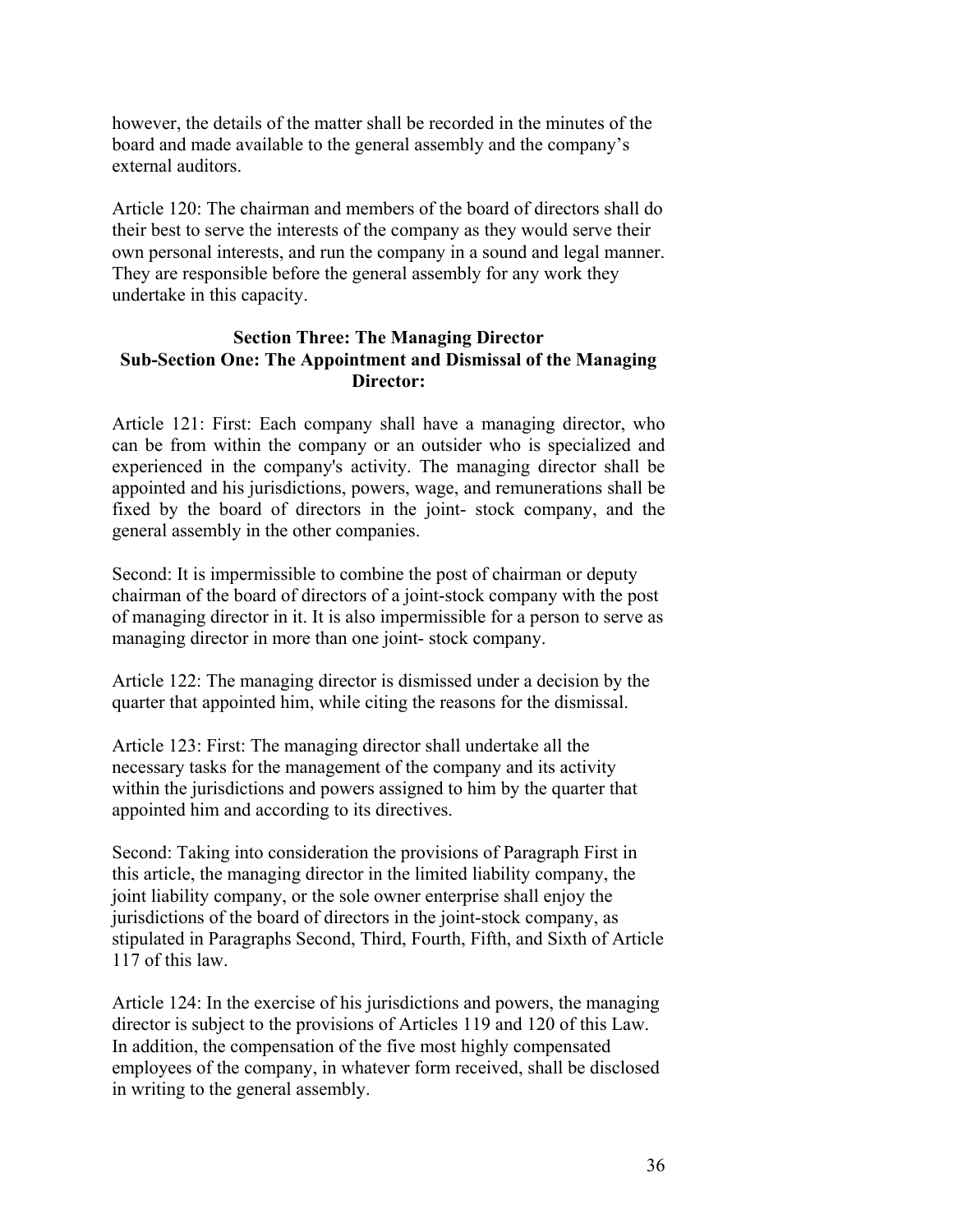however, the details of the matter shall be recorded in the minutes of the board and made available to the general assembly and the company's external auditors.

Article 120: The chairman and members of the board of directors shall do their best to serve the interests of the company as they would serve their own personal interests, and run the company in a sound and legal manner. They are responsible before the general assembly for any work they undertake in this capacity.

### Section Three: The Managing Director

#### Sub-Section One: The Appointment and Dismissal of the Managing Director:

Article 121: First: Each company shall have a managing director, who can be from within the company or an outsider who is specialized and experienced in the company's activity. The managing director shall be appointed and his jurisdictions, powers, wage, and remunerations shall be fixed by the board of directors in the joint- stock company, and the general assembly in the other companies.

Second: It is impermissible to combine the post of chairman or deputy chairman of the board of directors of a joint-stock company with the post of managing director in it. It is also impermissible for a person to serve as managing director in more than one joint- stock company.

Article 122: The managing director is dismissed under a decision by the quarter that appointed him, while citing the reasons for the dismissal.

Article 123: First: The managing director shall undertake all the necessary tasks for the management of the company and its activity within the jurisdictions and powers assigned to him by the quarter that appointed him and according to its directives.

Second: Taking into consideration the provisions of Paragraph First in this article, the managing director in the limited liability company, the joint liability company, or the sole owner enterprise shall enjoy the jurisdictions of the board of directors in the joint-stock company, as stipulated in Paragraphs Second, Third, Fourth, Fifth, and Sixth of Article 117 of this law.

Article 124: In the exercise of his jurisdictions and powers, the managing director is subject to the provisions of Articles 119 and 120 of this Law. In addition, the compensation of the five most highly compensated employees of the company, in whatever form received, shall be disclosed in writing to the general assembly.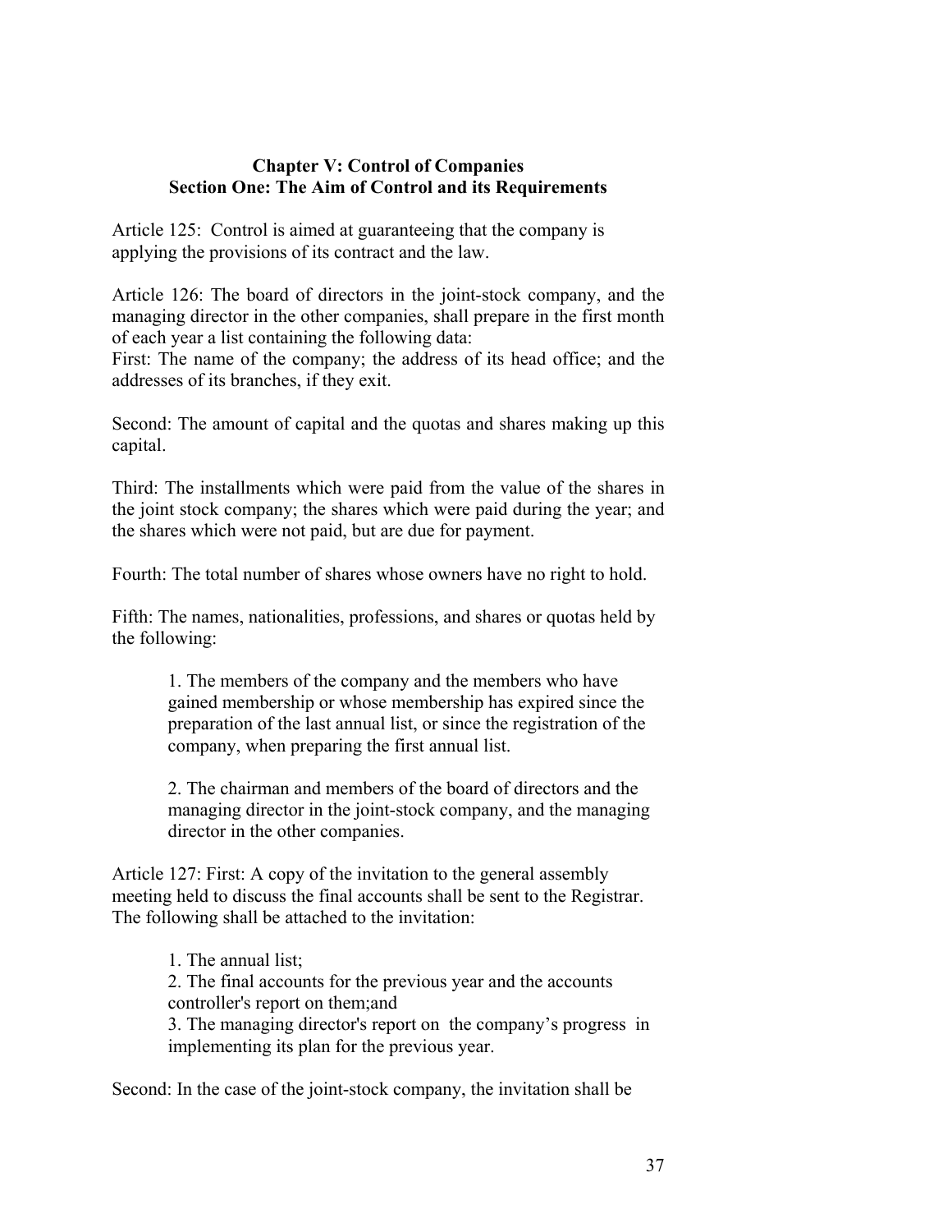## Chapter V: Control of Companies
## Section One: The Aim of Control and its Requirements

Article 125: Control is aimed at guaranteeing that the company is applying the provisions of its contract and the law.

Article 126: The board of directors in the joint-stock company, and the managing director in the other companies, shall prepare in the first month of each year a list containing the following data:
First: The name of the company; the address of its head office; and the addresses of its branches, if they exit.

Second: The amount of capital and the quotas and shares making up this capital.

Third: The installments which were paid from the value of the shares in the joint stock company; the shares which were paid during the year; and the shares which were not paid, but are due for payment.

Fourth: The total number of shares whose owners have no right to hold.

Fifth: The names, nationalities, professions, and shares or quotas held by the following:

1. The members of the company and the members who have gained membership or whose membership has expired since the preparation of the last annual list, or since the registration of the company, when preparing the first annual list.

2. The chairman and members of the board of directors and the managing director in the joint-stock company, and the managing director in the other companies.

Article 127: First: A copy of the invitation to the general assembly meeting held to discuss the final accounts shall be sent to the Registrar. The following shall be attached to the invitation:

1. The annual list;
2. The final accounts for the previous year and the accounts controller's report on them;and
3. The managing director's report on the company's progress in implementing its plan for the previous year.

Second: In the case of the joint-stock company, the invitation shall be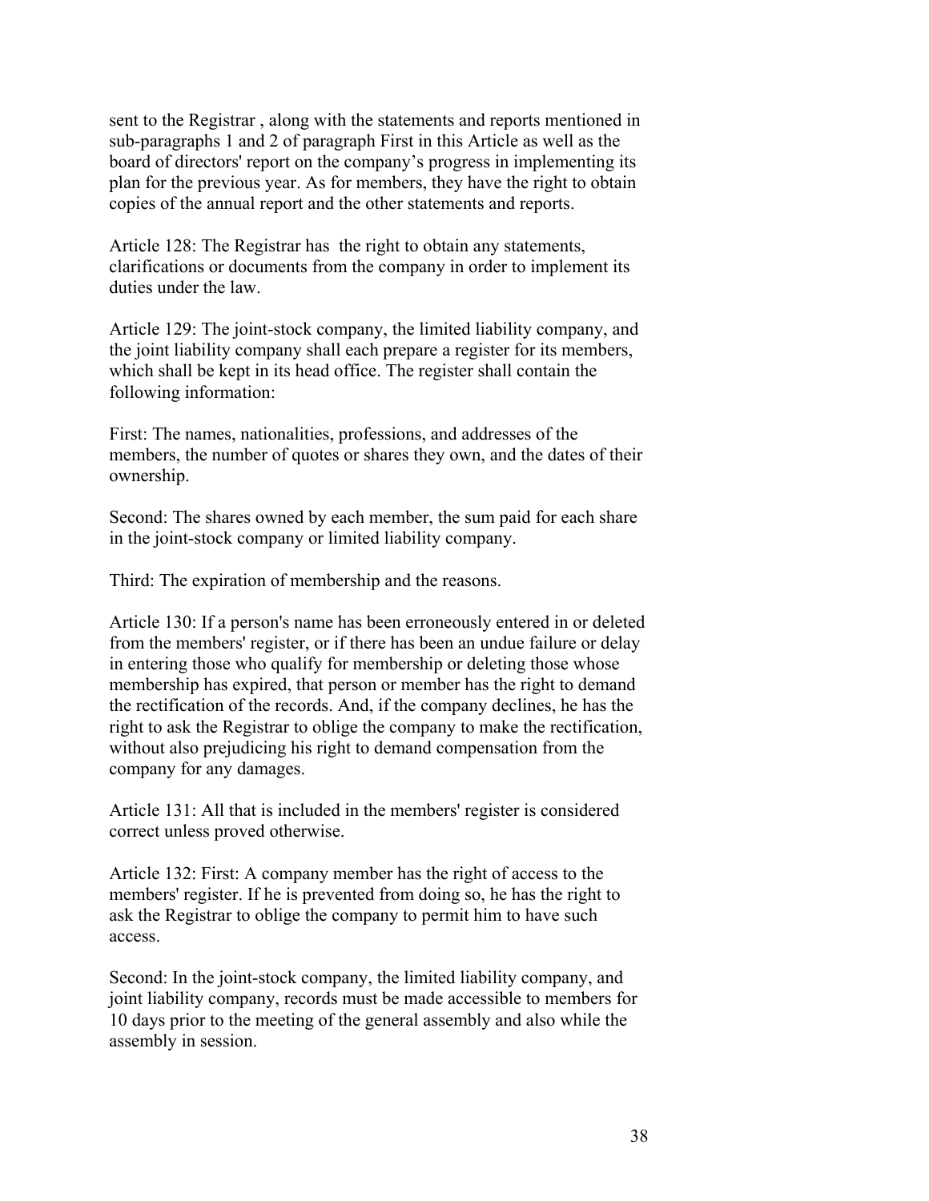sent to the Registrar , along with the statements and reports mentioned in sub-paragraphs 1 and 2 of paragraph First in this Article as well as the board of directors' report on the company's progress in implementing its plan for the previous year. As for members, they have the right to obtain copies of the annual report and the other statements and reports.

Article 128: The Registrar has the right to obtain any statements, clarifications or documents from the company in order to implement its duties under the law.

Article 129: The joint-stock company, the limited liability company, and the joint liability company shall each prepare a register for its members, which shall be kept in its head office. The register shall contain the following information:

First: The names, nationalities, professions, and addresses of the members, the number of quotes or shares they own, and the dates of their ownership.

Second: The shares owned by each member, the sum paid for each share in the joint-stock company or limited liability company.

Third: The expiration of membership and the reasons.

Article 130: If a person's name has been erroneously entered in or deleted from the members' register, or if there has been an undue failure or delay in entering those who qualify for membership or deleting those whose membership has expired, that person or member has the right to demand the rectification of the records. And, if the company declines, he has the right to ask the Registrar to oblige the company to make the rectification, without also prejudicing his right to demand compensation from the company for any damages.

Article 131: All that is included in the members' register is considered correct unless proved otherwise.

Article 132: First: A company member has the right of access to the members' register. If he is prevented from doing so, he has the right to ask the Registrar to oblige the company to permit him to have such access.

Second: In the joint-stock company, the limited liability company, and joint liability company, records must be made accessible to members for 10 days prior to the meeting of the general assembly and also while the assembly in session.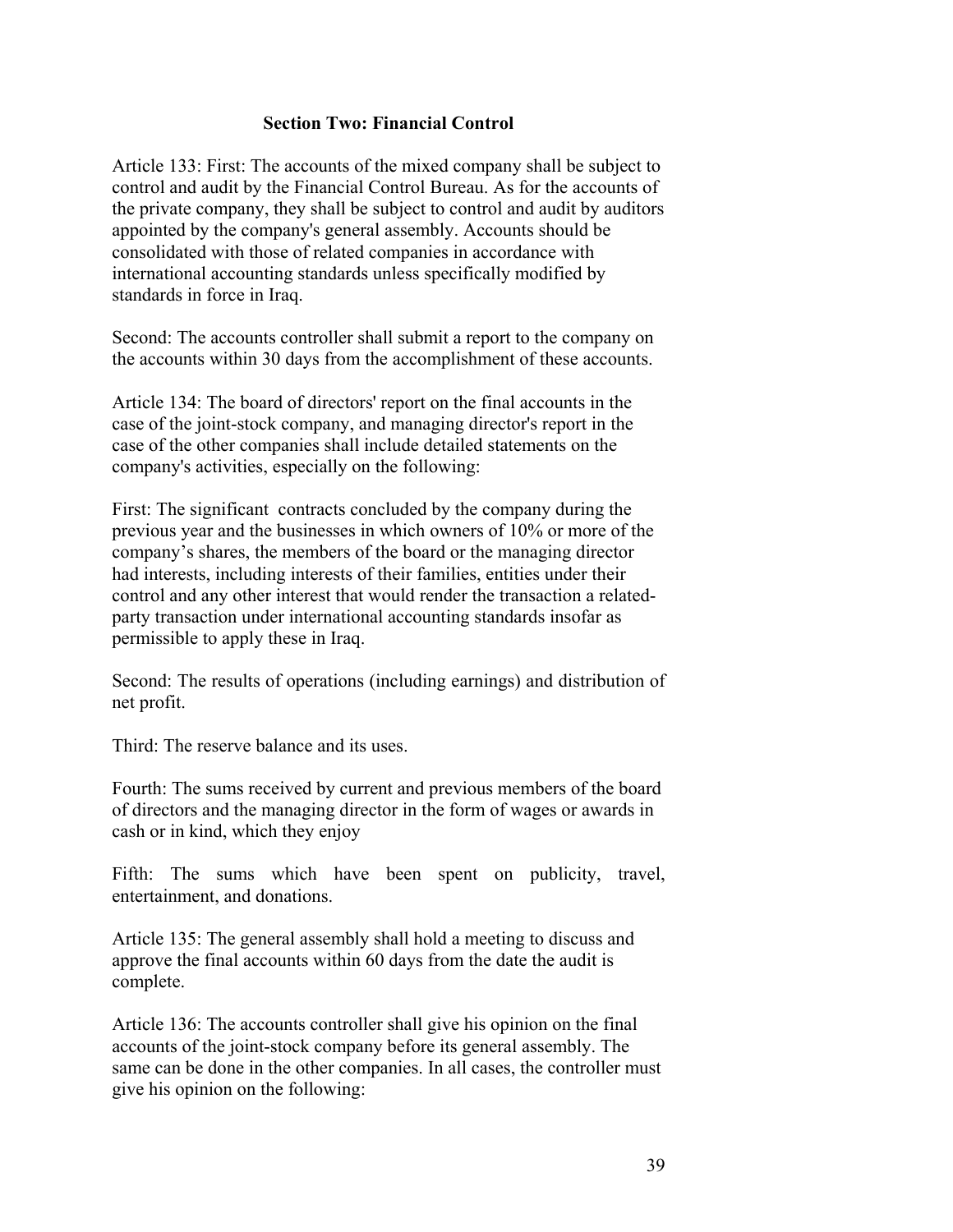## Section Two: Financial Control

Article 133: First: The accounts of the mixed company shall be subject to control and audit by the Financial Control Bureau. As for the accounts of the private company, they shall be subject to control and audit by auditors appointed by the company's general assembly. Accounts should be consolidated with those of related companies in accordance with international accounting standards unless specifically modified by standards in force in Iraq.

Second: The accounts controller shall submit a report to the company on the accounts within 30 days from the accomplishment of these accounts.

Article 134: The board of directors' report on the final accounts in the case of the joint-stock company, and managing director's report in the case of the other companies shall include detailed statements on the company's activities, especially on the following:

First: The significant contracts concluded by the company during the previous year and the businesses in which owners of 10% or more of the company's shares, the members of the board or the managing director had interests, including interests of their families, entities under their control and any other interest that would render the transaction a related-party transaction under international accounting standards insofar as permissible to apply these in Iraq.

Second: The results of operations (including earnings) and distribution of net profit.

Third: The reserve balance and its uses.

Fourth: The sums received by current and previous members of the board of directors and the managing director in the form of wages or awards in cash or in kind, which they enjoy

Fifth: The sums which have been spent on publicity, travel, entertainment, and donations.

Article 135: The general assembly shall hold a meeting to discuss and approve the final accounts within 60 days from the date the audit is complete.

Article 136: The accounts controller shall give his opinion on the final accounts of the joint-stock company before its general assembly. The same can be done in the other companies. In all cases, the controller must give his opinion on the following: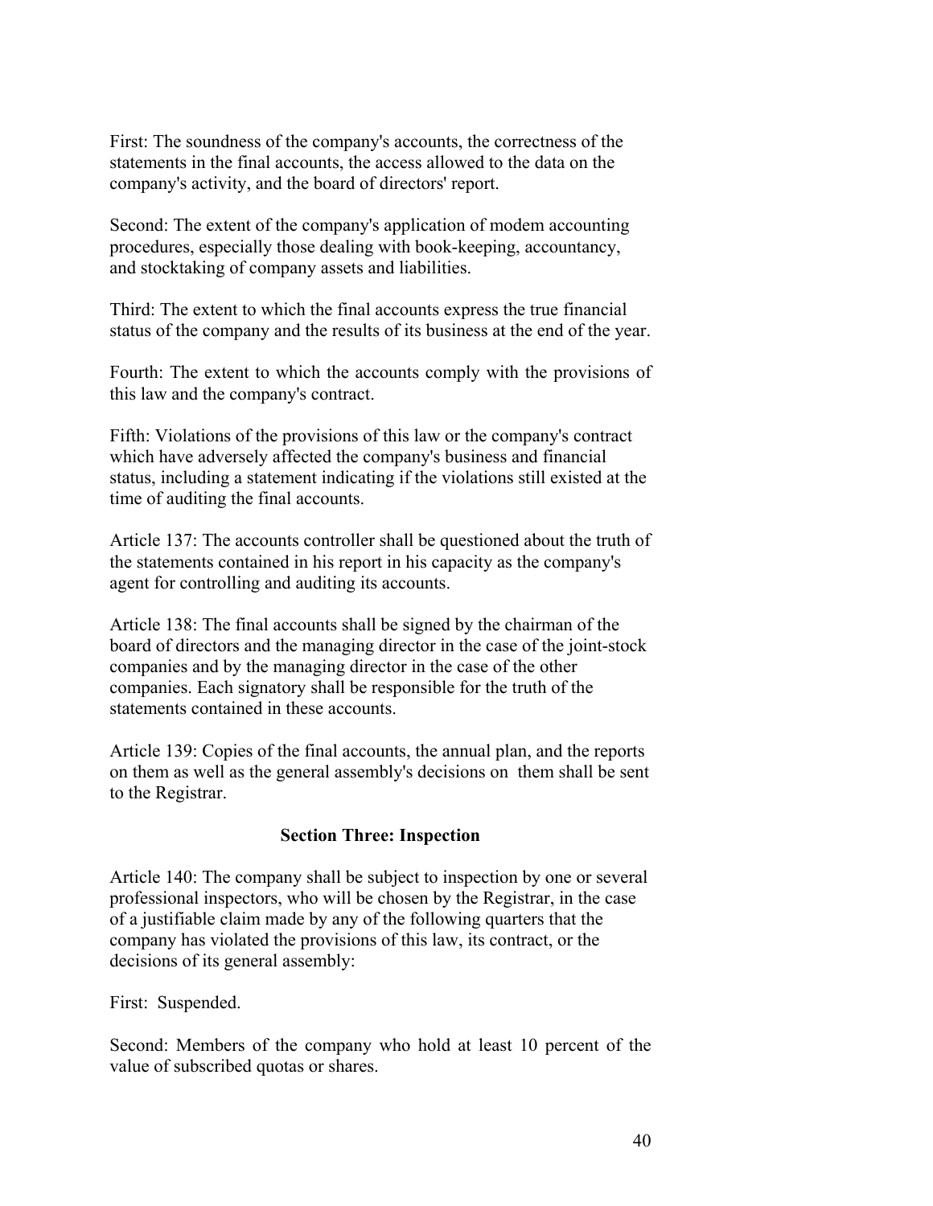First: The soundness of the company's accounts, the correctness of the statements in the final accounts, the access allowed to the data on the company's activity, and the board of directors' report.

Second: The extent of the company's application of modem accounting procedures, especially those dealing with book-keeping, accountancy, and stocktaking of company assets and liabilities.

Third: The extent to which the final accounts express the true financial status of the company and the results of its business at the end of the year.

Fourth: The extent to which the accounts comply with the provisions of this law and the company's contract.

Fifth: Violations of the provisions of this law or the company's contract which have adversely affected the company's business and financial status, including a statement indicating if the violations still existed at the time of auditing the final accounts.

Article 137: The accounts controller shall be questioned about the truth of the statements contained in his report in his capacity as the company's agent for controlling and auditing its accounts.

Article 138: The final accounts shall be signed by the chairman of the board of directors and the managing director in the case of the joint-stock companies and by the managing director in the case of the other companies. Each signatory shall be responsible for the truth of the statements contained in these accounts.

Article 139: Copies of the final accounts, the annual plan, and the reports on them as well as the general assembly's decisions on them shall be sent to the Registrar.

## Section Three: Inspection

Article 140: The company shall be subject to inspection by one or several professional inspectors, who will be chosen by the Registrar, in the case of a justifiable claim made by any of the following quarters that the company has violated the provisions of this law, its contract, or the decisions of its general assembly:

First: Suspended.

Second: Members of the company who hold at least 10 percent of the value of subscribed quotas or shares.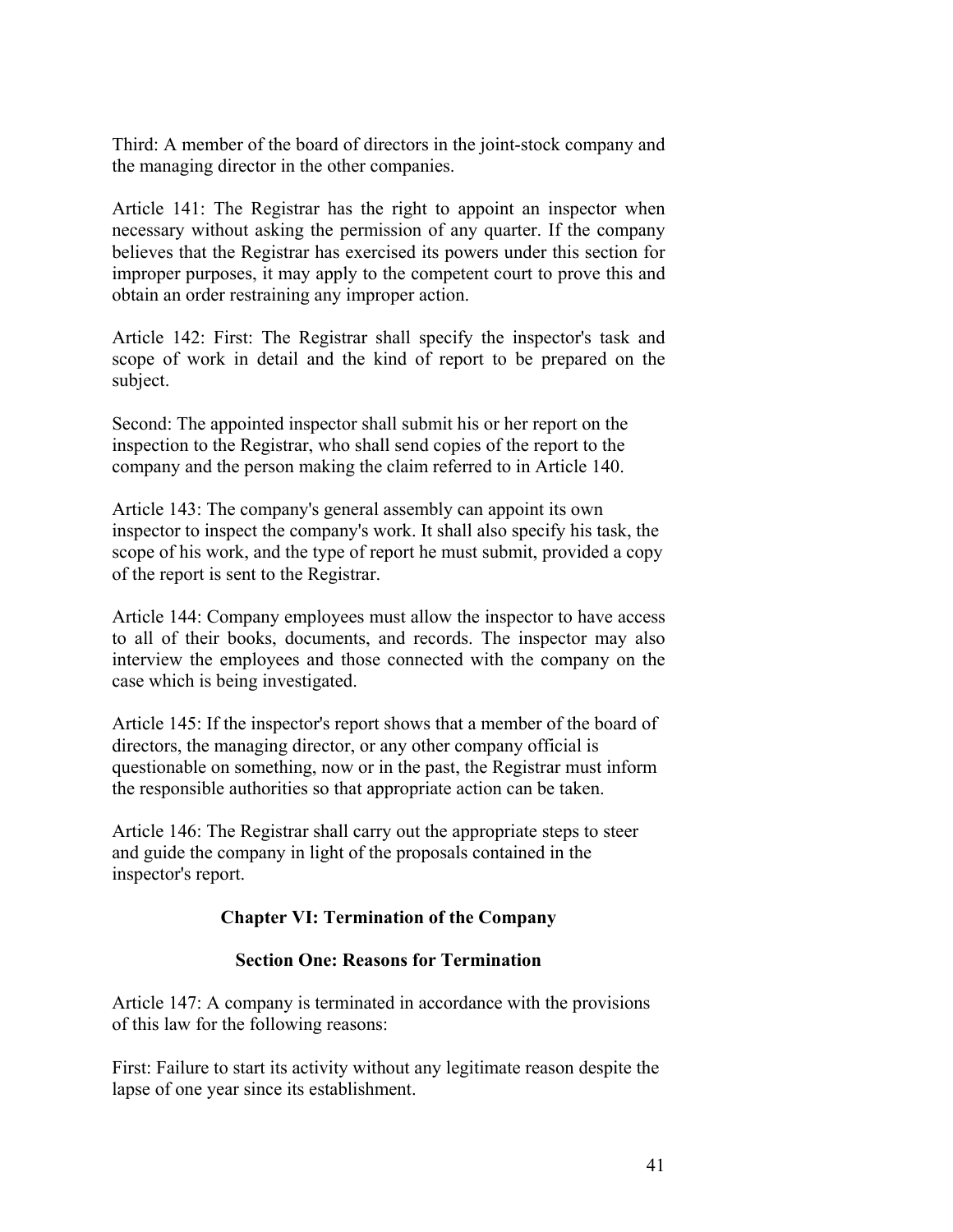Third: A member of the board of directors in the joint-stock company and the managing director in the other companies.

Article 141: The Registrar has the right to appoint an inspector when necessary without asking the permission of any quarter. If the company believes that the Registrar has exercised its powers under this section for improper purposes, it may apply to the competent court to prove this and obtain an order restraining any improper action.

Article 142: First: The Registrar shall specify the inspector's task and scope of work in detail and the kind of report to be prepared on the subject.

Second: The appointed inspector shall submit his or her report on the inspection to the Registrar, who shall send copies of the report to the company and the person making the claim referred to in Article 140.

Article 143: The company's general assembly can appoint its own inspector to inspect the company's work. It shall also specify his task, the scope of his work, and the type of report he must submit, provided a copy of the report is sent to the Registrar.

Article 144: Company employees must allow the inspector to have access to all of their books, documents, and records. The inspector may also interview the employees and those connected with the company on the case which is being investigated.

Article 145: If the inspector's report shows that a member of the board of directors, the managing director, or any other company official is questionable on something, now or in the past, the Registrar must inform the responsible authorities so that appropriate action can be taken.

Article 146: The Registrar shall carry out the appropriate steps to steer and guide the company in light of the proposals contained in the inspector's report.

## Chapter VI: Termination of the Company

### Section One: Reasons for Termination

Article 147: A company is terminated in accordance with the provisions of this law for the following reasons:

First: Failure to start its activity without any legitimate reason despite the lapse of one year since its establishment.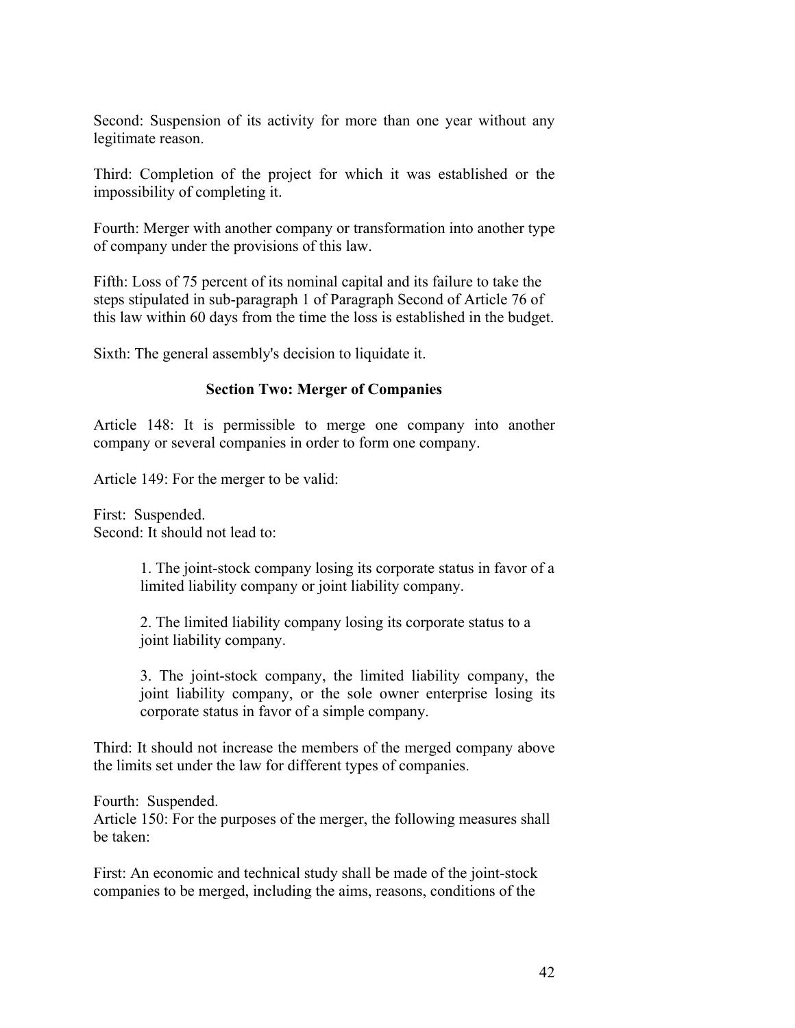Second: Suspension of its activity for more than one year without any legitimate reason.

Third: Completion of the project for which it was established or the impossibility of completing it.

Fourth: Merger with another company or transformation into another type of company under the provisions of this law.

Fifth: Loss of 75 percent of its nominal capital and its failure to take the steps stipulated in sub-paragraph 1 of Paragraph Second of Article 76 of this law within 60 days from the time the loss is established in the budget.

Sixth: The general assembly's decision to liquidate it.

### Section Two: Merger of Companies

Article 148: It is permissible to merge one company into another company or several companies in order to form one company.

Article 149: For the merger to be valid:

First: Suspended.
Second: It should not lead to:

1. The joint-stock company losing its corporate status in favor of a limited liability company or joint liability company.

2. The limited liability company losing its corporate status to a joint liability company.

3. The joint-stock company, the limited liability company, the joint liability company, or the sole owner enterprise losing its corporate status in favor of a simple company.

Third: It should not increase the members of the merged company above the limits set under the law for different types of companies.

Fourth: Suspended.
Article 150: For the purposes of the merger, the following measures shall be taken:

First: An economic and technical study shall be made of the joint-stock companies to be merged, including the aims, reasons, conditions of the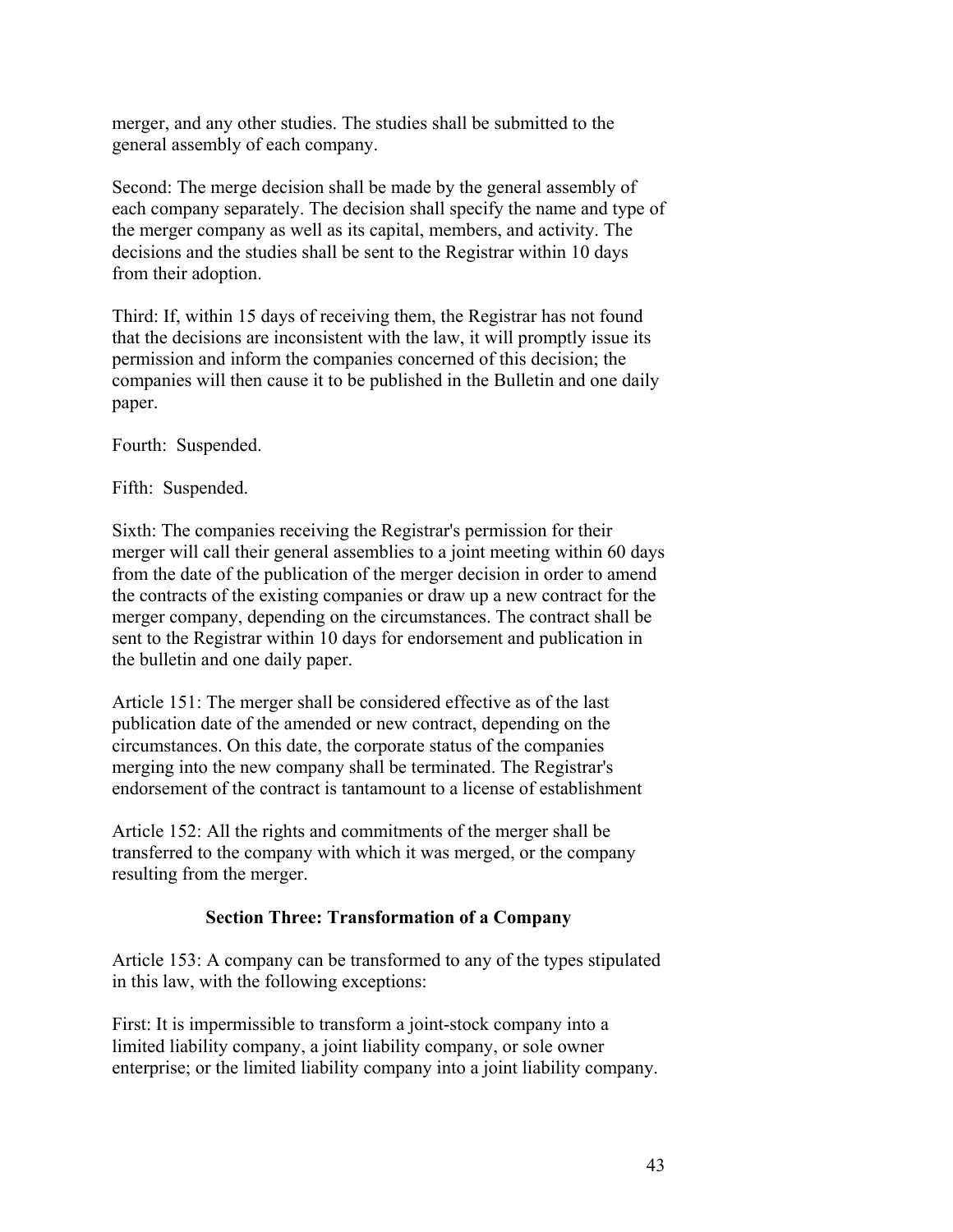merger, and any other studies. The studies shall be submitted to the general assembly of each company.

Second: The merge decision shall be made by the general assembly of each company separately. The decision shall specify the name and type of the merger company as well as its capital, members, and activity. The decisions and the studies shall be sent to the Registrar within 10 days from their adoption.

Third: If, within 15 days of receiving them, the Registrar has not found that the decisions are inconsistent with the law, it will promptly issue its permission and inform the companies concerned of this decision; the companies will then cause it to be published in the Bulletin and one daily paper.

Fourth: Suspended.

Fifth: Suspended.

Sixth: The companies receiving the Registrar's permission for their merger will call their general assemblies to a joint meeting within 60 days from the date of the publication of the merger decision in order to amend the contracts of the existing companies or draw up a new contract for the merger company, depending on the circumstances. The contract shall be sent to the Registrar within 10 days for endorsement and publication in the bulletin and one daily paper.

Article 151: The merger shall be considered effective as of the last publication date of the amended or new contract, depending on the circumstances. On this date, the corporate status of the companies merging into the new company shall be terminated. The Registrar's endorsement of the contract is tantamount to a license of establishment

Article 152: All the rights and commitments of the merger shall be transferred to the company with which it was merged, or the company resulting from the merger.

### Section Three: Transformation of a Company

Article 153: A company can be transformed to any of the types stipulated in this law, with the following exceptions:

First: It is impermissible to transform a joint-stock company into a limited liability company, a joint liability company, or sole owner enterprise; or the limited liability company into a joint liability company.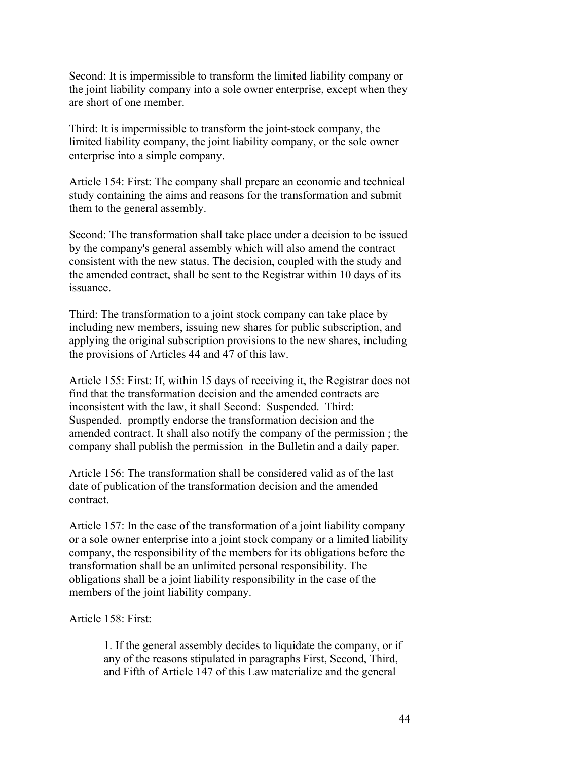Second: It is impermissible to transform the limited liability company or the joint liability company into a sole owner enterprise, except when they are short of one member.

Third: It is impermissible to transform the joint-stock company, the limited liability company, the joint liability company, or the sole owner enterprise into a simple company.

Article 154: First: The company shall prepare an economic and technical study containing the aims and reasons for the transformation and submit them to the general assembly.

Second: The transformation shall take place under a decision to be issued by the company's general assembly which will also amend the contract consistent with the new status. The decision, coupled with the study and the amended contract, shall be sent to the Registrar within 10 days of its issuance.

Third: The transformation to a joint stock company can take place by including new members, issuing new shares for public subscription, and applying the original subscription provisions to the new shares, including the provisions of Articles 44 and 47 of this law.

Article 155: First: If, within 15 days of receiving it, the Registrar does not find that the transformation decision and the amended contracts are inconsistent with the law, it shall Second: Suspended. Third: Suspended. promptly endorse the transformation decision and the amended contract. It shall also notify the company of the permission ; the company shall publish the permission in the Bulletin and a daily paper.

Article 156: The transformation shall be considered valid as of the last date of publication of the transformation decision and the amended contract.

Article 157: In the case of the transformation of a joint liability company or a sole owner enterprise into a joint stock company or a limited liability company, the responsibility of the members for its obligations before the transformation shall be an unlimited personal responsibility. The obligations shall be a joint liability responsibility in the case of the members of the joint liability company.

Article 158: First:

> 1. If the general assembly decides to liquidate the company, or if any of the reasons stipulated in paragraphs First, Second, Third, and Fifth of Article 147 of this Law materialize and the general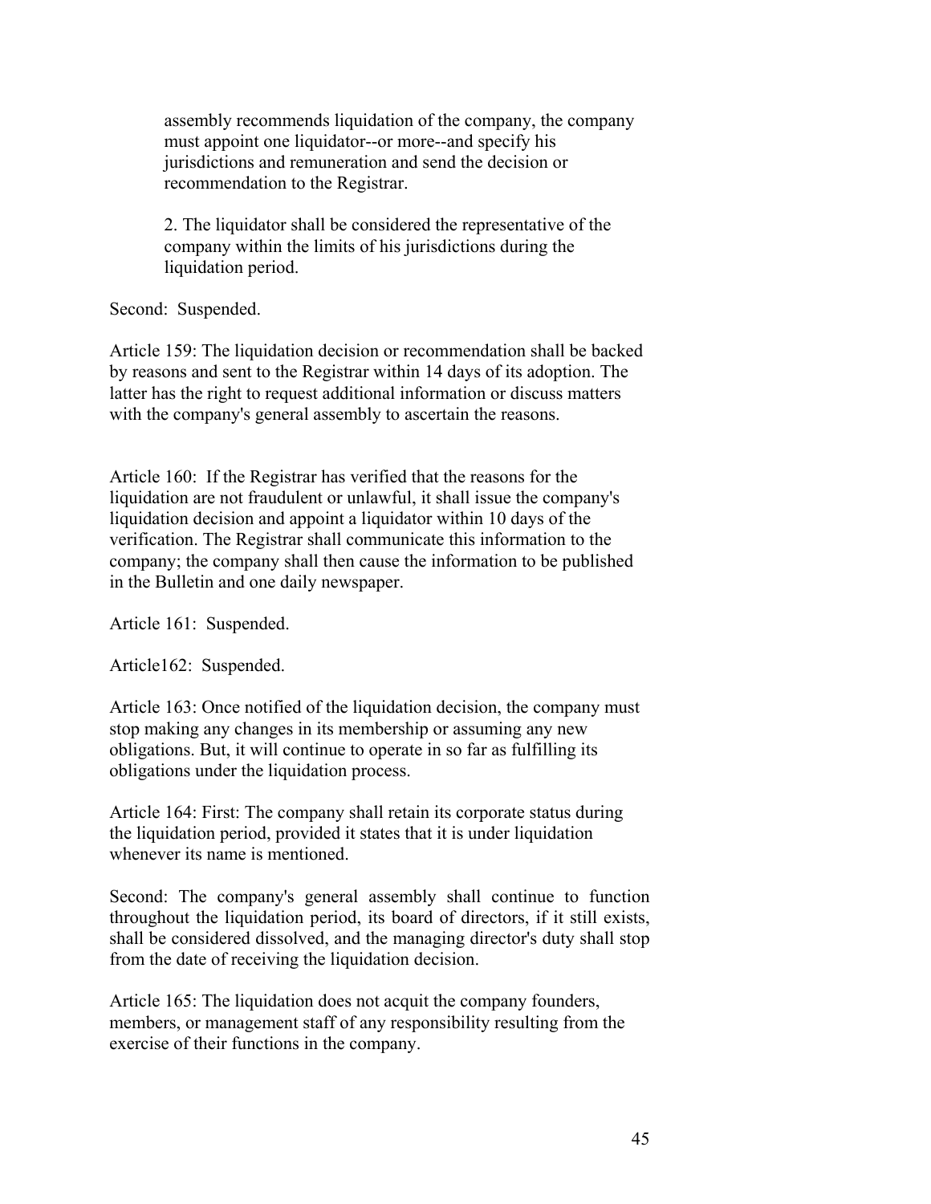assembly recommends liquidation of the company, the company must appoint one liquidator--or more--and specify his jurisdictions and remuneration and send the decision or recommendation to the Registrar.

2. The liquidator shall be considered the representative of the company within the limits of his jurisdictions during the liquidation period.

Second: Suspended.

Article 159: The liquidation decision or recommendation shall be backed by reasons and sent to the Registrar within 14 days of its adoption. The latter has the right to request additional information or discuss matters with the company's general assembly to ascertain the reasons.

Article 160: If the Registrar has verified that the reasons for the liquidation are not fraudulent or unlawful, it shall issue the company's liquidation decision and appoint a liquidator within 10 days of the verification. The Registrar shall communicate this information to the company; the company shall then cause the information to be published in the Bulletin and one daily newspaper.

Article 161: Suspended.

Article162: Suspended.

Article 163: Once notified of the liquidation decision, the company must stop making any changes in its membership or assuming any new obligations. But, it will continue to operate in so far as fulfilling its obligations under the liquidation process.

Article 164: First: The company shall retain its corporate status during the liquidation period, provided it states that it is under liquidation whenever its name is mentioned.

Second: The company's general assembly shall continue to function throughout the liquidation period, its board of directors, if it still exists, shall be considered dissolved, and the managing director's duty shall stop from the date of receiving the liquidation decision.

Article 165: The liquidation does not acquit the company founders, members, or management staff of any responsibility resulting from the exercise of their functions in the company.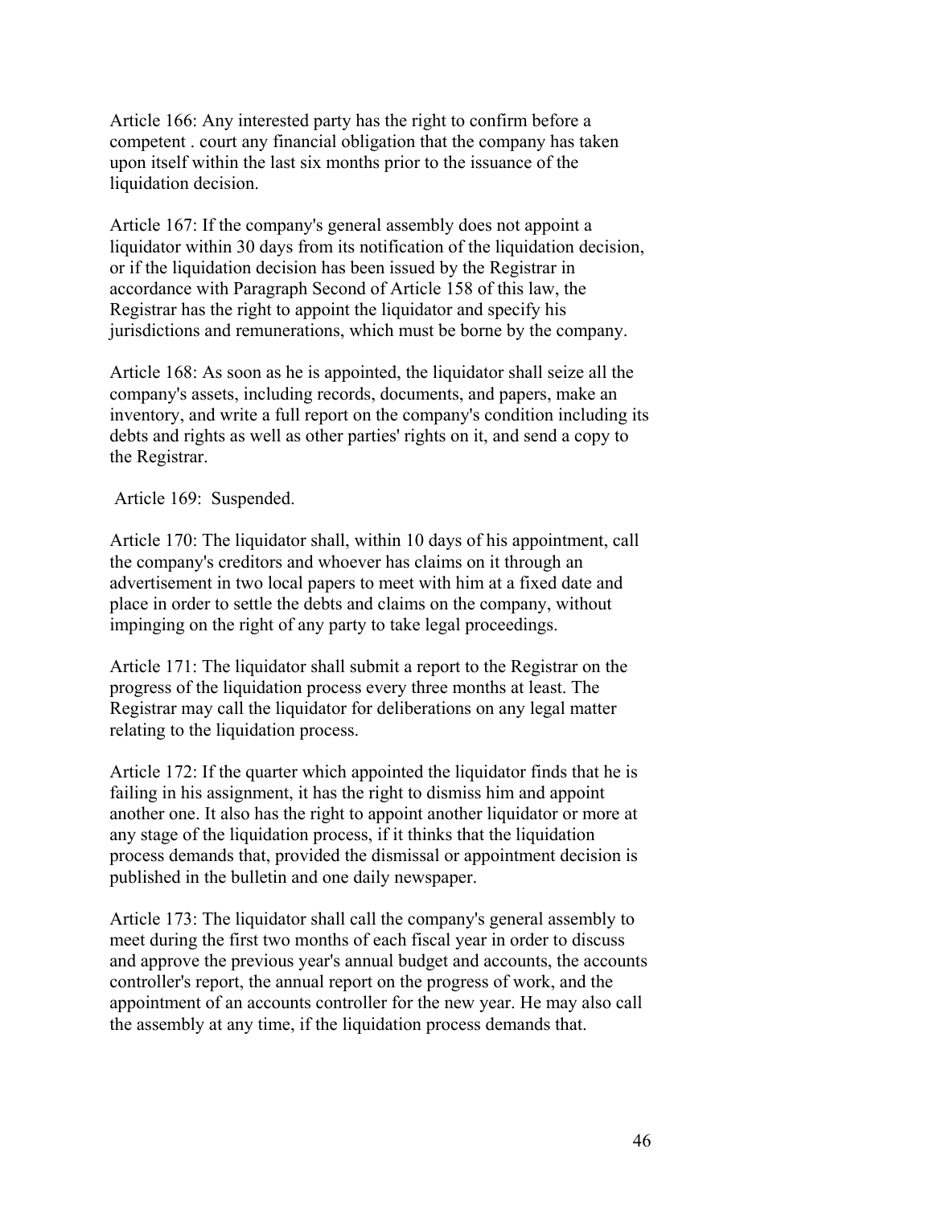Article 166: Any interested party has the right to confirm before a competent . court any financial obligation that the company has taken upon itself within the last six months prior to the issuance of the liquidation decision.

Article 167: If the company's general assembly does not appoint a liquidator within 30 days from its notification of the liquidation decision, or if the liquidation decision has been issued by the Registrar in accordance with Paragraph Second of Article 158 of this law, the Registrar has the right to appoint the liquidator and specify his jurisdictions and remunerations, which must be borne by the company.

Article 168: As soon as he is appointed, the liquidator shall seize all the company's assets, including records, documents, and papers, make an inventory, and write a full report on the company's condition including its debts and rights as well as other parties' rights on it, and send a copy to the Registrar.

Article 169: Suspended.

Article 170: The liquidator shall, within 10 days of his appointment, call the company's creditors and whoever has claims on it through an advertisement in two local papers to meet with him at a fixed date and place in order to settle the debts and claims on the company, without impinging on the right of any party to take legal proceedings.

Article 171: The liquidator shall submit a report to the Registrar on the progress of the liquidation process every three months at least. The Registrar may call the liquidator for deliberations on any legal matter relating to the liquidation process.

Article 172: If the quarter which appointed the liquidator finds that he is failing in his assignment, it has the right to dismiss him and appoint another one. It also has the right to appoint another liquidator or more at any stage of the liquidation process, if it thinks that the liquidation process demands that, provided the dismissal or appointment decision is published in the bulletin and one daily newspaper.

Article 173: The liquidator shall call the company's general assembly to meet during the first two months of each fiscal year in order to discuss and approve the previous year's annual budget and accounts, the accounts controller's report, the annual report on the progress of work, and the appointment of an accounts controller for the new year. He may also call the assembly at any time, if the liquidation process demands that.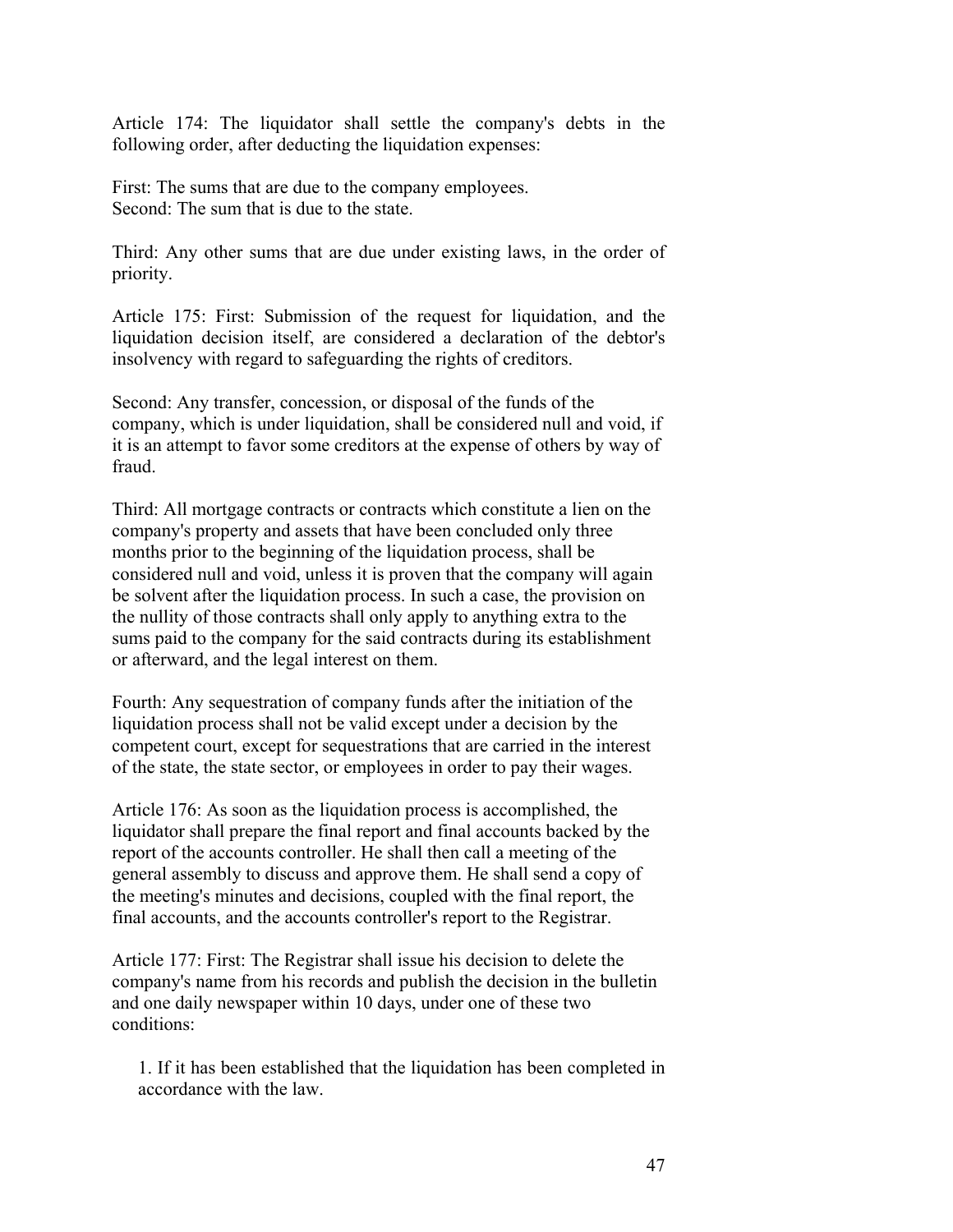Article 174: The liquidator shall settle the company's debts in the following order, after deducting the liquidation expenses:

First: The sums that are due to the company employees.
Second: The sum that is due to the state.

Third: Any other sums that are due under existing laws, in the order of priority.

Article 175: First: Submission of the request for liquidation, and the liquidation decision itself, are considered a declaration of the debtor's insolvency with regard to safeguarding the rights of creditors.

Second: Any transfer, concession, or disposal of the funds of the company, which is under liquidation, shall be considered null and void, if it is an attempt to favor some creditors at the expense of others by way of fraud.

Third: All mortgage contracts or contracts which constitute a lien on the company's property and assets that have been concluded only three months prior to the beginning of the liquidation process, shall be considered null and void, unless it is proven that the company will again be solvent after the liquidation process. In such a case, the provision on the nullity of those contracts shall only apply to anything extra to the sums paid to the company for the said contracts during its establishment or afterward, and the legal interest on them.

Fourth: Any sequestration of company funds after the initiation of the liquidation process shall not be valid except under a decision by the competent court, except for sequestrations that are carried in the interest of the state, the state sector, or employees in order to pay their wages.

Article 176: As soon as the liquidation process is accomplished, the liquidator shall prepare the final report and final accounts backed by the report of the accounts controller. He shall then call a meeting of the general assembly to discuss and approve them. He shall send a copy of the meeting's minutes and decisions, coupled with the final report, the final accounts, and the accounts controller's report to the Registrar.

Article 177: First: The Registrar shall issue his decision to delete the company's name from his records and publish the decision in the bulletin and one daily newspaper within 10 days, under one of these two conditions:

1. If it has been established that the liquidation has been completed in accordance with the law.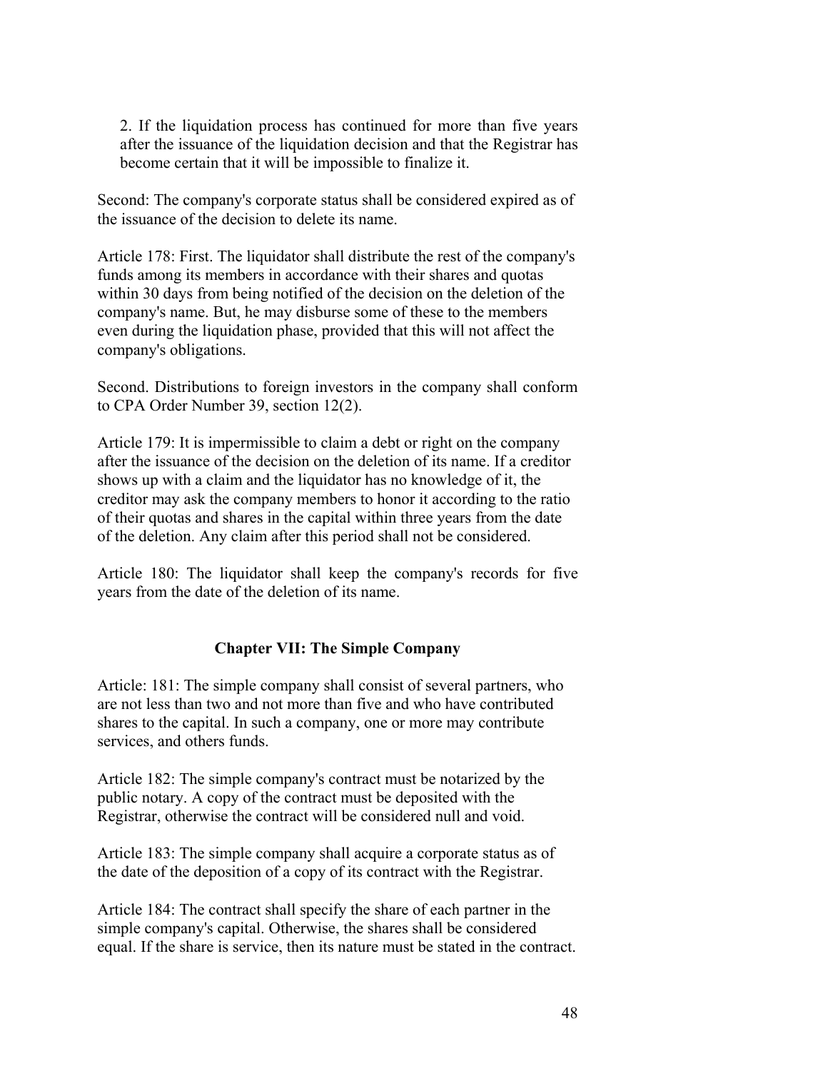2. If the liquidation process has continued for more than five years after the issuance of the liquidation decision and that the Registrar has become certain that it will be impossible to finalize it.

Second: The company's corporate status shall be considered expired as of the issuance of the decision to delete its name.

Article 178: First. The liquidator shall distribute the rest of the company's funds among its members in accordance with their shares and quotas within 30 days from being notified of the decision on the deletion of the company's name. But, he may disburse some of these to the members even during the liquidation phase, provided that this will not affect the company's obligations.

Second. Distributions to foreign investors in the company shall conform to CPA Order Number 39, section 12(2).

Article 179: It is impermissible to claim a debt or right on the company after the issuance of the decision on the deletion of its name. If a creditor shows up with a claim and the liquidator has no knowledge of it, the creditor may ask the company members to honor it according to the ratio of their quotas and shares in the capital within three years from the date of the deletion. Any claim after this period shall not be considered.

Article 180: The liquidator shall keep the company's records for five years from the date of the deletion of its name.

## Chapter VII: The Simple Company

Article: 181: The simple company shall consist of several partners, who are not less than two and not more than five and who have contributed shares to the capital. In such a company, one or more may contribute services, and others funds.

Article 182: The simple company's contract must be notarized by the public notary. A copy of the contract must be deposited with the Registrar, otherwise the contract will be considered null and void.

Article 183: The simple company shall acquire a corporate status as of the date of the deposition of a copy of its contract with the Registrar.

Article 184: The contract shall specify the share of each partner in the simple company's capital. Otherwise, the shares shall be considered equal. If the share is service, then its nature must be stated in the contract.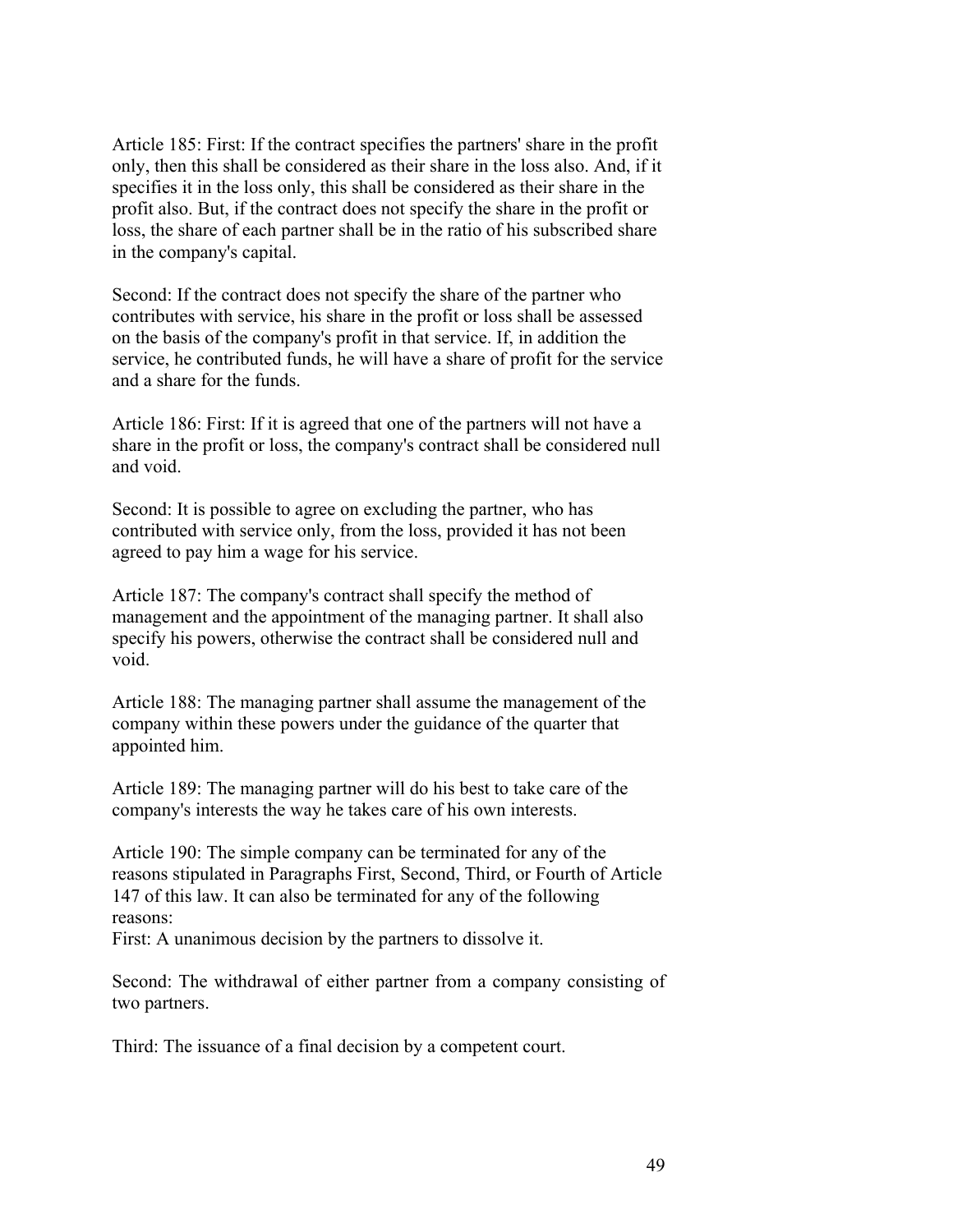Article 185: First: If the contract specifies the partners' share in the profit only, then this shall be considered as their share in the loss also. And, if it specifies it in the loss only, this shall be considered as their share in the profit also. But, if the contract does not specify the share in the profit or loss, the share of each partner shall be in the ratio of his subscribed share in the company's capital.

Second: If the contract does not specify the share of the partner who contributes with service, his share in the profit or loss shall be assessed on the basis of the company's profit in that service. If, in addition the service, he contributed funds, he will have a share of profit for the service and a share for the funds.

Article 186: First: If it is agreed that one of the partners will not have a share in the profit or loss, the company's contract shall be considered null and void.

Second: It is possible to agree on excluding the partner, who has contributed with service only, from the loss, provided it has not been agreed to pay him a wage for his service.

Article 187: The company's contract shall specify the method of management and the appointment of the managing partner. It shall also specify his powers, otherwise the contract shall be considered null and void.

Article 188: The managing partner shall assume the management of the company within these powers under the guidance of the quarter that appointed him.

Article 189: The managing partner will do his best to take care of the company's interests the way he takes care of his own interests.

Article 190: The simple company can be terminated for any of the reasons stipulated in Paragraphs First, Second, Third, or Fourth of Article 147 of this law. It can also be terminated for any of the following reasons:
First: A unanimous decision by the partners to dissolve it.

Second: The withdrawal of either partner from a company consisting of two partners.

Third: The issuance of a final decision by a competent court.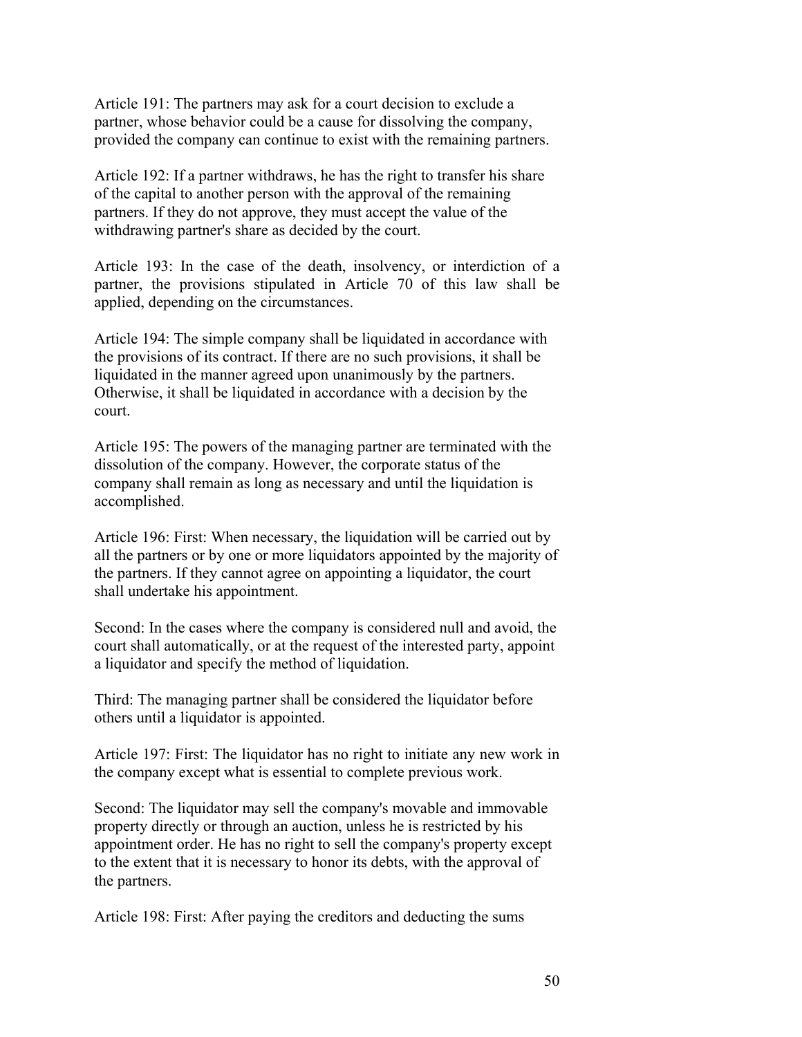Article 191: The partners may ask for a court decision to exclude a partner, whose behavior could be a cause for dissolving the company, provided the company can continue to exist with the remaining partners.

Article 192: If a partner withdraws, he has the right to transfer his share of the capital to another person with the approval of the remaining partners. If they do not approve, they must accept the value of the withdrawing partner's share as decided by the court.

Article 193: In the case of the death, insolvency, or interdiction of a partner, the provisions stipulated in Article 70 of this law shall be applied, depending on the circumstances.

Article 194: The simple company shall be liquidated in accordance with the provisions of its contract. If there are no such provisions, it shall be liquidated in the manner agreed upon unanimously by the partners. Otherwise, it shall be liquidated in accordance with a decision by the court.

Article 195: The powers of the managing partner are terminated with the dissolution of the company. However, the corporate status of the company shall remain as long as necessary and until the liquidation is accomplished.

Article 196: First: When necessary, the liquidation will be carried out by all the partners or by one or more liquidators appointed by the majority of the partners. If they cannot agree on appointing a liquidator, the court shall undertake his appointment.

Second: In the cases where the company is considered null and avoid, the court shall automatically, or at the request of the interested party, appoint a liquidator and specify the method of liquidation.

Third: The managing partner shall be considered the liquidator before others until a liquidator is appointed.

Article 197: First: The liquidator has no right to initiate any new work in the company except what is essential to complete previous work.

Second: The liquidator may sell the company's movable and immovable property directly or through an auction, unless he is restricted by his appointment order. He has no right to sell the company's property except to the extent that it is necessary to honor its debts, with the approval of the partners.

Article 198: First: After paying the creditors and deducting the sums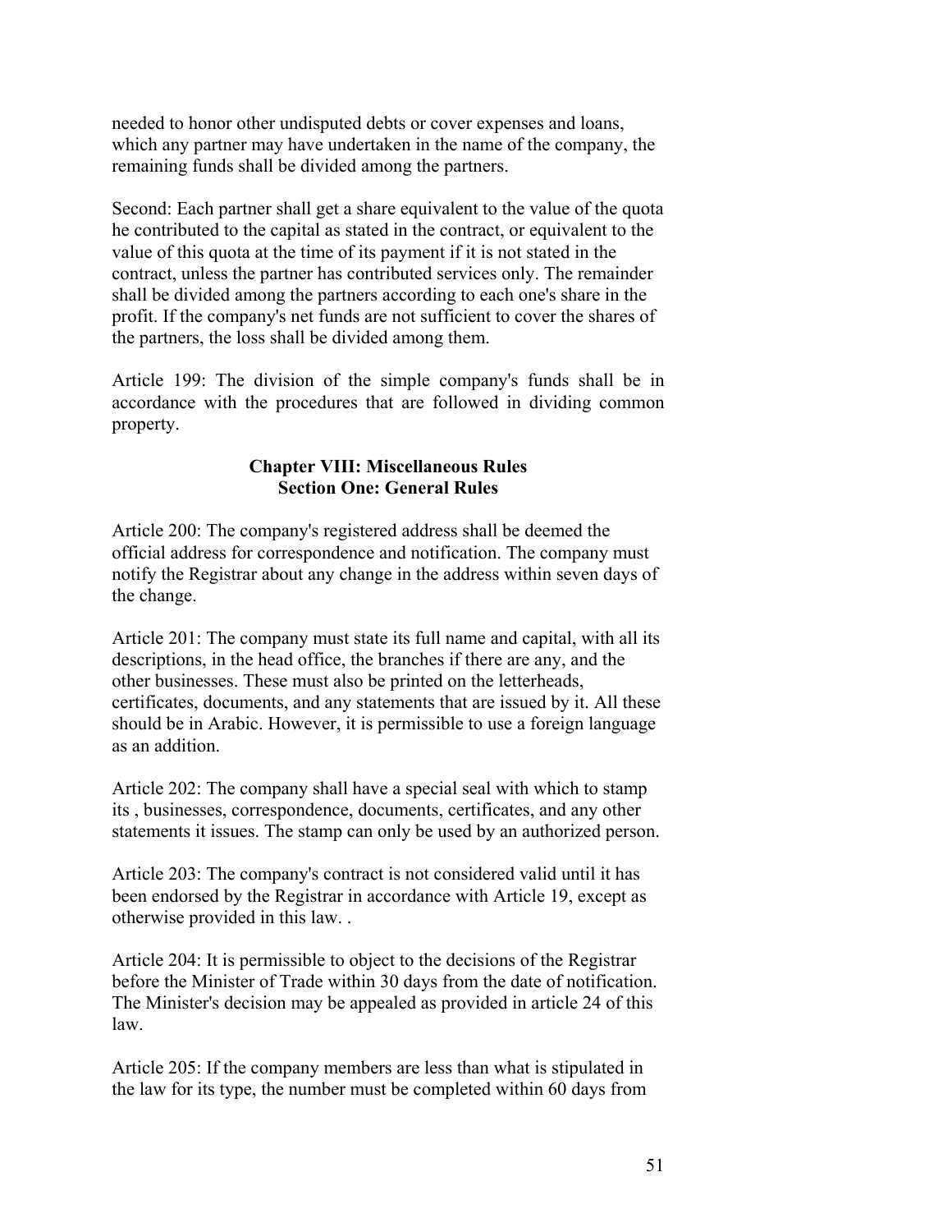needed to honor other undisputed debts or cover expenses and loans, which any partner may have undertaken in the name of the company, the remaining funds shall be divided among the partners.

Second: Each partner shall get a share equivalent to the value of the quota he contributed to the capital as stated in the contract, or equivalent to the value of this quota at the time of its payment if it is not stated in the contract, unless the partner has contributed services only. The remainder shall be divided among the partners according to each one's share in the profit. If the company's net funds are not sufficient to cover the shares of the partners, the loss shall be divided among them.

Article 199: The division of the simple company's funds shall be in accordance with the procedures that are followed in dividing common property.

## Chapter VIII: Miscellaneous Rules
### Section One: General Rules

Article 200: The company's registered address shall be deemed the official address for correspondence and notification. The company must notify the Registrar about any change in the address within seven days of the change.

Article 201: The company must state its full name and capital, with all its descriptions, in the head office, the branches if there are any, and the other businesses. These must also be printed on the letterheads, certificates, documents, and any statements that are issued by it. All these should be in Arabic. However, it is permissible to use a foreign language as an addition.

Article 202: The company shall have a special seal with which to stamp its , businesses, correspondence, documents, certificates, and any other statements it issues. The stamp can only be used by an authorized person.

Article 203: The company's contract is not considered valid until it has been endorsed by the Registrar in accordance with Article 19, except as otherwise provided in this law. .

Article 204: It is permissible to object to the decisions of the Registrar before the Minister of Trade within 30 days from the date of notification. The Minister's decision may be appealed as provided in article 24 of this law.

Article 205: If the company members are less than what is stipulated in the law for its type, the number must be completed within 60 days from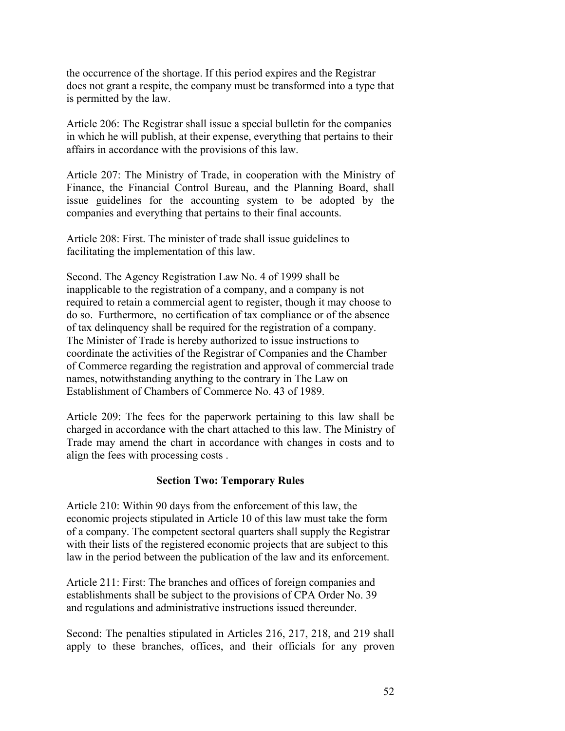the occurrence of the shortage. If this period expires and the Registrar does not grant a respite, the company must be transformed into a type that is permitted by the law.

Article 206: The Registrar shall issue a special bulletin for the companies in which he will publish, at their expense, everything that pertains to their affairs in accordance with the provisions of this law.

Article 207: The Ministry of Trade, in cooperation with the Ministry of Finance, the Financial Control Bureau, and the Planning Board, shall issue guidelines for the accounting system to be adopted by the companies and everything that pertains to their final accounts.

Article 208: First. The minister of trade shall issue guidelines to facilitating the implementation of this law.

Second. The Agency Registration Law No. 4 of 1999 shall be inapplicable to the registration of a company, and a company is not required to retain a commercial agent to register, though it may choose to do so. Furthermore, no certification of tax compliance or of the absence of tax delinquency shall be required for the registration of a company. The Minister of Trade is hereby authorized to issue instructions to coordinate the activities of the Registrar of Companies and the Chamber of Commerce regarding the registration and approval of commercial trade names, notwithstanding anything to the contrary in The Law on Establishment of Chambers of Commerce No. 43 of 1989.

Article 209: The fees for the paperwork pertaining to this law shall be charged in accordance with the chart attached to this law. The Ministry of Trade may amend the chart in accordance with changes in costs and to align the fees with processing costs .

## Section Two: Temporary Rules

Article 210: Within 90 days from the enforcement of this law, the economic projects stipulated in Article 10 of this law must take the form of a company. The competent sectoral quarters shall supply the Registrar with their lists of the registered economic projects that are subject to this law in the period between the publication of the law and its enforcement.

Article 211: First: The branches and offices of foreign companies and establishments shall be subject to the provisions of CPA Order No. 39 and regulations and administrative instructions issued thereunder.

Second: The penalties stipulated in Articles 216, 217, 218, and 219 shall apply to these branches, offices, and their officials for any proven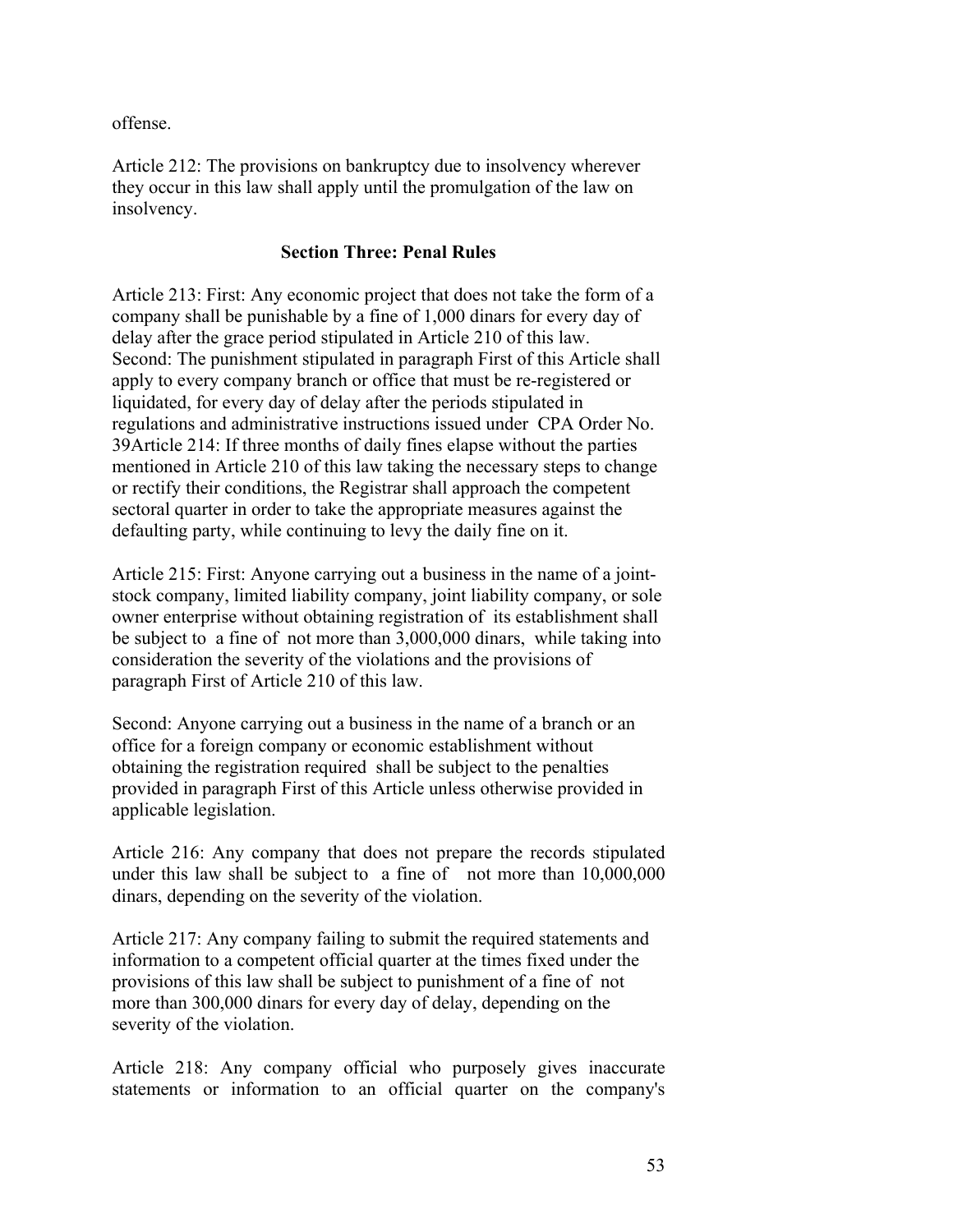offense.

Article 212: The provisions on bankruptcy due to insolvency wherever they occur in this law shall apply until the promulgation of the law on insolvency.

**Section Three: Penal Rules**

Article 213: First: Any economic project that does not take the form of a company shall be punishable by a fine of 1,000 dinars for every day of delay after the grace period stipulated in Article 210 of this law. Second: The punishment stipulated in paragraph First of this Article shall apply to every company branch or office that must be re-registered or liquidated, for every day of delay after the periods stipulated in regulations and administrative instructions issued under CPA Order No. 39Article 214: If three months of daily fines elapse without the parties mentioned in Article 210 of this law taking the necessary steps to change or rectify their conditions, the Registrar shall approach the competent sectoral quarter in order to take the appropriate measures against the defaulting party, while continuing to levy the daily fine on it.

Article 215: First: Anyone carrying out a business in the name of a joint-stock company, limited liability company, joint liability company, or sole owner enterprise without obtaining registration of its establishment shall be subject to a fine of not more than 3,000,000 dinars, while taking into consideration the severity of the violations and the provisions of paragraph First of Article 210 of this law.

Second: Anyone carrying out a business in the name of a branch or an office for a foreign company or economic establishment without obtaining the registration required shall be subject to the penalties provided in paragraph First of this Article unless otherwise provided in applicable legislation.

Article 216: Any company that does not prepare the records stipulated under this law shall be subject to a fine of not more than 10,000,000 dinars, depending on the severity of the violation.

Article 217: Any company failing to submit the required statements and information to a competent official quarter at the times fixed under the provisions of this law shall be subject to punishment of a fine of not more than 300,000 dinars for every day of delay, depending on the severity of the violation.

Article 218: Any company official who purposely gives inaccurate statements or information to an official quarter on the company's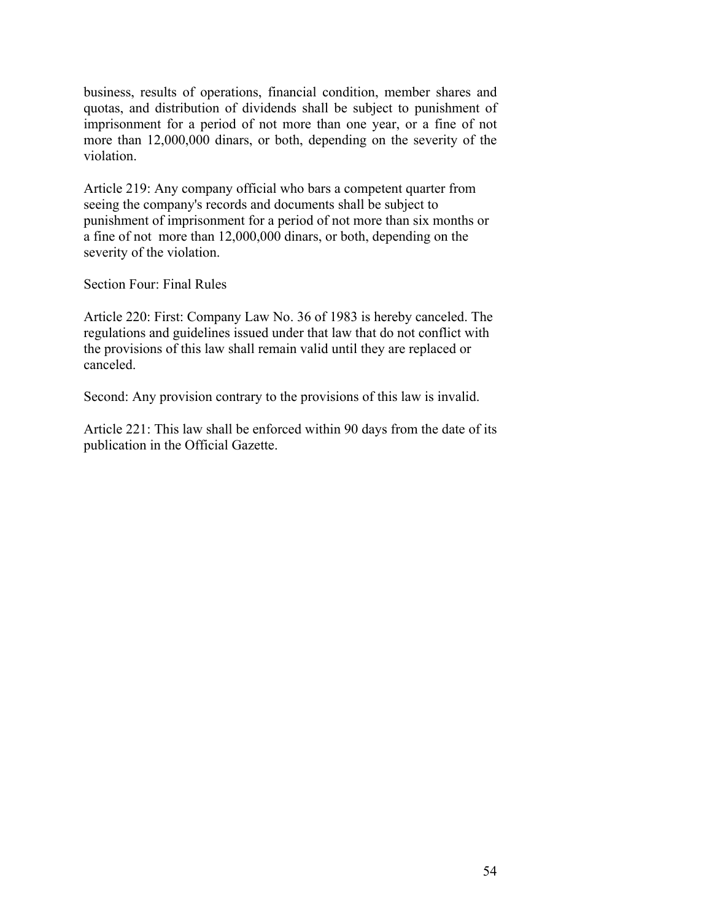business, results of operations, financial condition, member shares and quotas, and distribution of dividends shall be subject to punishment of imprisonment for a period of not more than one year, or a fine of not more than 12,000,000 dinars, or both, depending on the severity of the violation.

Article 219: Any company official who bars a competent quarter from seeing the company's records and documents shall be subject to punishment of imprisonment for a period of not more than six months or a fine of not more than 12,000,000 dinars, or both, depending on the severity of the violation.

Section Four: Final Rules

Article 220: First: Company Law No. 36 of 1983 is hereby canceled. The regulations and guidelines issued under that law that do not conflict with the provisions of this law shall remain valid until they are replaced or canceled.

Second: Any provision contrary to the provisions of this law is invalid.

Article 221: This law shall be enforced within 90 days from the date of its publication in the Official Gazette.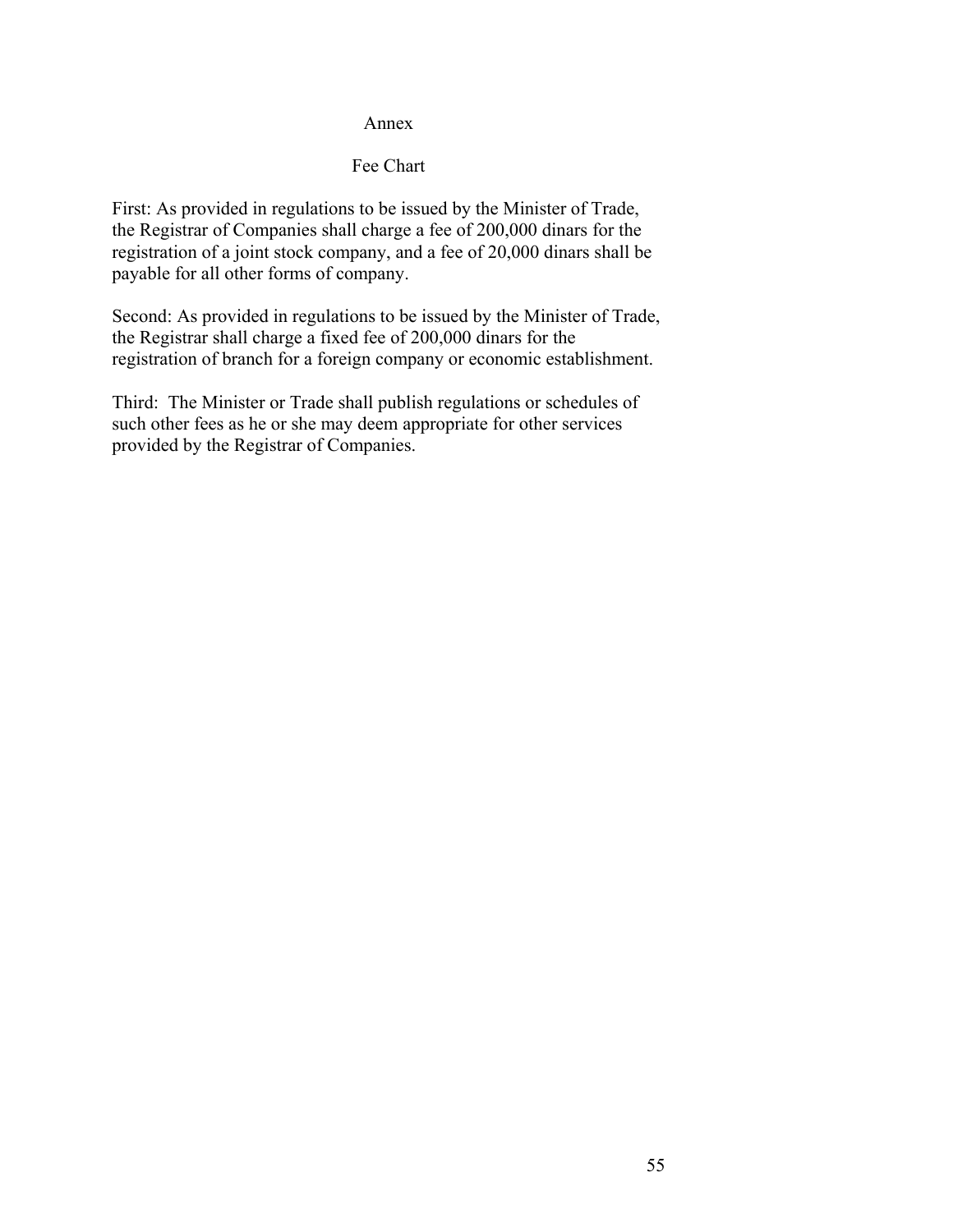# Annex

## Fee Chart

First: As provided in regulations to be issued by the Minister of Trade, the Registrar of Companies shall charge a fee of 200,000 dinars for the registration of a joint stock company, and a fee of 20,000 dinars shall be payable for all other forms of company.

Second: As provided in regulations to be issued by the Minister of Trade, the Registrar shall charge a fixed fee of 200,000 dinars for the registration of branch for a foreign company or economic establishment.

Third: The Minister or Trade shall publish regulations or schedules of such other fees as he or she may deem appropriate for other services provided by the Registrar of Companies.